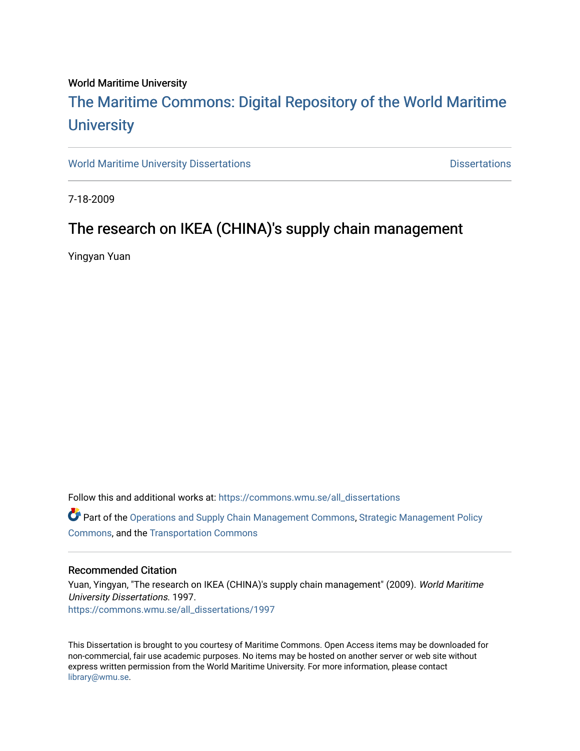World Maritime University

# The Maritime Commons: Digital Repository of the World Maritime University

World Maritime University Dissertations | Dissertations

7-18-2009

## The research on IKEA (CHINA)'s supply chain management

Yingyan Yuan

Follow this and additional works at: https://commons.wmu.se/all_dissertations

Part of the Operations and Supply Chain Management Commons, Strategic Management Policy Commons, and the Transportation Commons

### Recommended Citation

Yuan, Yingyan, "The research on IKEA (CHINA)'s supply chain management" (2009). *World Maritime University Dissertations*. 1997.
https://commons.wmu.se/all_dissertations/1997

This Dissertation is brought to you courtesy of Maritime Commons. Open Access items may be downloaded for non-commercial, fair use academic purposes. No items may be hosted on another server or web site without express written permission from the World Maritime University. For more information, please contact library@wmu.se.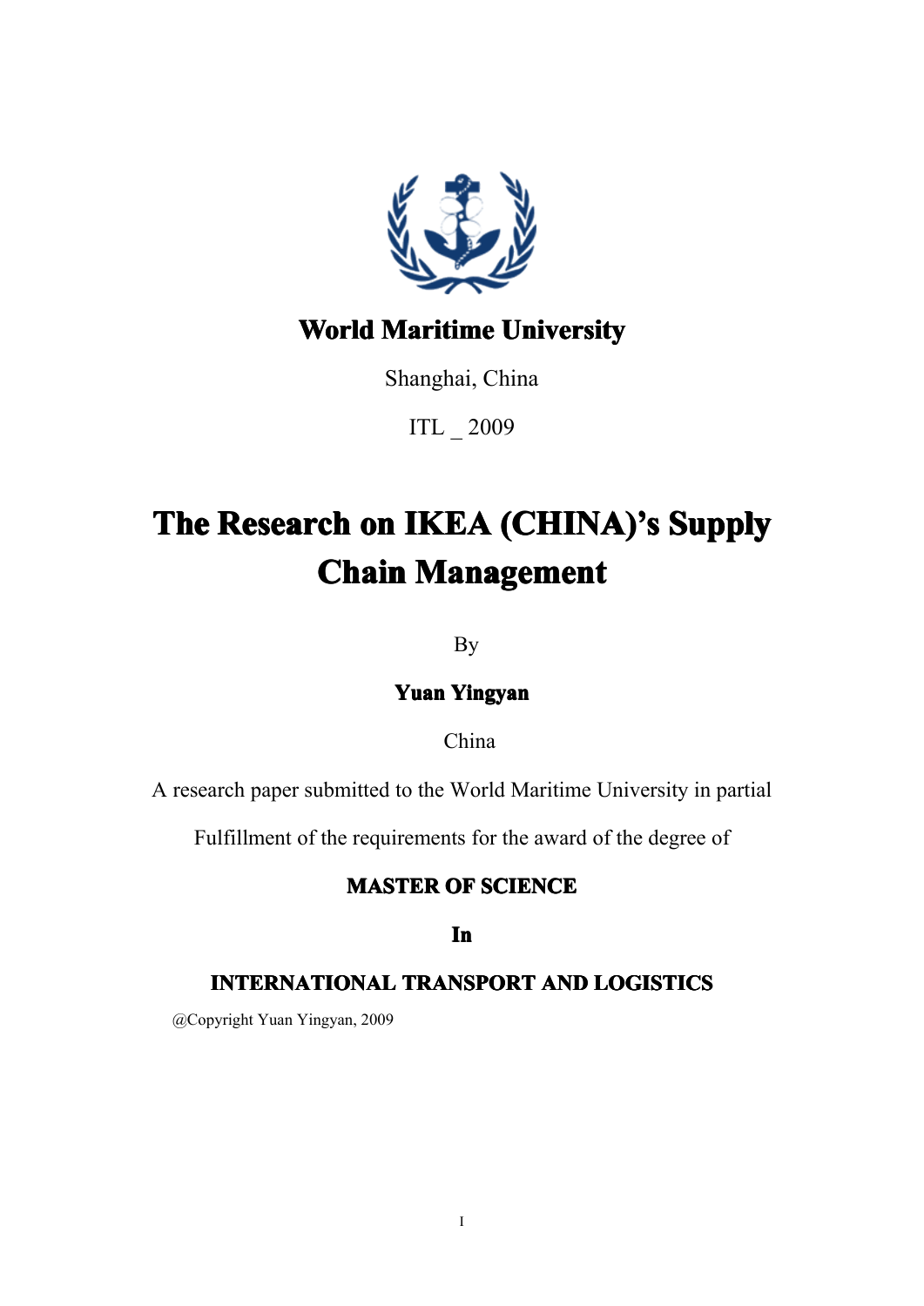**World Maritime University**

Shanghai, China

ITL _ 2009

# The Research on IKEA (CHINA)'s Supply Chain Management

By

**Yuan Yingyan**

China

A research paper submitted to the World Maritime University in partial

Fulfillment of the requirements for the award of the degree of

**MASTER OF SCIENCE**

**In**

**INTERNATIONAL TRANSPORT AND LOGISTICS**

@Copyright Yuan Yingyan, 2009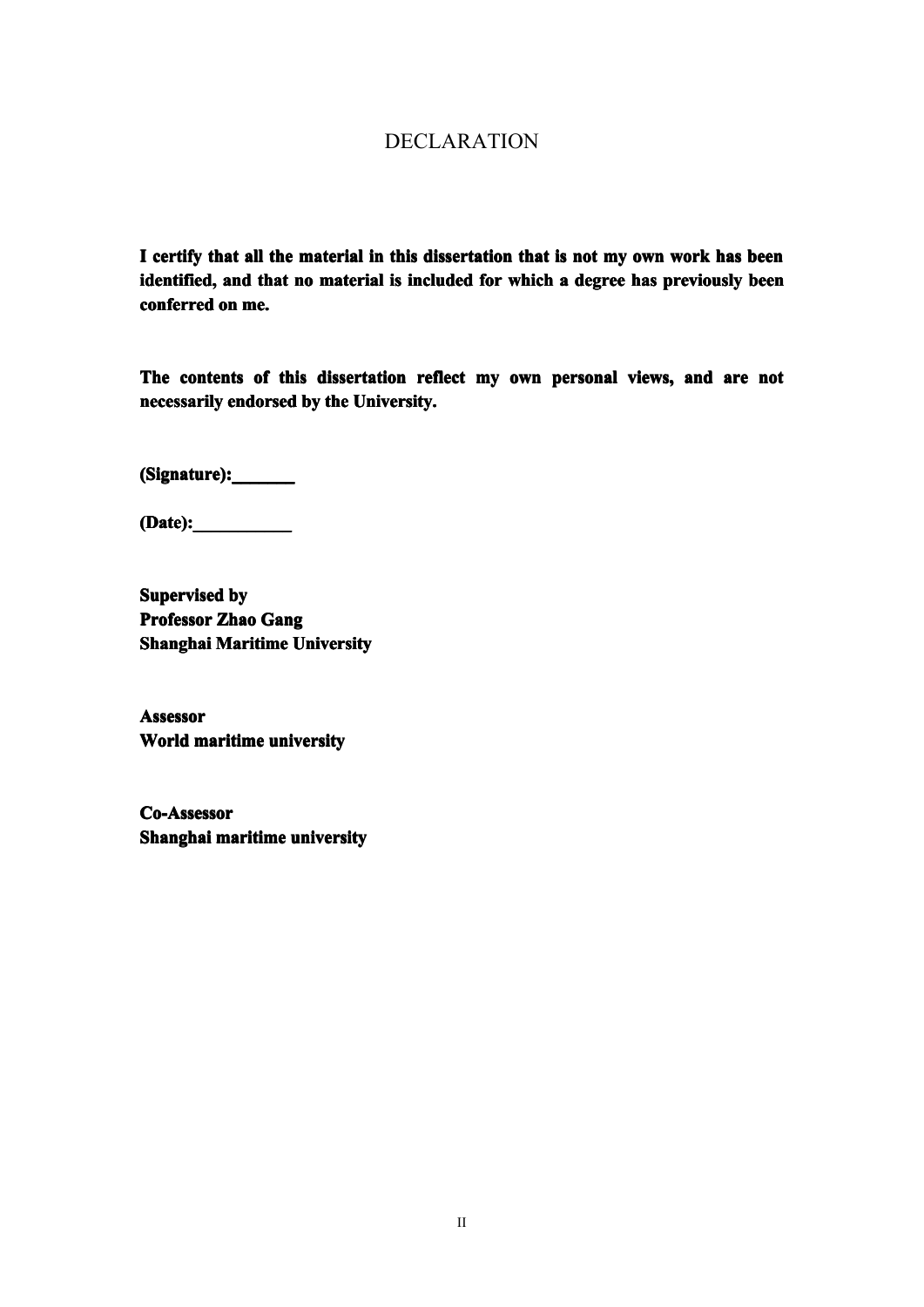# DECLARATION

**I certify that all the material in this dissertation that is not my own work has been identified, and that no material is included for which a degree has previously been conferred on me.**

**The contents of this dissertation reflect my own personal views, and are not necessarily endorsed by the University.**

**(Signature):\_\_\_\_\_\_\_**

**(Date):\_\_\_\_\_\_\_\_\_\_\_**

**Supervised by**
**Professor Zhao Gang**
**Shanghai Maritime University**

**Assessor**
**World maritime university**

**Co-Assessor**
**Shanghai maritime university**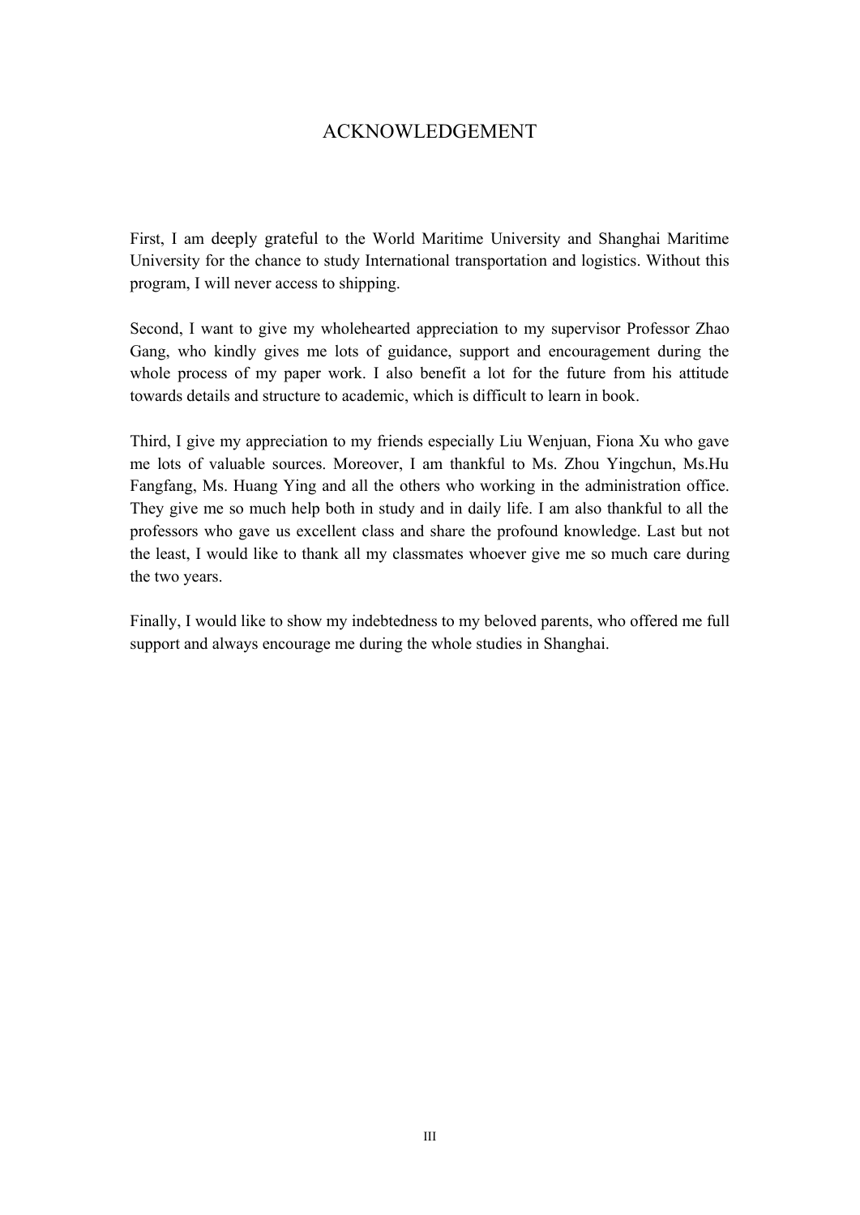# ACKNOWLEDGEMENT

First, I am deeply grateful to the World Maritime University and Shanghai Maritime University for the chance to study International transportation and logistics. Without this program, I will never access to shipping.

Second, I want to give my wholehearted appreciation to my supervisor Professor Zhao Gang, who kindly gives me lots of guidance, support and encouragement during the whole process of my paper work. I also benefit a lot for the future from his attitude towards details and structure to academic, which is difficult to learn in book.

Third, I give my appreciation to my friends especially Liu Wenjuan, Fiona Xu who gave me lots of valuable sources. Moreover, I am thankful to Ms. Zhou Yingchun, Ms.Hu Fangfang, Ms. Huang Ying and all the others who working in the administration office. They give me so much help both in study and in daily life. I am also thankful to all the professors who gave us excellent class and share the profound knowledge. Last but not the least, I would like to thank all my classmates whoever give me so much care during the two years.

Finally, I would like to show my indebtedness to my beloved parents, who offered me full support and always encourage me during the whole studies in Shanghai.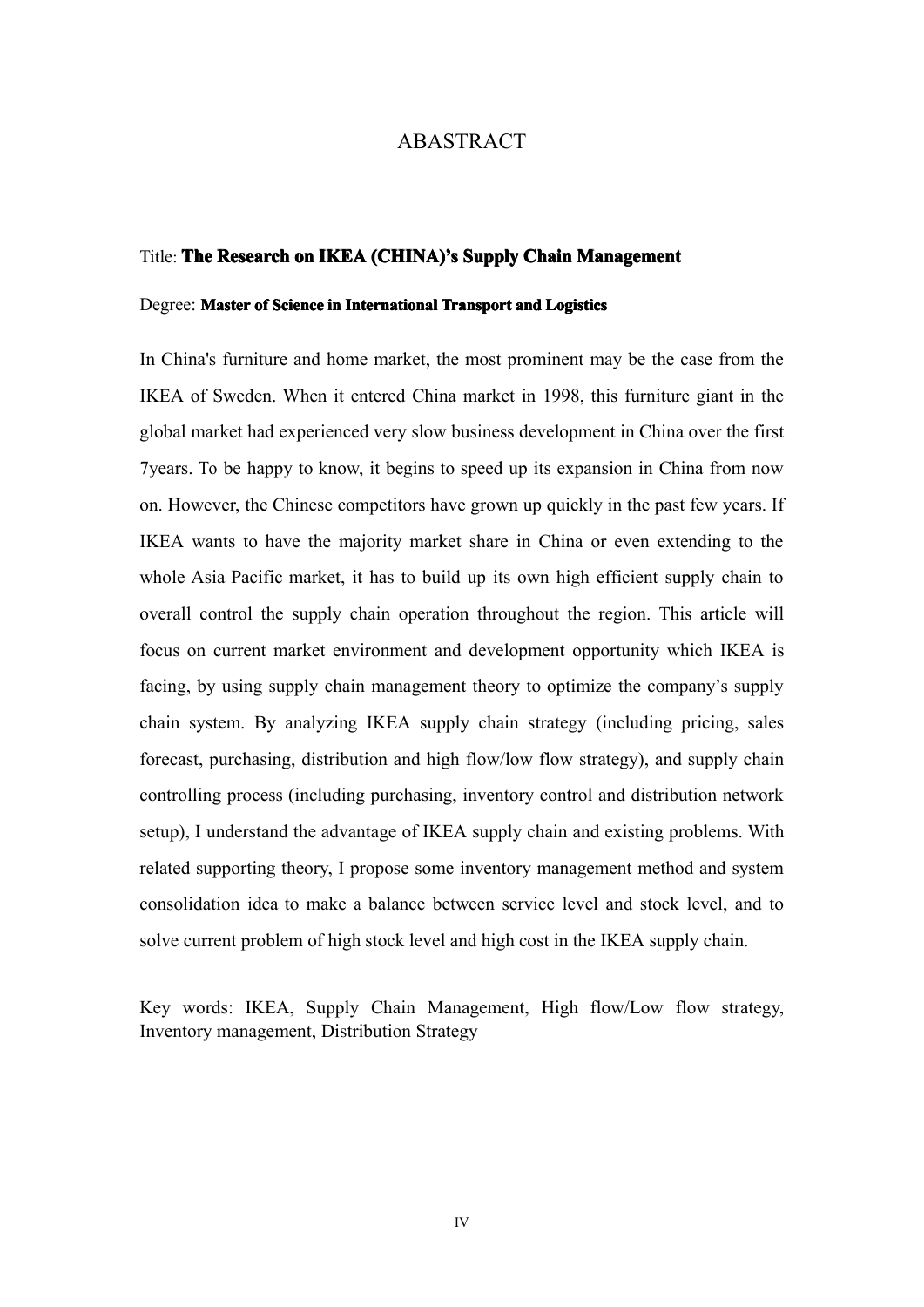# ABASTRACT

Title: **The Research on IKEA (CHINA)'s Supply Chain Management**

Degree: **Master of Science in International Transport and Logistics**

In China's furniture and home market, the most prominent may be the case from the IKEA of Sweden. When it entered China market in 1998, this furniture giant in the global market had experienced very slow business development in China over the first 7years. To be happy to know, it begins to speed up its expansion in China from now on. However, the Chinese competitors have grown up quickly in the past few years. If IKEA wants to have the majority market share in China or even extending to the whole Asia Pacific market, it has to build up its own high efficient supply chain to overall control the supply chain operation throughout the region. This article will focus on current market environment and development opportunity which IKEA is facing, by using supply chain management theory to optimize the company's supply chain system. By analyzing IKEA supply chain strategy (including pricing, sales forecast, purchasing, distribution and high flow/low flow strategy), and supply chain controlling process (including purchasing, inventory control and distribution network setup), I understand the advantage of IKEA supply chain and existing problems. With related supporting theory, I propose some inventory management method and system consolidation idea to make a balance between service level and stock level, and to solve current problem of high stock level and high cost in the IKEA supply chain.

Key words: IKEA, Supply Chain Management, High flow/Low flow strategy, Inventory management, Distribution Strategy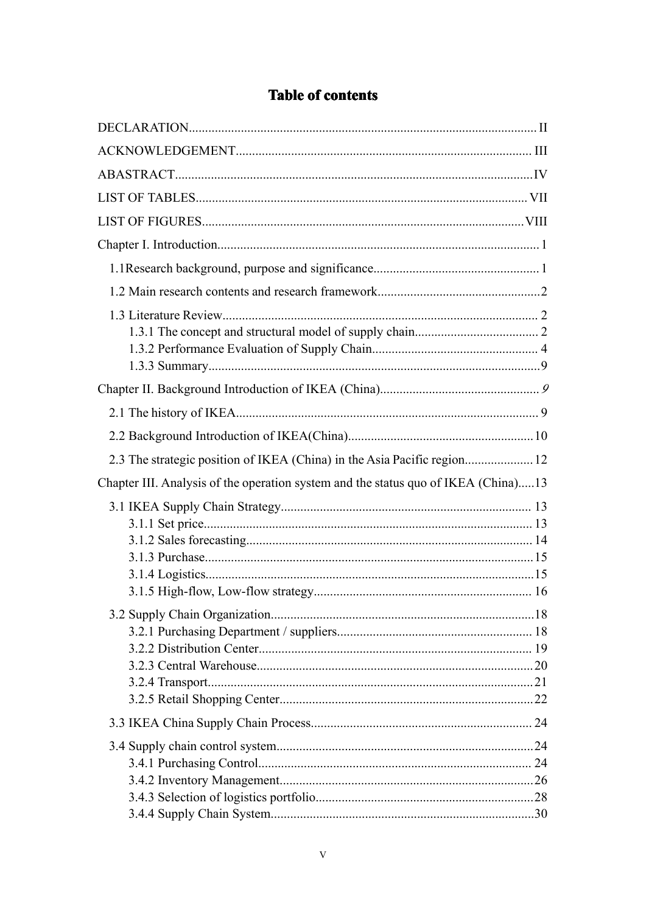# Table of contents

DECLARATION........................................................................................................ II

ACKNOWLEDGEMENT......................................................................................... III

ABASTRACT............................................................................................................IV

LIST OF TABLES.................................................................................................... VII

LIST OF FIGURES.................................................................................................VIII

Chapter I. Introduction................................................................................................. 1

- 1.1Research background, purpose and significance.................................................. 1
- 1.2 Main research contents and research framework.................................................2
- 1.3 Literature Review............................................................................................... 2
  - 1.3.1 The concept and structural model of supply chain...................................... 2
  - 1.3.2 Performance Evaluation of Supply Chain.................................................. 4
  - 1.3.3 Summary.................................................................................................... 9

Chapter II. Background Introduction of IKEA (China)................................................ *9*

- 2.1 The history of IKEA............................................................................................ 9
- 2.2 Background Introduction of IKEA(China)........................................................10
- 2.3 The strategic position of IKEA (China) in the Asia Pacific region..................... 12

Chapter III. Analysis of the operation system and the status quo of IKEA (China).....13

- 3.1 IKEA Supply Chain Strategy............................................................................ 13
  - 3.1.1 Set price.................................................................................................... 13
  - 3.1.2 Sales forecasting....................................................................................... 14
  - 3.1.3 Purchase....................................................................................................15
  - 3.1.4 Logistics....................................................................................................15
  - 3.1.5 High-flow, Low-flow strategy.................................................................. 16
- 3.2 Supply Chain Organization................................................................................18
  - 3.2.1 Purchasing Department / suppliers........................................................... 18
  - 3.2.2 Distribution Center................................................................................... 19
  - 3.2.3 Central Warehouse....................................................................................20
  - 3.2.4 Transport...................................................................................................21
  - 3.2.5 Retail Shopping Center.............................................................................22
- 3.3 IKEA China Supply Chain Process................................................................... 24
- 3.4 Supply chain control system..............................................................................24
  - 3.4.1 Purchasing Control................................................................................... 24
  - 3.4.2 Inventory Management.............................................................................26
  - 3.4.3 Selection of logistics portfolio..................................................................28
  - 3.4.4 Supply Chain System................................................................................30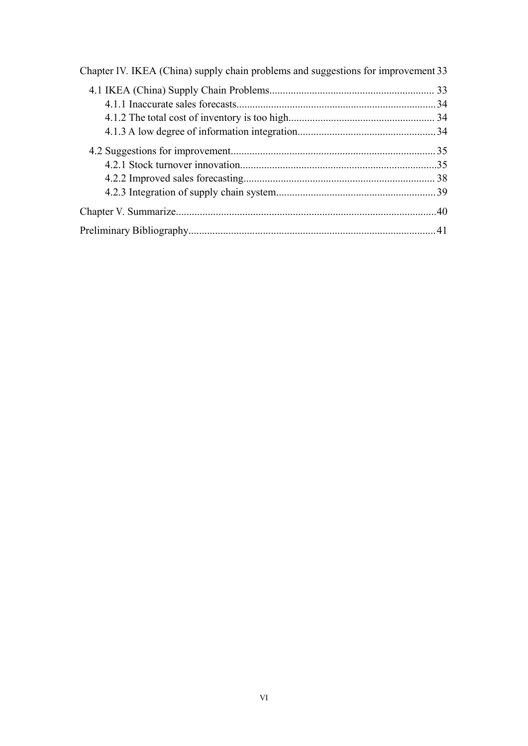Chapter IV. IKEA (China) supply chain problems and suggestions for improvement 33

- 4.1 IKEA (China) Supply Chain Problems ... 33
  - 4.1.1 Inaccurate sales forecasts ... 34
  - 4.1.2 The total cost of inventory is too high ... 34
  - 4.1.3 A low degree of information integration ... 34
- 4.2 Suggestions for improvement ... 35
  - 4.2.1 Stock turnover innovation ... 35
  - 4.2.2 Improved sales forecasting ... 38
  - 4.2.3 Integration of supply chain system ... 39

Chapter V. Summarize ... 40

Preliminary Bibliography ... 41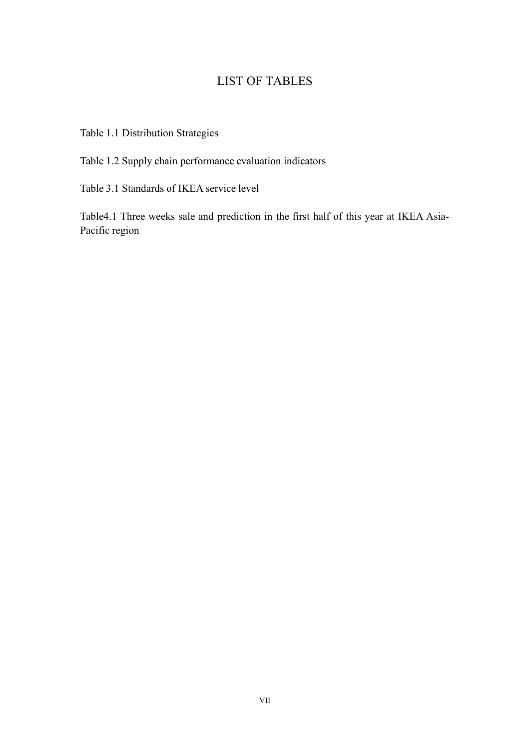# LIST OF TABLES

Table 1.1 Distribution Strategies

Table 1.2 Supply chain performance evaluation indicators

Table 3.1 Standards of IKEA service level

Table4.1 Three weeks sale and prediction in the first half of this year at IKEA Asia-Pacific region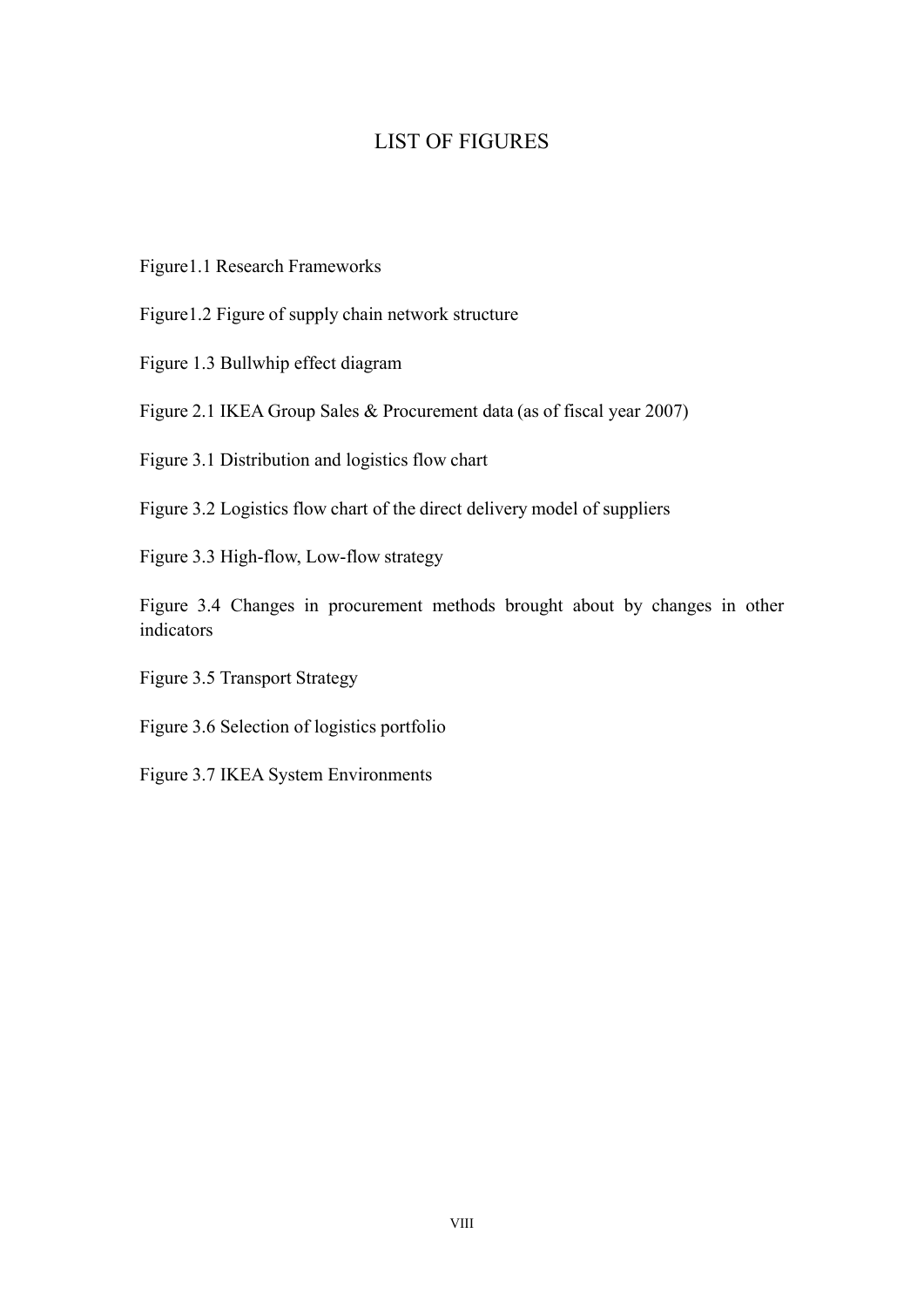# LIST OF FIGURES

Figure1.1 Research Frameworks

Figure1.2 Figure of supply chain network structure

Figure 1.3 Bullwhip effect diagram

Figure 2.1 IKEA Group Sales & Procurement data (as of fiscal year 2007)

Figure 3.1 Distribution and logistics flow chart

Figure 3.2 Logistics flow chart of the direct delivery model of suppliers

Figure 3.3 High-flow, Low-flow strategy

Figure 3.4 Changes in procurement methods brought about by changes in other indicators

Figure 3.5 Transport Strategy

Figure 3.6 Selection of logistics portfolio

Figure 3.7 IKEA System Environments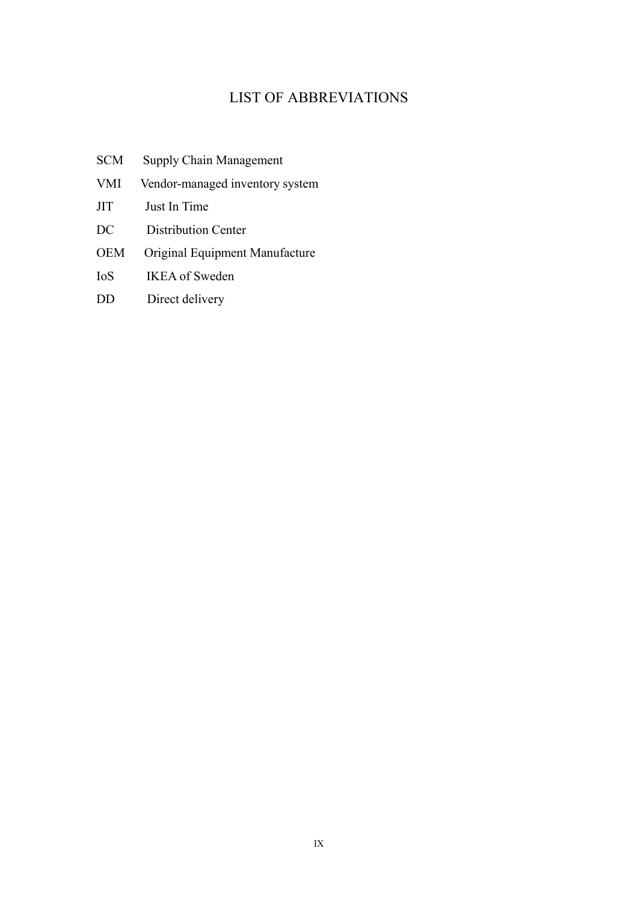# LIST OF ABBREVIATIONS

| | |
|---|---|
| SCM | Supply Chain Management |
| VMI | Vendor-managed inventory system |
| JIT | Just In Time |
| DC | Distribution Center |
| OEM | Original Equipment Manufacture |
| IoS | IKEA of Sweden |
| DD | Direct delivery |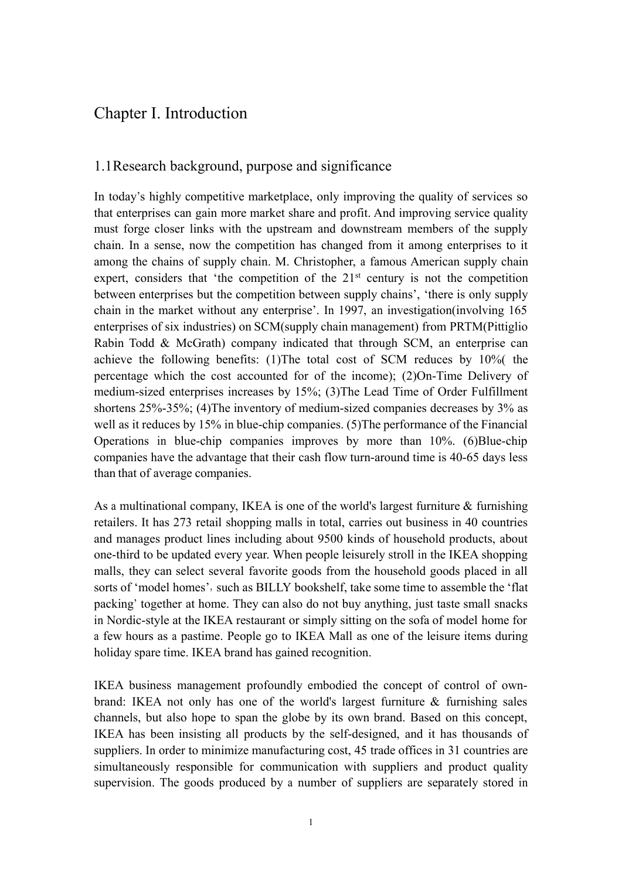# Chapter I. Introduction

## 1.1Research background, purpose and significance

In today's highly competitive marketplace, only improving the quality of services so that enterprises can gain more market share and profit. And improving service quality must forge closer links with the upstream and downstream members of the supply chain. In a sense, now the competition has changed from it among enterprises to it among the chains of supply chain. M. Christopher, a famous American supply chain expert, considers that 'the competition of the 21st century is not the competition between enterprises but the competition between supply chains', 'there is only supply chain in the market without any enterprise'. In 1997, an investigation(involving 165 enterprises of six industries) on SCM(supply chain management) from PRTM(Pittiglio Rabin Todd & McGrath) company indicated that through SCM, an enterprise can achieve the following benefits: (1)The total cost of SCM reduces by 10%( the percentage which the cost accounted for of the income); (2)On-Time Delivery of medium-sized enterprises increases by 15%; (3)The Lead Time of Order Fulfillment shortens 25%-35%; (4)The inventory of medium-sized companies decreases by 3% as well as it reduces by 15% in blue-chip companies. (5)The performance of the Financial Operations in blue-chip companies improves by more than 10%. (6)Blue-chip companies have the advantage that their cash flow turn-around time is 40-65 days less than that of average companies.

As a multinational company, IKEA is one of the world's largest furniture & furnishing retailers. It has 273 retail shopping malls in total, carries out business in 40 countries and manages product lines including about 9500 kinds of household products, about one-third to be updated every year. When people leisurely stroll in the IKEA shopping malls, they can select several favorite goods from the household goods placed in all sorts of 'model homes'，such as BILLY bookshelf, take some time to assemble the 'flat packing' together at home. They can also do not buy anything, just taste small snacks in Nordic-style at the IKEA restaurant or simply sitting on the sofa of model home for a few hours as a pastime. People go to IKEA Mall as one of the leisure items during holiday spare time. IKEA brand has gained recognition.

IKEA business management profoundly embodied the concept of control of own-brand: IKEA not only has one of the world's largest furniture & furnishing sales channels, but also hope to span the globe by its own brand. Based on this concept, IKEA has been insisting all products by the self-designed, and it has thousands of suppliers. In order to minimize manufacturing cost, 45 trade offices in 31 countries are simultaneously responsible for communication with suppliers and product quality supervision. The goods produced by a number of suppliers are separately stored in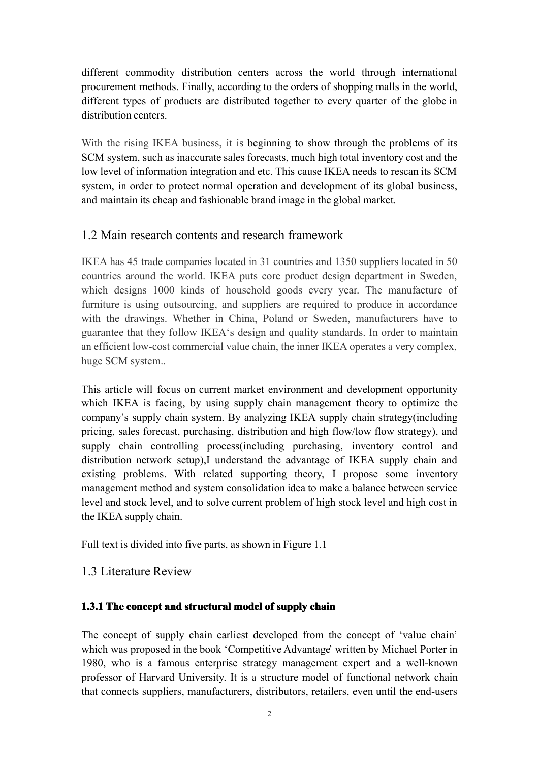different commodity distribution centers across the world through international procurement methods. Finally, according to the orders of shopping malls in the world, different types of products are distributed together to every quarter of the globe in distribution centers.

With the rising IKEA business, it is beginning to show through the problems of its SCM system, such as inaccurate sales forecasts, much high total inventory cost and the low level of information integration and etc. This cause IKEA needs to rescan its SCM system, in order to protect normal operation and development of its global business, and maintain its cheap and fashionable brand image in the global market.

## 1.2 Main research contents and research framework

IKEA has 45 trade companies located in 31 countries and 1350 suppliers located in 50 countries around the world. IKEA puts core product design department in Sweden, which designs 1000 kinds of household goods every year. The manufacture of furniture is using outsourcing, and suppliers are required to produce in accordance with the drawings. Whether in China, Poland or Sweden, manufacturers have to guarantee that they follow IKEA's design and quality standards. In order to maintain an efficient low-cost commercial value chain, the inner IKEA operates a very complex, huge SCM system..

This article will focus on current market environment and development opportunity which IKEA is facing, by using supply chain management theory to optimize the company's supply chain system. By analyzing IKEA supply chain strategy(including pricing, sales forecast, purchasing, distribution and high flow/low flow strategy), and supply chain controlling process(including purchasing, inventory control and distribution network setup),I understand the advantage of IKEA supply chain and existing problems. With related supporting theory, I propose some inventory management method and system consolidation idea to make a balance between service level and stock level, and to solve current problem of high stock level and high cost in the IKEA supply chain.

Full text is divided into five parts, as shown in Figure 1.1

## 1.3 Literature Review

### 1.3.1 The concept and structural model of supply chain

The concept of supply chain earliest developed from the concept of 'value chain' which was proposed in the book 'Competitive Advantage' written by Michael Porter in 1980, who is a famous enterprise strategy management expert and a well-known professor of Harvard University. It is a structure model of functional network chain that connects suppliers, manufacturers, distributors, retailers, even until the end-users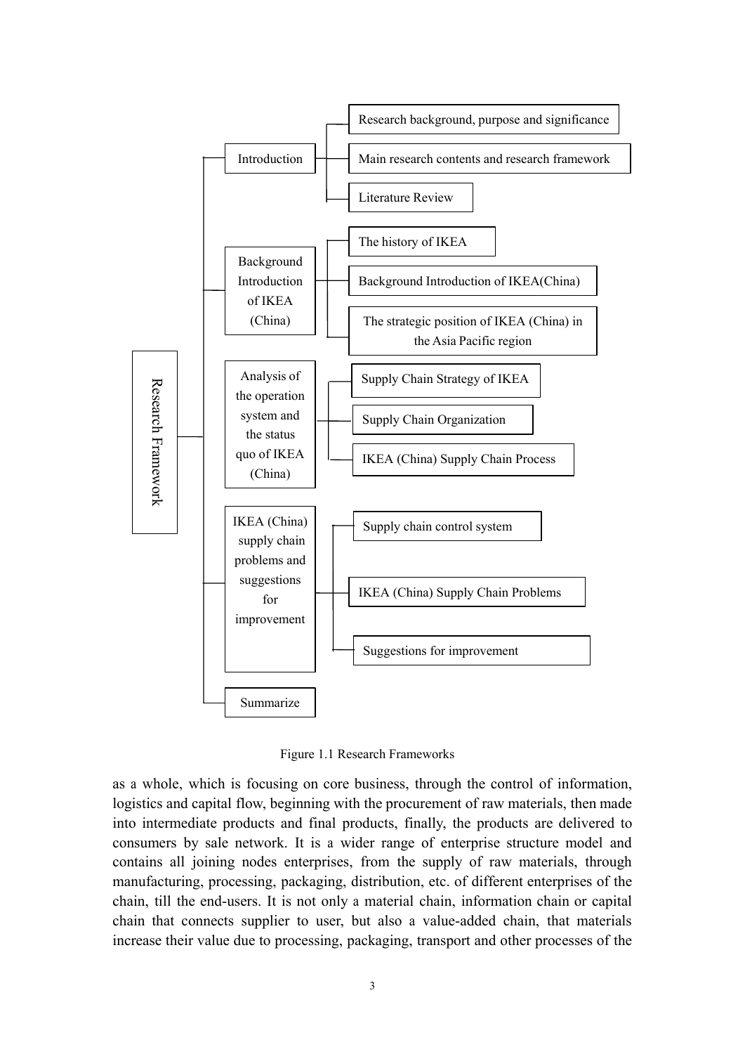- Research Framework
  - Introduction
    - Research background, purpose and significance
    - Main research contents and research framework
    - Literature Review
  - Background Introduction of IKEA (China)
    - The history of IKEA
    - Background Introduction of IKEA(China)
    - The strategic position of IKEA (China) in the Asia Pacific region
  - Analysis of the operation system and the status quo of IKEA (China)
    - Supply Chain Strategy of IKEA
    - Supply Chain Organization
    - IKEA (China) Supply Chain Process
  - IKEA (China) supply chain problems and suggestions for improvement
    - Supply chain control system
    - IKEA (China) Supply Chain Problems
    - Suggestions for improvement
  - Summarize

Figure 1.1 Research Frameworks

as a whole, which is focusing on core business, through the control of information, logistics and capital flow, beginning with the procurement of raw materials, then made into intermediate products and final products, finally, the products are delivered to consumers by sale network. It is a wider range of enterprise structure model and contains all joining nodes enterprises, from the supply of raw materials, through manufacturing, processing, packaging, distribution, etc. of different enterprises of the chain, till the end-users. It is not only a material chain, information chain or capital chain that connects supplier to user, but also a value-added chain, that materials increase their value due to processing, packaging, transport and other processes of the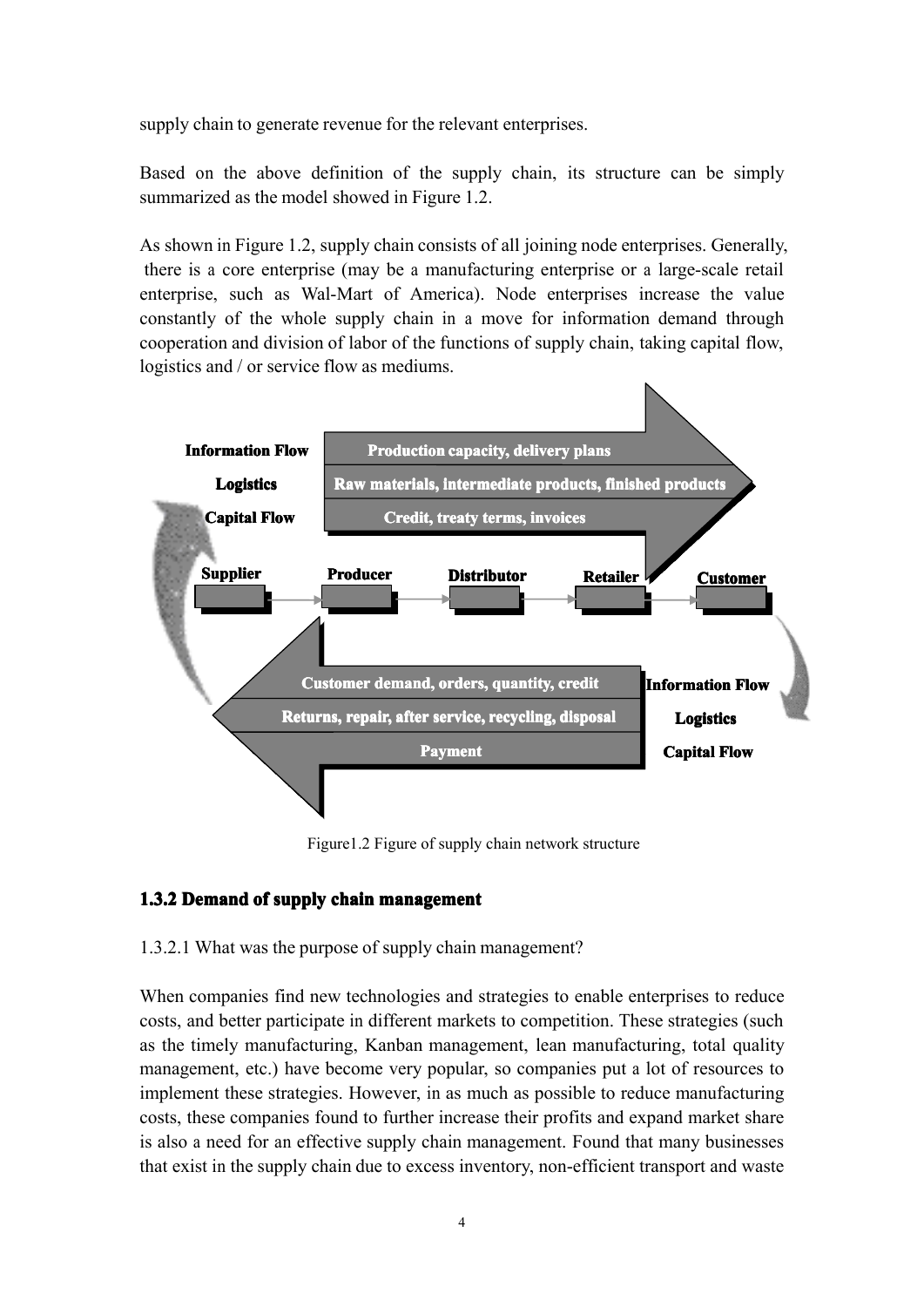supply chain to generate revenue for the relevant enterprises.

Based on the above definition of the supply chain, its structure can be simply summarized as the model showed in Figure 1.2.

As shown in Figure 1.2, supply chain consists of all joining node enterprises. Generally, there is a core enterprise (may be a manufacturing enterprise or a large-scale retail enterprise, such as Wal-Mart of America). Node enterprises increase the value constantly of the whole supply chain in a move for information demand through cooperation and division of labor of the functions of supply chain, taking capital flow, logistics and / or service flow as mediums.

Figure1.2 Figure of supply chain network structure

### 1.3.2 Demand of supply chain management

1.3.2.1 What was the purpose of supply chain management?

When companies find new technologies and strategies to enable enterprises to reduce costs, and better participate in different markets to competition. These strategies (such as the timely manufacturing, Kanban management, lean manufacturing, total quality management, etc.) have become very popular, so companies put a lot of resources to implement these strategies. However, in as much as possible to reduce manufacturing costs, these companies found to further increase their profits and expand market share is also a need for an effective supply chain management. Found that many businesses that exist in the supply chain due to excess inventory, non-efficient transport and waste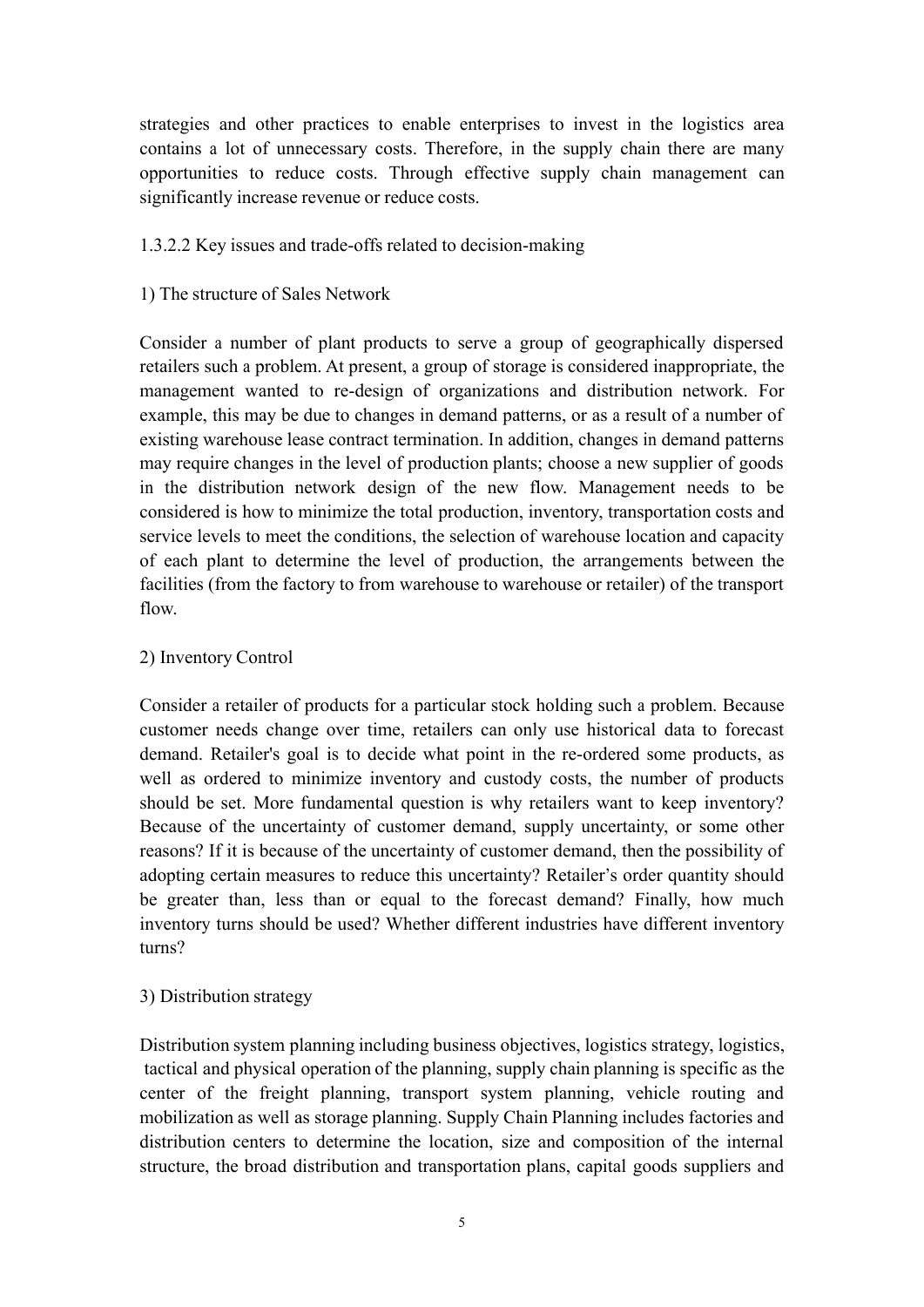strategies and other practices to enable enterprises to invest in the logistics area contains a lot of unnecessary costs. Therefore, in the supply chain there are many opportunities to reduce costs. Through effective supply chain management can significantly increase revenue or reduce costs.

#### 1.3.2.2 Key issues and trade-offs related to decision-making

1) The structure of Sales Network

Consider a number of plant products to serve a group of geographically dispersed retailers such a problem. At present, a group of storage is considered inappropriate, the management wanted to re-design of organizations and distribution network. For example, this may be due to changes in demand patterns, or as a result of a number of existing warehouse lease contract termination. In addition, changes in demand patterns may require changes in the level of production plants; choose a new supplier of goods in the distribution network design of the new flow. Management needs to be considered is how to minimize the total production, inventory, transportation costs and service levels to meet the conditions, the selection of warehouse location and capacity of each plant to determine the level of production, the arrangements between the facilities (from the factory to from warehouse to warehouse or retailer) of the transport flow.

2) Inventory Control

Consider a retailer of products for a particular stock holding such a problem. Because customer needs change over time, retailers can only use historical data to forecast demand. Retailer's goal is to decide what point in the re-ordered some products, as well as ordered to minimize inventory and custody costs, the number of products should be set. More fundamental question is why retailers want to keep inventory? Because of the uncertainty of customer demand, supply uncertainty, or some other reasons? If it is because of the uncertainty of customer demand, then the possibility of adopting certain measures to reduce this uncertainty? Retailer's order quantity should be greater than, less than or equal to the forecast demand? Finally, how much inventory turns should be used? Whether different industries have different inventory turns?

3) Distribution strategy

Distribution system planning including business objectives, logistics strategy, logistics, tactical and physical operation of the planning, supply chain planning is specific as the center of the freight planning, transport system planning, vehicle routing and mobilization as well as storage planning. Supply Chain Planning includes factories and distribution centers to determine the location, size and composition of the internal structure, the broad distribution and transportation plans, capital goods suppliers and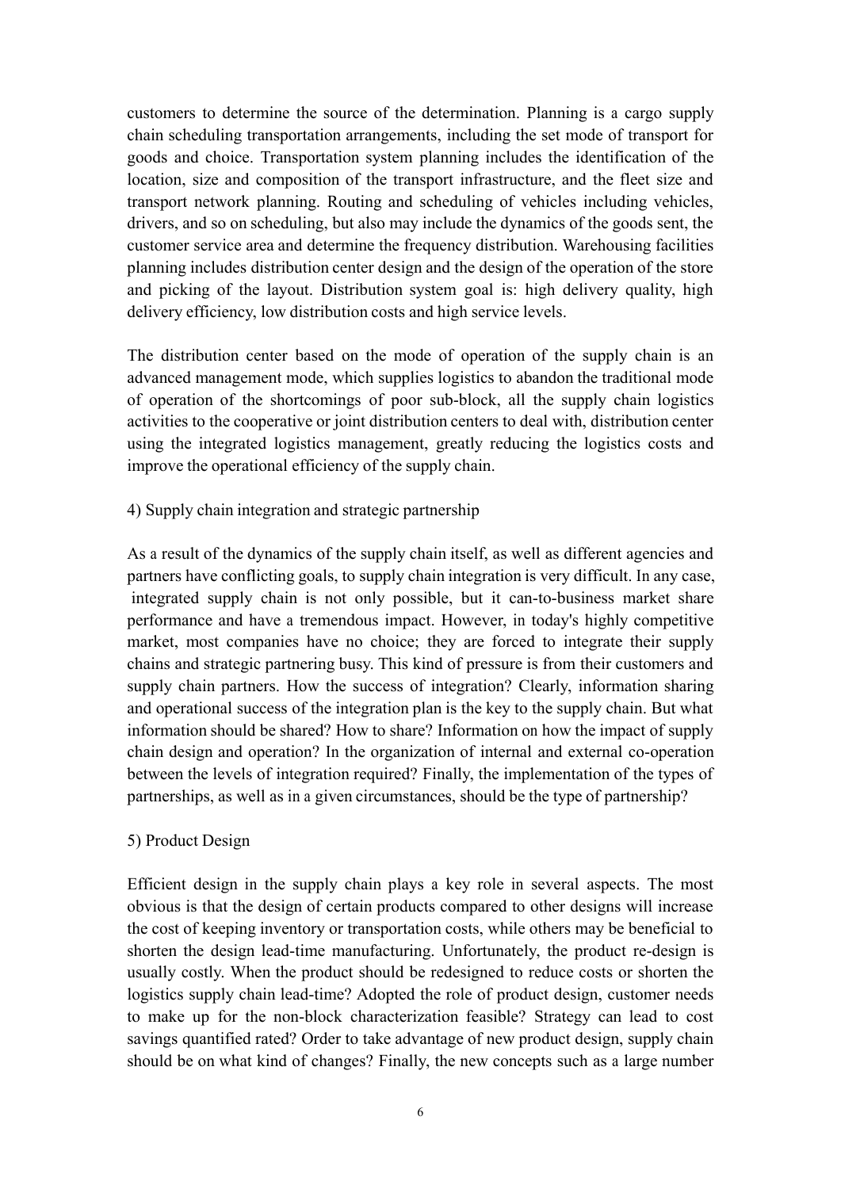customers to determine the source of the determination. Planning is a cargo supply chain scheduling transportation arrangements, including the set mode of transport for goods and choice. Transportation system planning includes the identification of the location, size and composition of the transport infrastructure, and the fleet size and transport network planning. Routing and scheduling of vehicles including vehicles, drivers, and so on scheduling, but also may include the dynamics of the goods sent, the customer service area and determine the frequency distribution. Warehousing facilities planning includes distribution center design and the design of the operation of the store and picking of the layout. Distribution system goal is: high delivery quality, high delivery efficiency, low distribution costs and high service levels.

The distribution center based on the mode of operation of the supply chain is an advanced management mode, which supplies logistics to abandon the traditional mode of operation of the shortcomings of poor sub-block, all the supply chain logistics activities to the cooperative or joint distribution centers to deal with, distribution center using the integrated logistics management, greatly reducing the logistics costs and improve the operational efficiency of the supply chain.

4) Supply chain integration and strategic partnership

As a result of the dynamics of the supply chain itself, as well as different agencies and partners have conflicting goals, to supply chain integration is very difficult. In any case, integrated supply chain is not only possible, but it can-to-business market share performance and have a tremendous impact. However, in today's highly competitive market, most companies have no choice; they are forced to integrate their supply chains and strategic partnering busy. This kind of pressure is from their customers and supply chain partners. How the success of integration? Clearly, information sharing and operational success of the integration plan is the key to the supply chain. But what information should be shared? How to share? Information on how the impact of supply chain design and operation? In the organization of internal and external co-operation between the levels of integration required? Finally, the implementation of the types of partnerships, as well as in a given circumstances, should be the type of partnership?

5) Product Design

Efficient design in the supply chain plays a key role in several aspects. The most obvious is that the design of certain products compared to other designs will increase the cost of keeping inventory or transportation costs, while others may be beneficial to shorten the design lead-time manufacturing. Unfortunately, the product re-design is usually costly. When the product should be redesigned to reduce costs or shorten the logistics supply chain lead-time? Adopted the role of product design, customer needs to make up for the non-block characterization feasible? Strategy can lead to cost savings quantified rated? Order to take advantage of new product design, supply chain should be on what kind of changes? Finally, the new concepts such as a large number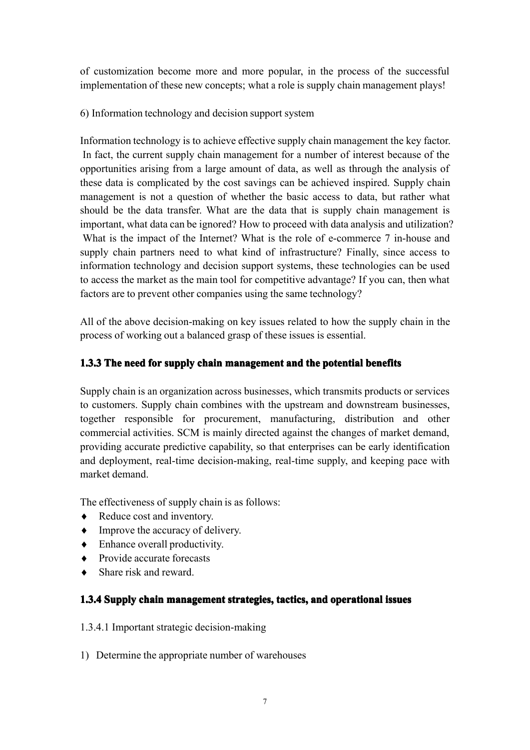of customization become more and more popular, in the process of the successful implementation of these new concepts; what a role is supply chain management plays!

6) Information technology and decision support system

Information technology is to achieve effective supply chain management the key factor. In fact, the current supply chain management for a number of interest because of the opportunities arising from a large amount of data, as well as through the analysis of these data is complicated by the cost savings can be achieved inspired. Supply chain management is not a question of whether the basic access to data, but rather what should be the data transfer. What are the data that is supply chain management is important, what data can be ignored? How to proceed with data analysis and utilization? What is the impact of the Internet? What is the role of e-commerce 7 in-house and supply chain partners need to what kind of infrastructure? Finally, since access to information technology and decision support systems, these technologies can be used to access the market as the main tool for competitive advantage? If you can, then what factors are to prevent other companies using the same technology?

All of the above decision-making on key issues related to how the supply chain in the process of working out a balanced grasp of these issues is essential.

### 1.3.3 The need for supply chain management and the potential benefits

Supply chain is an organization across businesses, which transmits products or services to customers. Supply chain combines with the upstream and downstream businesses, together responsible for procurement, manufacturing, distribution and other commercial activities. SCM is mainly directed against the changes of market demand, providing accurate predictive capability, so that enterprises can be early identification and deployment, real-time decision-making, real-time supply, and keeping pace with market demand.

The effectiveness of supply chain is as follows:

- Reduce cost and inventory.
- Improve the accuracy of delivery.
- Enhance overall productivity.
- Provide accurate forecasts
- Share risk and reward.

### 1.3.4 Supply chain management strategies, tactics, and operational issues

1.3.4.1 Important strategic decision-making

1) Determine the appropriate number of warehouses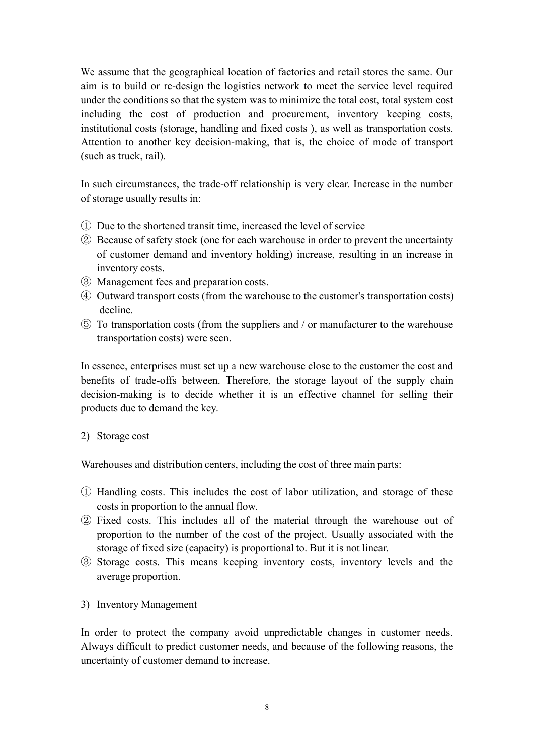We assume that the geographical location of factories and retail stores the same. Our aim is to build or re-design the logistics network to meet the service level required under the conditions so that the system was to minimize the total cost, total system cost including the cost of production and procurement, inventory keeping costs, institutional costs (storage, handling and fixed costs ), as well as transportation costs. Attention to another key decision-making, that is, the choice of mode of transport (such as truck, rail).

In such circumstances, the trade-off relationship is very clear. Increase in the number of storage usually results in:

① Due to the shortened transit time, increased the level of service
② Because of safety stock (one for each warehouse in order to prevent the uncertainty of customer demand and inventory holding) increase, resulting in an increase in inventory costs.
③ Management fees and preparation costs.
④ Outward transport costs (from the warehouse to the customer's transportation costs) decline.
⑤ To transportation costs (from the suppliers and / or manufacturer to the warehouse transportation costs) were seen.

In essence, enterprises must set up a new warehouse close to the customer the cost and benefits of trade-offs between. Therefore, the storage layout of the supply chain decision-making is to decide whether it is an effective channel for selling their products due to demand the key.

2) Storage cost

Warehouses and distribution centers, including the cost of three main parts:

① Handling costs. This includes the cost of labor utilization, and storage of these costs in proportion to the annual flow.
② Fixed costs. This includes all of the material through the warehouse out of proportion to the number of the cost of the project. Usually associated with the storage of fixed size (capacity) is proportional to. But it is not linear.
③ Storage costs. This means keeping inventory costs, inventory levels and the average proportion.

3) Inventory Management

In order to protect the company avoid unpredictable changes in customer needs. Always difficult to predict customer needs, and because of the following reasons, the uncertainty of customer demand to increase.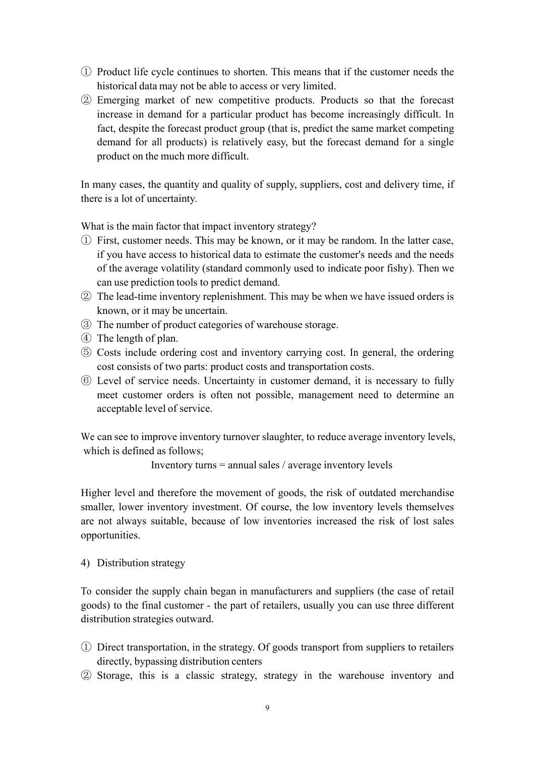① Product life cycle continues to shorten. This means that if the customer needs the historical data may not be able to access or very limited.
② Emerging market of new competitive products. Products so that the forecast increase in demand for a particular product has become increasingly difficult. In fact, despite the forecast product group (that is, predict the same market competing demand for all products) is relatively easy, but the forecast demand for a single product on the much more difficult.

In many cases, the quantity and quality of supply, suppliers, cost and delivery time, if there is a lot of uncertainty.

What is the main factor that impact inventory strategy?
① First, customer needs. This may be known, or it may be random. In the latter case, if you have access to historical data to estimate the customer's needs and the needs of the average volatility (standard commonly used to indicate poor fishy). Then we can use prediction tools to predict demand.
② The lead-time inventory replenishment. This may be when we have issued orders is known, or it may be uncertain.
③ The number of product categories of warehouse storage.
④ The length of plan.
⑤ Costs include ordering cost and inventory carrying cost. In general, the ordering cost consists of two parts: product costs and transportation costs.
⑥ Level of service needs. Uncertainty in customer demand, it is necessary to fully meet customer orders is often not possible, management need to determine an acceptable level of service.

We can see to improve inventory turnover slaughter, to reduce average inventory levels, which is defined as follows;

Inventory turns = annual sales / average inventory levels

Higher level and therefore the movement of goods, the risk of outdated merchandise smaller, lower inventory investment. Of course, the low inventory levels themselves are not always suitable, because of low inventories increased the risk of lost sales opportunities.

4) Distribution strategy

To consider the supply chain began in manufacturers and suppliers (the case of retail goods) to the final customer - the part of retailers, usually you can use three different distribution strategies outward.

① Direct transportation, in the strategy. Of goods transport from suppliers to retailers directly, bypassing distribution centers
② Storage, this is a classic strategy, strategy in the warehouse inventory and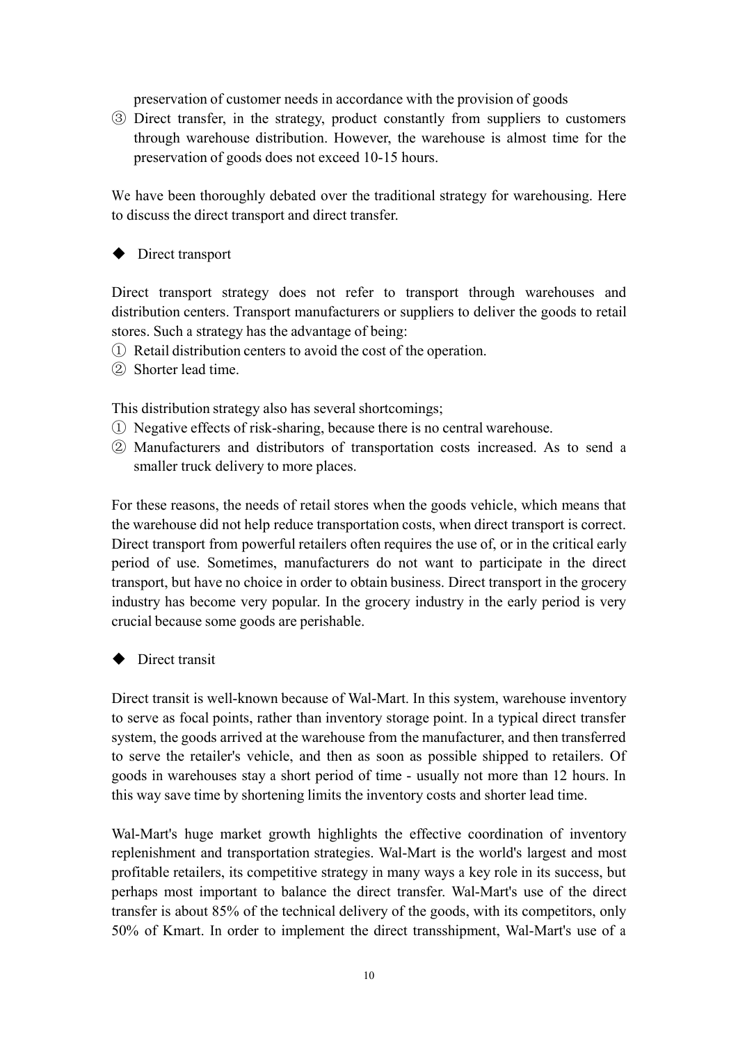preservation of customer needs in accordance with the provision of goods

③ Direct transfer, in the strategy, product constantly from suppliers to customers through warehouse distribution. However, the warehouse is almost time for the preservation of goods does not exceed 10-15 hours.

We have been thoroughly debated over the traditional strategy for warehousing. Here to discuss the direct transport and direct transfer.

◆ Direct transport

Direct transport strategy does not refer to transport through warehouses and distribution centers. Transport manufacturers or suppliers to deliver the goods to retail stores. Such a strategy has the advantage of being:

① Retail distribution centers to avoid the cost of the operation.
② Shorter lead time.

This distribution strategy also has several shortcomings;

① Negative effects of risk-sharing, because there is no central warehouse.
② Manufacturers and distributors of transportation costs increased. As to send a smaller truck delivery to more places.

For these reasons, the needs of retail stores when the goods vehicle, which means that the warehouse did not help reduce transportation costs, when direct transport is correct. Direct transport from powerful retailers often requires the use of, or in the critical early period of use. Sometimes, manufacturers do not want to participate in the direct transport, but have no choice in order to obtain business. Direct transport in the grocery industry has become very popular. In the grocery industry in the early period is very crucial because some goods are perishable.

◆ Direct transit

Direct transit is well-known because of Wal-Mart. In this system, warehouse inventory to serve as focal points, rather than inventory storage point. In a typical direct transfer system, the goods arrived at the warehouse from the manufacturer, and then transferred to serve the retailer's vehicle, and then as soon as possible shipped to retailers. Of goods in warehouses stay a short period of time - usually not more than 12 hours. In this way save time by shortening limits the inventory costs and shorter lead time.

Wal-Mart's huge market growth highlights the effective coordination of inventory replenishment and transportation strategies. Wal-Mart is the world's largest and most profitable retailers, its competitive strategy in many ways a key role in its success, but perhaps most important to balance the direct transfer. Wal-Mart's use of the direct transfer is about 85% of the technical delivery of the goods, with its competitors, only 50% of Kmart. In order to implement the direct transshipment, Wal-Mart's use of a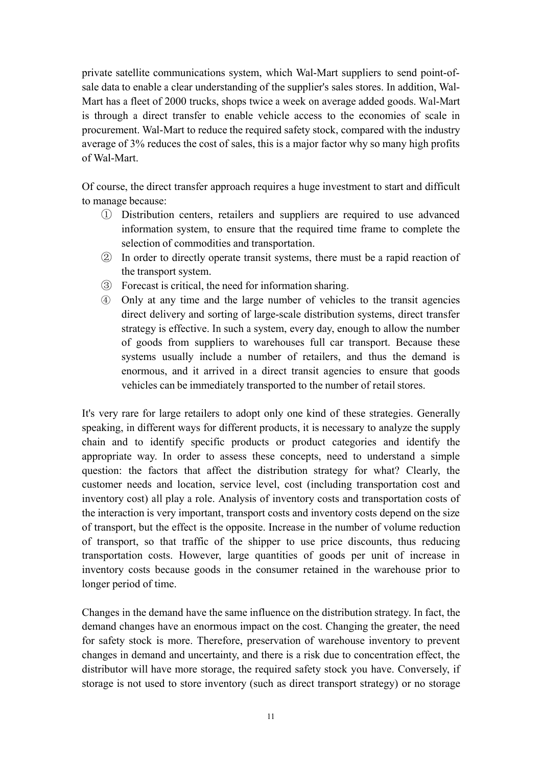private satellite communications system, which Wal-Mart suppliers to send point-of-sale data to enable a clear understanding of the supplier's sales stores. In addition, Wal-Mart has a fleet of 2000 trucks, shops twice a week on average added goods. Wal-Mart is through a direct transfer to enable vehicle access to the economies of scale in procurement. Wal-Mart to reduce the required safety stock, compared with the industry average of 3% reduces the cost of sales, this is a major factor why so many high profits of Wal-Mart.

Of course, the direct transfer approach requires a huge investment to start and difficult to manage because:

① Distribution centers, retailers and suppliers are required to use advanced information system, to ensure that the required time frame to complete the selection of commodities and transportation.

② In order to directly operate transit systems, there must be a rapid reaction of the transport system.

③ Forecast is critical, the need for information sharing.

④ Only at any time and the large number of vehicles to the transit agencies direct delivery and sorting of large-scale distribution systems, direct transfer strategy is effective. In such a system, every day, enough to allow the number of goods from suppliers to warehouses full car transport. Because these systems usually include a number of retailers, and thus the demand is enormous, and it arrived in a direct transit agencies to ensure that goods vehicles can be immediately transported to the number of retail stores.

It's very rare for large retailers to adopt only one kind of these strategies. Generally speaking, in different ways for different products, it is necessary to analyze the supply chain and to identify specific products or product categories and identify the appropriate way. In order to assess these concepts, need to understand a simple question: the factors that affect the distribution strategy for what? Clearly, the customer needs and location, service level, cost (including transportation cost and inventory cost) all play a role. Analysis of inventory costs and transportation costs of the interaction is very important, transport costs and inventory costs depend on the size of transport, but the effect is the opposite. Increase in the number of volume reduction of transport, so that traffic of the shipper to use price discounts, thus reducing transportation costs. However, large quantities of goods per unit of increase in inventory costs because goods in the consumer retained in the warehouse prior to longer period of time.

Changes in the demand have the same influence on the distribution strategy. In fact, the demand changes have an enormous impact on the cost. Changing the greater, the need for safety stock is more. Therefore, preservation of warehouse inventory to prevent changes in demand and uncertainty, and there is a risk due to concentration effect, the distributor will have more storage, the required safety stock you have. Conversely, if storage is not used to store inventory (such as direct transport strategy) or no storage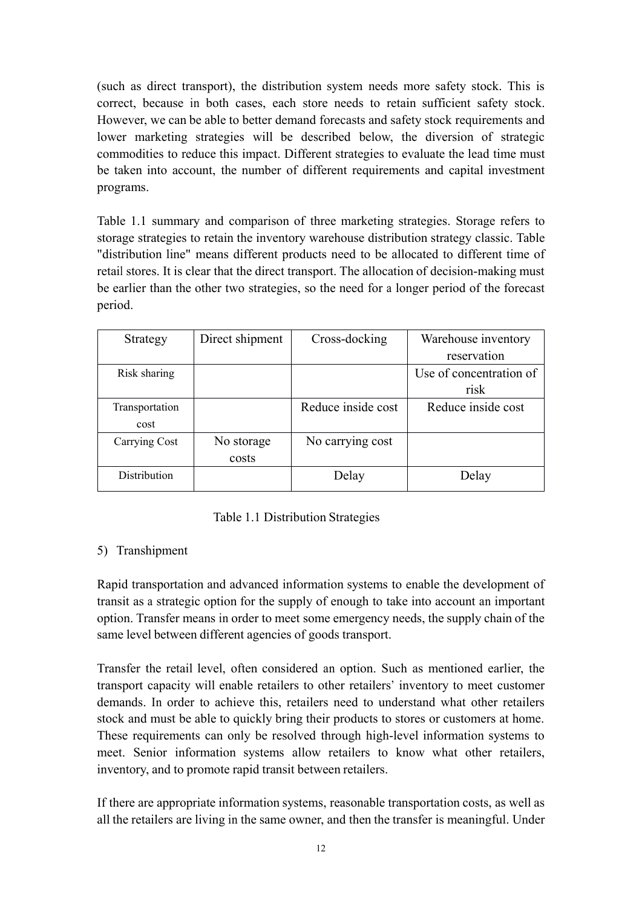(such as direct transport), the distribution system needs more safety stock. This is correct, because in both cases, each store needs to retain sufficient safety stock. However, we can be able to better demand forecasts and safety stock requirements and lower marketing strategies will be described below, the diversion of strategic commodities to reduce this impact. Different strategies to evaluate the lead time must be taken into account, the number of different requirements and capital investment programs.

Table 1.1 summary and comparison of three marketing strategies. Storage refers to storage strategies to retain the inventory warehouse distribution strategy classic. Table "distribution line" means different products need to be allocated to different time of retail stores. It is clear that the direct transport. The allocation of decision-making must be earlier than the other two strategies, so the need for a longer period of the forecast period.

| Strategy | Direct shipment | Cross-docking | Warehouse inventory reservation |
| --- | --- | --- | --- |
| Risk sharing | | | Use of concentration of risk |
| Transportation cost | | Reduce inside cost | Reduce inside cost |
| Carrying Cost | No storage costs | No carrying cost | |
| Distribution | | Delay | Delay |

Table 1.1 Distribution Strategies

5) Transhipment

Rapid transportation and advanced information systems to enable the development of transit as a strategic option for the supply of enough to take into account an important option. Transfer means in order to meet some emergency needs, the supply chain of the same level between different agencies of goods transport.

Transfer the retail level, often considered an option. Such as mentioned earlier, the transport capacity will enable retailers to other retailers' inventory to meet customer demands. In order to achieve this, retailers need to understand what other retailers stock and must be able to quickly bring their products to stores or customers at home. These requirements can only be resolved through high-level information systems to meet. Senior information systems allow retailers to know what other retailers, inventory, and to promote rapid transit between retailers.

If there are appropriate information systems, reasonable transportation costs, as well as all the retailers are living in the same owner, and then the transfer is meaningful. Under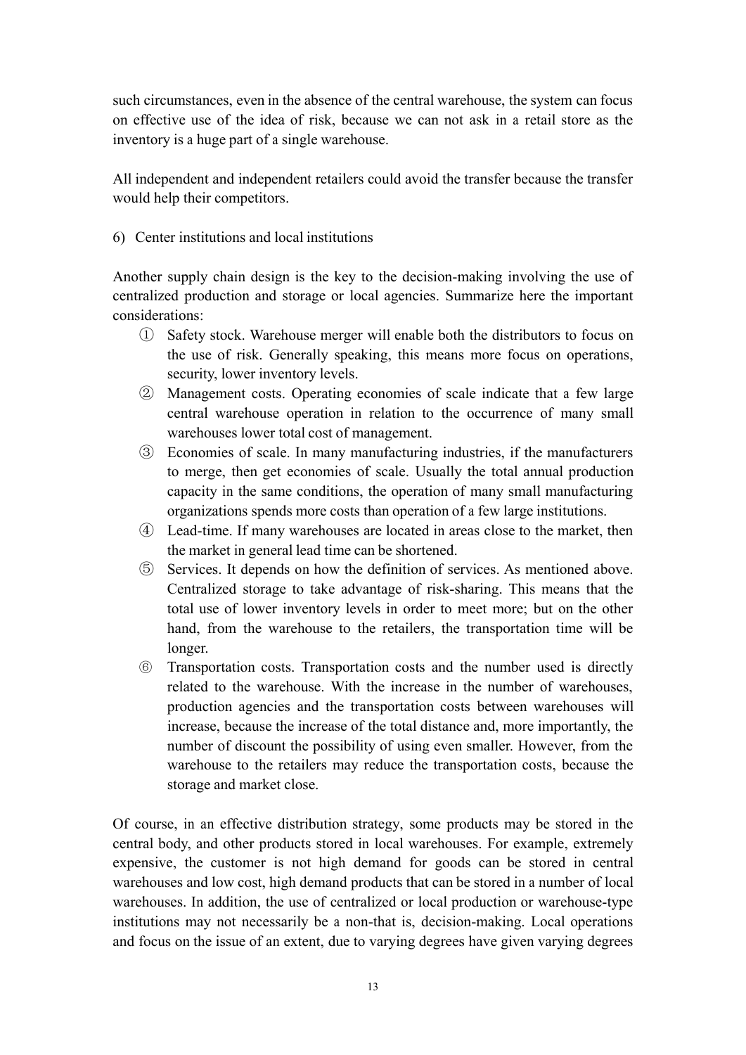such circumstances, even in the absence of the central warehouse, the system can focus on effective use of the idea of risk, because we can not ask in a retail store as the inventory is a huge part of a single warehouse.

All independent and independent retailers could avoid the transfer because the transfer would help their competitors.

6) Center institutions and local institutions

Another supply chain design is the key to the decision-making involving the use of centralized production and storage or local agencies. Summarize here the important considerations:

① Safety stock. Warehouse merger will enable both the distributors to focus on the use of risk. Generally speaking, this means more focus on operations, security, lower inventory levels.

② Management costs. Operating economies of scale indicate that a few large central warehouse operation in relation to the occurrence of many small warehouses lower total cost of management.

③ Economies of scale. In many manufacturing industries, if the manufacturers to merge, then get economies of scale. Usually the total annual production capacity in the same conditions, the operation of many small manufacturing organizations spends more costs than operation of a few large institutions.

④ Lead-time. If many warehouses are located in areas close to the market, then the market in general lead time can be shortened.

⑤ Services. It depends on how the definition of services. As mentioned above. Centralized storage to take advantage of risk-sharing. This means that the total use of lower inventory levels in order to meet more; but on the other hand, from the warehouse to the retailers, the transportation time will be longer.

⑥ Transportation costs. Transportation costs and the number used is directly related to the warehouse. With the increase in the number of warehouses, production agencies and the transportation costs between warehouses will increase, because the increase of the total distance and, more importantly, the number of discount the possibility of using even smaller. However, from the warehouse to the retailers may reduce the transportation costs, because the storage and market close.

Of course, in an effective distribution strategy, some products may be stored in the central body, and other products stored in local warehouses. For example, extremely expensive, the customer is not high demand for goods can be stored in central warehouses and low cost, high demand products that can be stored in a number of local warehouses. In addition, the use of centralized or local production or warehouse-type institutions may not necessarily be a non-that is, decision-making. Local operations and focus on the issue of an extent, due to varying degrees have given varying degrees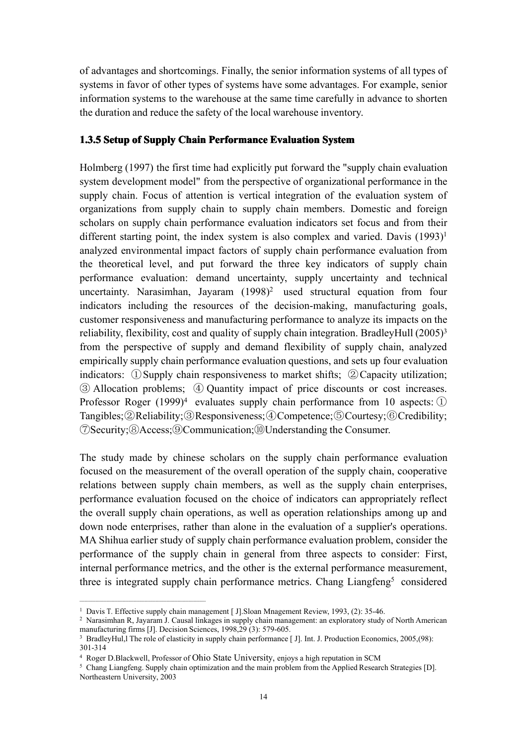of advantages and shortcomings. Finally, the senior information systems of all types of systems in favor of other types of systems have some advantages. For example, senior information systems to the warehouse at the same time carefully in advance to shorten the duration and reduce the safety of the local warehouse inventory.

### 1.3.5 Setup of Supply Chain Performance Evaluation System

Holmberg (1997) the first time had explicitly put forward the "supply chain evaluation system development model" from the perspective of organizational performance in the supply chain. Focus of attention is vertical integration of the evaluation system of organizations from supply chain to supply chain members. Domestic and foreign scholars on supply chain performance evaluation indicators set focus and from their different starting point, the index system is also complex and varied. Davis (1993)[1] analyzed environmental impact factors of supply chain performance evaluation from the theoretical level, and put forward the three key indicators of supply chain performance evaluation: demand uncertainty, supply uncertainty and technical uncertainty. Narasimhan, Jayaram (1998)[2] used structural equation from four indicators including the resources of the decision-making, manufacturing goals, customer responsiveness and manufacturing performance to analyze its impacts on the reliability, flexibility, cost and quality of supply chain integration. BradleyHull (2005)[3] from the perspective of supply and demand flexibility of supply chain, analyzed empirically supply chain performance evaluation questions, and sets up four evaluation indicators: ①Supply chain responsiveness to market shifts; ②Capacity utilization; ③Allocation problems; ④Quantity impact of price discounts or cost increases. Professor Roger (1999)[4] evaluates supply chain performance from 10 aspects: ①Tangibles;②Reliability;③Responsiveness;④Competence;⑤Courtesy;⑥Credibility;⑦Security;⑧Access;⑨Communication;⑩Understanding the Consumer.

The study made by chinese scholars on the supply chain performance evaluation focused on the measurement of the overall operation of the supply chain, cooperative relations between supply chain members, as well as the supply chain enterprises, performance evaluation focused on the choice of indicators can appropriately reflect the overall supply chain operations, as well as operation relationships among up and down node enterprises, rather than alone in the evaluation of a supplier's operations. MA Shihua earlier study of supply chain performance evaluation problem, consider the performance of the supply chain in general from three aspects to consider: First, internal performance metrics, and the other is the external performance measurement, three is integrated supply chain performance metrics. Chang Liangfeng[5] considered

---

[1] Davis T. Effective supply chain management [ J].Sloan Mnagement Review, 1993, (2): 35-46.

[2] Narasimhan R, Jayaram J. Causal linkages in supply chain management: an exploratory study of North American manufacturing firms [J]. Decision Sciences, 1998,29 (3): 579-605.

[3] BradleyHul,l The role of elasticity in supply chain performance [ J]. Int. J. Production Economics, 2005,(98): 301-314

[4] Roger D.Blackwell, Professor of Ohio State University, enjoys a high reputation in SCM

[5] Chang Liangfeng. Supply chain optimization and the main problem from the Applied Research Strategies [D]. Northeastern University, 2003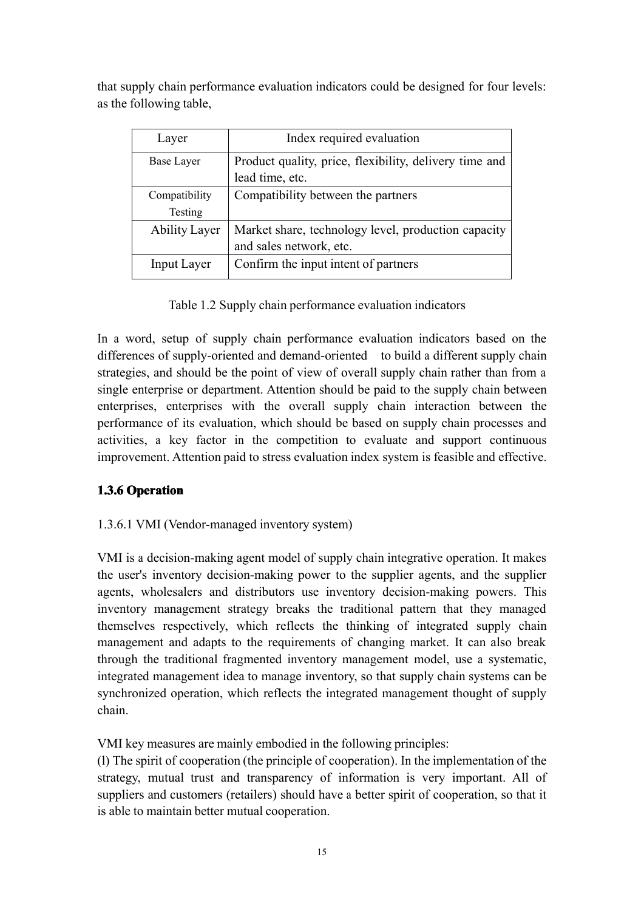that supply chain performance evaluation indicators could be designed for four levels: as the following table,

| Layer | Index required evaluation |
| --- | --- |
| Base Layer | Product quality, price, flexibility, delivery time and lead time, etc. |
| Compatibility Testing | Compatibility between the partners |
| Ability Layer | Market share, technology level, production capacity and sales network, etc. |
| Input Layer | Confirm the input intent of partners |

Table 1.2 Supply chain performance evaluation indicators

In a word, setup of supply chain performance evaluation indicators based on the differences of supply-oriented and demand-oriented to build a different supply chain strategies, and should be the point of view of overall supply chain rather than from a single enterprise or department. Attention should be paid to the supply chain between enterprises, enterprises with the overall supply chain interaction between the performance of its evaluation, which should be based on supply chain processes and activities, a key factor in the competition to evaluate and support continuous improvement. Attention paid to stress evaluation index system is feasible and effective.

### 1.3.6 Operation

1.3.6.1 VMI (Vendor-managed inventory system)

VMI is a decision-making agent model of supply chain integrative operation. It makes the user's inventory decision-making power to the supplier agents, and the supplier agents, wholesalers and distributors use inventory decision-making powers. This inventory management strategy breaks the traditional pattern that they managed themselves respectively, which reflects the thinking of integrated supply chain management and adapts to the requirements of changing market. It can also break through the traditional fragmented inventory management model, use a systematic, integrated management idea to manage inventory, so that supply chain systems can be synchronized operation, which reflects the integrated management thought of supply chain.

VMI key measures are mainly embodied in the following principles:
(l) The spirit of cooperation (the principle of cooperation). In the implementation of the strategy, mutual trust and transparency of information is very important. All of suppliers and customers (retailers) should have a better spirit of cooperation, so that it is able to maintain better mutual cooperation.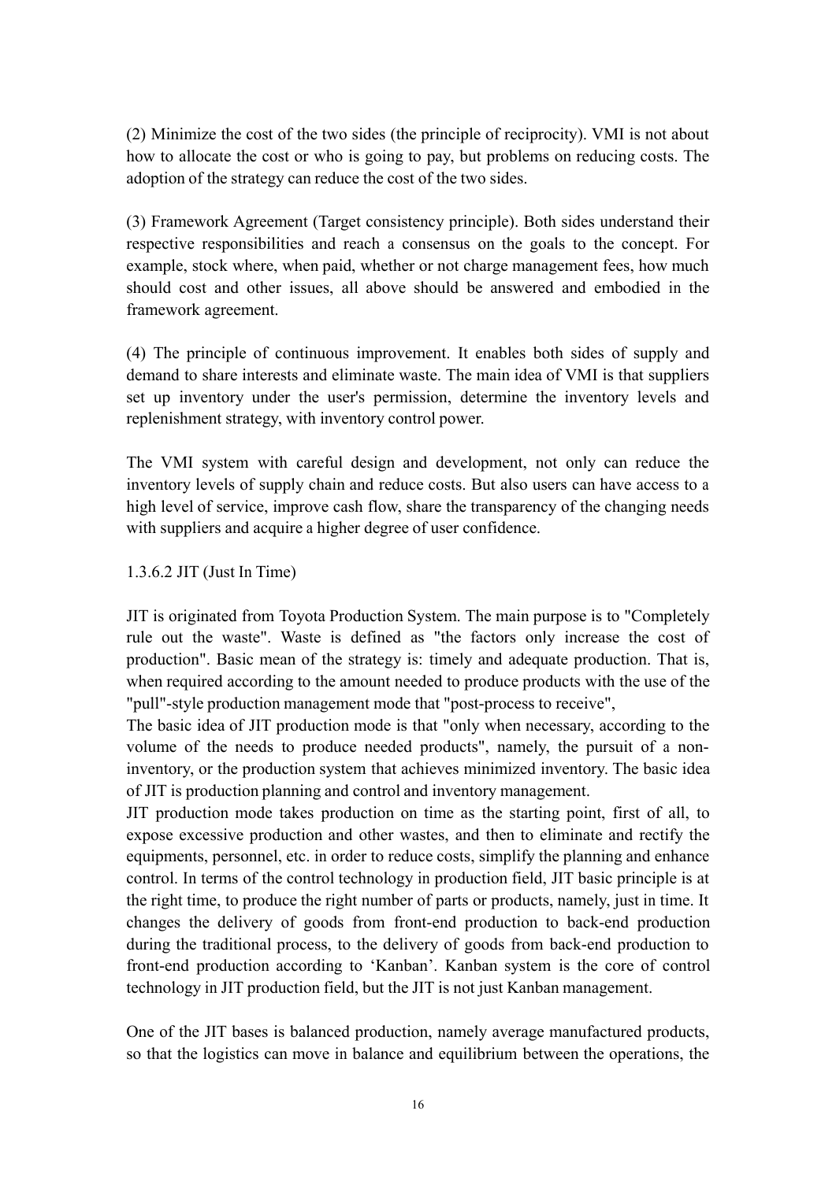(2) Minimize the cost of the two sides (the principle of reciprocity). VMI is not about how to allocate the cost or who is going to pay, but problems on reducing costs. The adoption of the strategy can reduce the cost of the two sides.

(3) Framework Agreement (Target consistency principle). Both sides understand their respective responsibilities and reach a consensus on the goals to the concept. For example, stock where, when paid, whether or not charge management fees, how much should cost and other issues, all above should be answered and embodied in the framework agreement.

(4) The principle of continuous improvement. It enables both sides of supply and demand to share interests and eliminate waste. The main idea of VMI is that suppliers set up inventory under the user's permission, determine the inventory levels and replenishment strategy, with inventory control power.

The VMI system with careful design and development, not only can reduce the inventory levels of supply chain and reduce costs. But also users can have access to a high level of service, improve cash flow, share the transparency of the changing needs with suppliers and acquire a higher degree of user confidence.

#### 1.3.6.2 JIT (Just In Time)

JIT is originated from Toyota Production System. The main purpose is to "Completely rule out the waste". Waste is defined as "the factors only increase the cost of production". Basic mean of the strategy is: timely and adequate production. That is, when required according to the amount needed to produce products with the use of the "pull"-style production management mode that "post-process to receive",

The basic idea of JIT production mode is that "only when necessary, according to the volume of the needs to produce needed products", namely, the pursuit of a non-inventory, or the production system that achieves minimized inventory. The basic idea of JIT is production planning and control and inventory management.

JIT production mode takes production on time as the starting point, first of all, to expose excessive production and other wastes, and then to eliminate and rectify the equipments, personnel, etc. in order to reduce costs, simplify the planning and enhance control. In terms of the control technology in production field, JIT basic principle is at the right time, to produce the right number of parts or products, namely, just in time. It changes the delivery of goods from front-end production to back-end production during the traditional process, to the delivery of goods from back-end production to front-end production according to 'Kanban'. Kanban system is the core of control technology in JIT production field, but the JIT is not just Kanban management.

One of the JIT bases is balanced production, namely average manufactured products, so that the logistics can move in balance and equilibrium between the operations, the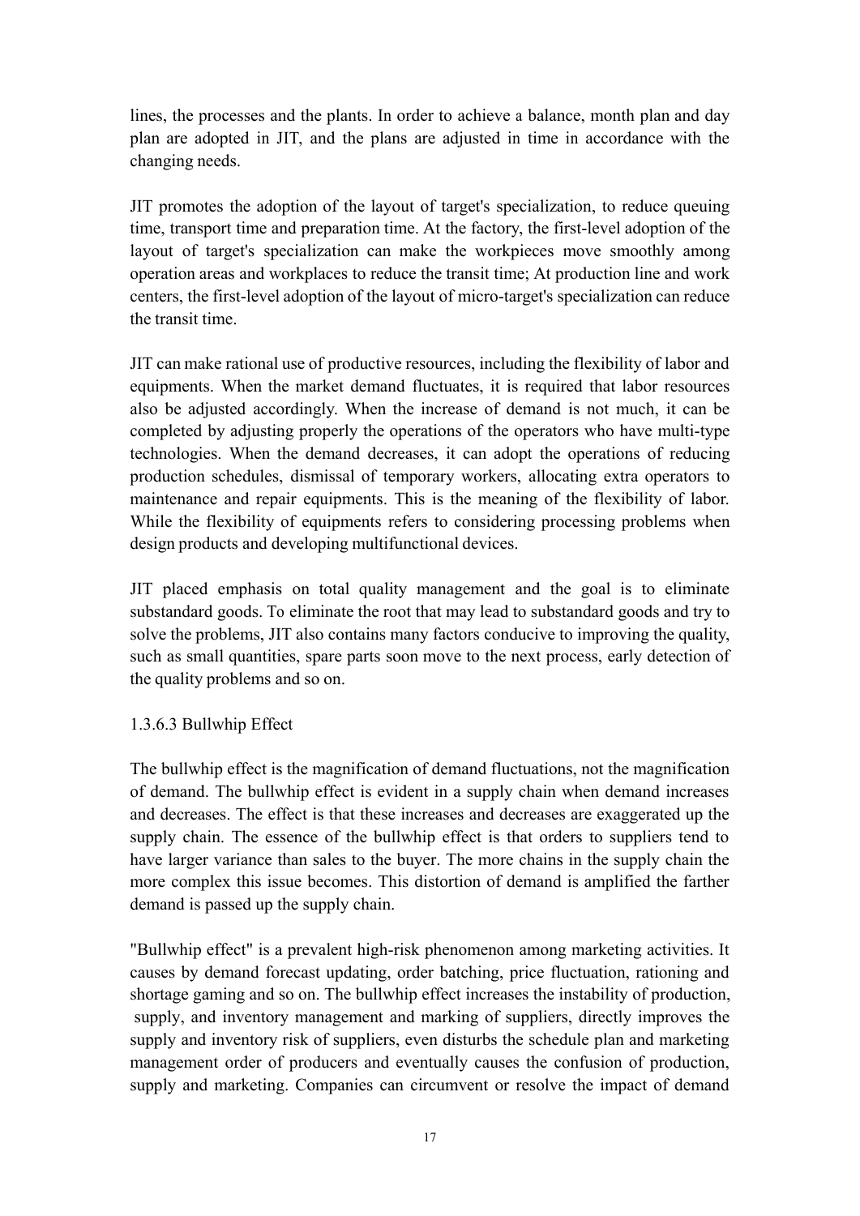lines, the processes and the plants. In order to achieve a balance, month plan and day plan are adopted in JIT, and the plans are adjusted in time in accordance with the changing needs.

JIT promotes the adoption of the layout of target's specialization, to reduce queuing time, transport time and preparation time. At the factory, the first-level adoption of the layout of target's specialization can make the workpieces move smoothly among operation areas and workplaces to reduce the transit time; At production line and work centers, the first-level adoption of the layout of micro-target's specialization can reduce the transit time.

JIT can make rational use of productive resources, including the flexibility of labor and equipments. When the market demand fluctuates, it is required that labor resources also be adjusted accordingly. When the increase of demand is not much, it can be completed by adjusting properly the operations of the operators who have multi-type technologies. When the demand decreases, it can adopt the operations of reducing production schedules, dismissal of temporary workers, allocating extra operators to maintenance and repair equipments. This is the meaning of the flexibility of labor. While the flexibility of equipments refers to considering processing problems when design products and developing multifunctional devices.

JIT placed emphasis on total quality management and the goal is to eliminate substandard goods. To eliminate the root that may lead to substandard goods and try to solve the problems, JIT also contains many factors conducive to improving the quality, such as small quantities, spare parts soon move to the next process, early detection of the quality problems and so on.

#### 1.3.6.3 Bullwhip Effect

The bullwhip effect is the magnification of demand fluctuations, not the magnification of demand. The bullwhip effect is evident in a supply chain when demand increases and decreases. The effect is that these increases and decreases are exaggerated up the supply chain. The essence of the bullwhip effect is that orders to suppliers tend to have larger variance than sales to the buyer. The more chains in the supply chain the more complex this issue becomes. This distortion of demand is amplified the farther demand is passed up the supply chain.

"Bullwhip effect" is a prevalent high-risk phenomenon among marketing activities. It causes by demand forecast updating, order batching, price fluctuation, rationing and shortage gaming and so on. The bullwhip effect increases the instability of production, supply, and inventory management and marking of suppliers, directly improves the supply and inventory risk of suppliers, even disturbs the schedule plan and marketing management order of producers and eventually causes the confusion of production, supply and marketing. Companies can circumvent or resolve the impact of demand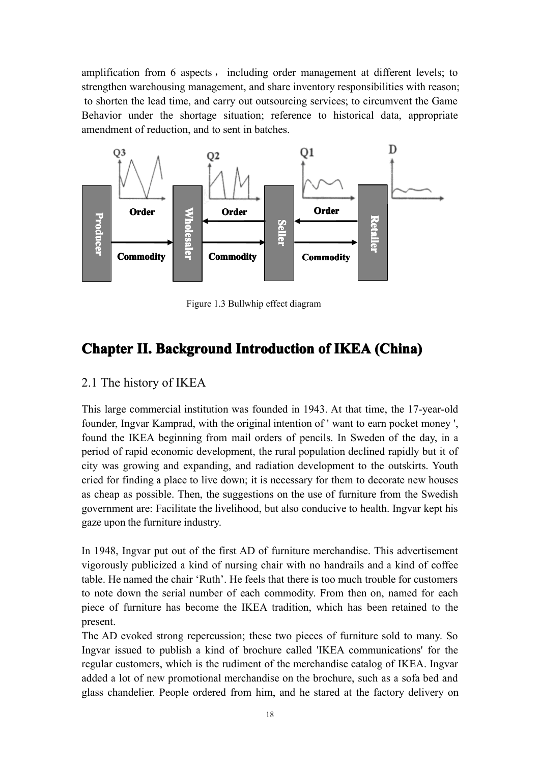amplification from 6 aspects， including order management at different levels; to strengthen warehousing management, and share inventory responsibilities with reason; to shorten the lead time, and carry out outsourcing services; to circumvent the Game Behavior under the shortage situation; reference to historical data, appropriate amendment of reduction, and to sent in batches.

Figure 1.3 Bullwhip effect diagram

# Chapter II. Background Introduction of IKEA (China)

## 2.1 The history of IKEA

This large commercial institution was founded in 1943. At that time, the 17-year-old founder, Ingvar Kamprad, with the original intention of ' want to earn pocket money ', found the IKEA beginning from mail orders of pencils. In Sweden of the day, in a period of rapid economic development, the rural population declined rapidly but it of city was growing and expanding, and radiation development to the outskirts. Youth cried for finding a place to live down; it is necessary for them to decorate new houses as cheap as possible. Then, the suggestions on the use of furniture from the Swedish government are: Facilitate the livelihood, but also conducive to health. Ingvar kept his gaze upon the furniture industry.

In 1948, Ingvar put out of the first AD of furniture merchandise. This advertisement vigorously publicized a kind of nursing chair with no handrails and a kind of coffee table. He named the chair 'Ruth'. He feels that there is too much trouble for customers to note down the serial number of each commodity. From then on, named for each piece of furniture has become the IKEA tradition, which has been retained to the present.

The AD evoked strong repercussion; these two pieces of furniture sold to many. So Ingvar issued to publish a kind of brochure called 'IKEA communications' for the regular customers, which is the rudiment of the merchandise catalog of IKEA. Ingvar added a lot of new promotional merchandise on the brochure, such as a sofa bed and glass chandelier. People ordered from him, and he stared at the factory delivery on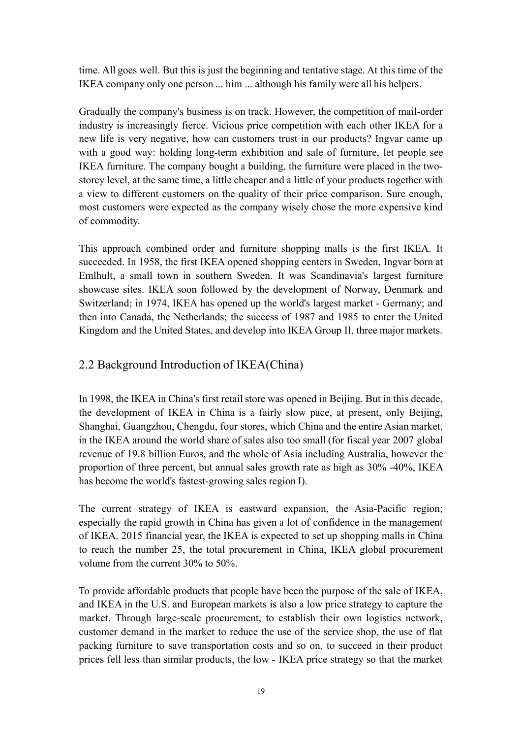time. All goes well. But this is just the beginning and tentative stage. At this time of the IKEA company only one person ... him ... although his family were all his helpers.

Gradually the company's business is on track. However, the competition of mail-order industry is increasingly fierce. Vicious price competition with each other IKEA for a new life is very negative, how can customers trust in our products? Ingvar came up with a good way: holding long-term exhibition and sale of furniture, let people see IKEA furniture. The company bought a building, the furniture were placed in the two-storey level, at the same time, a little cheaper and a little of your products together with a view to different customers on the quality of their price comparison. Sure enough, most customers were expected as the company wisely chose the more expensive kind of commodity.

This approach combined order and furniture shopping malls is the first IKEA. It succeeded. In 1958, the first IKEA opened shopping centers in Sweden, Ingvar born at Emlhult, a small town in southern Sweden. It was Scandinavia's largest furniture showcase sites. IKEA soon followed by the development of Norway, Denmark and Switzerland; in 1974, IKEA has opened up the world's largest market - Germany; and then into Canada, the Netherlands; the success of 1987 and 1985 to enter the United Kingdom and the United States, and develop into IKEA Group II, three major markets.

## 2.2 Background Introduction of IKEA(China)

In 1998, the IKEA in China's first retail store was opened in Beijing. But in this decade, the development of IKEA in China is a fairly slow pace, at present, only Beijing, Shanghai, Guangzhou, Chengdu, four stores, which China and the entire Asian market, in the IKEA around the world share of sales also too small (for fiscal year 2007 global revenue of 19.8 billion Euros, and the whole of Asia including Australia, however the proportion of three percent, but annual sales growth rate as high as 30% -40%, IKEA has become the world's fastest-growing sales region I).

The current strategy of IKEA is eastward expansion, the Asia-Pacific region; especially the rapid growth in China has given a lot of confidence in the management of IKEA. 2015 financial year, the IKEA is expected to set up shopping malls in China to reach the number 25, the total procurement in China, IKEA global procurement volume from the current 30% to 50%.

To provide affordable products that people have been the purpose of the sale of IKEA, and IKEA in the U.S. and European markets is also a low price strategy to capture the market. Through large-scale procurement, to establish their own logistics network, customer demand in the market to reduce the use of the service shop, the use of flat packing furniture to save transportation costs and so on, to succeed in their product prices fell less than similar products, the low - IKEA price strategy so that the market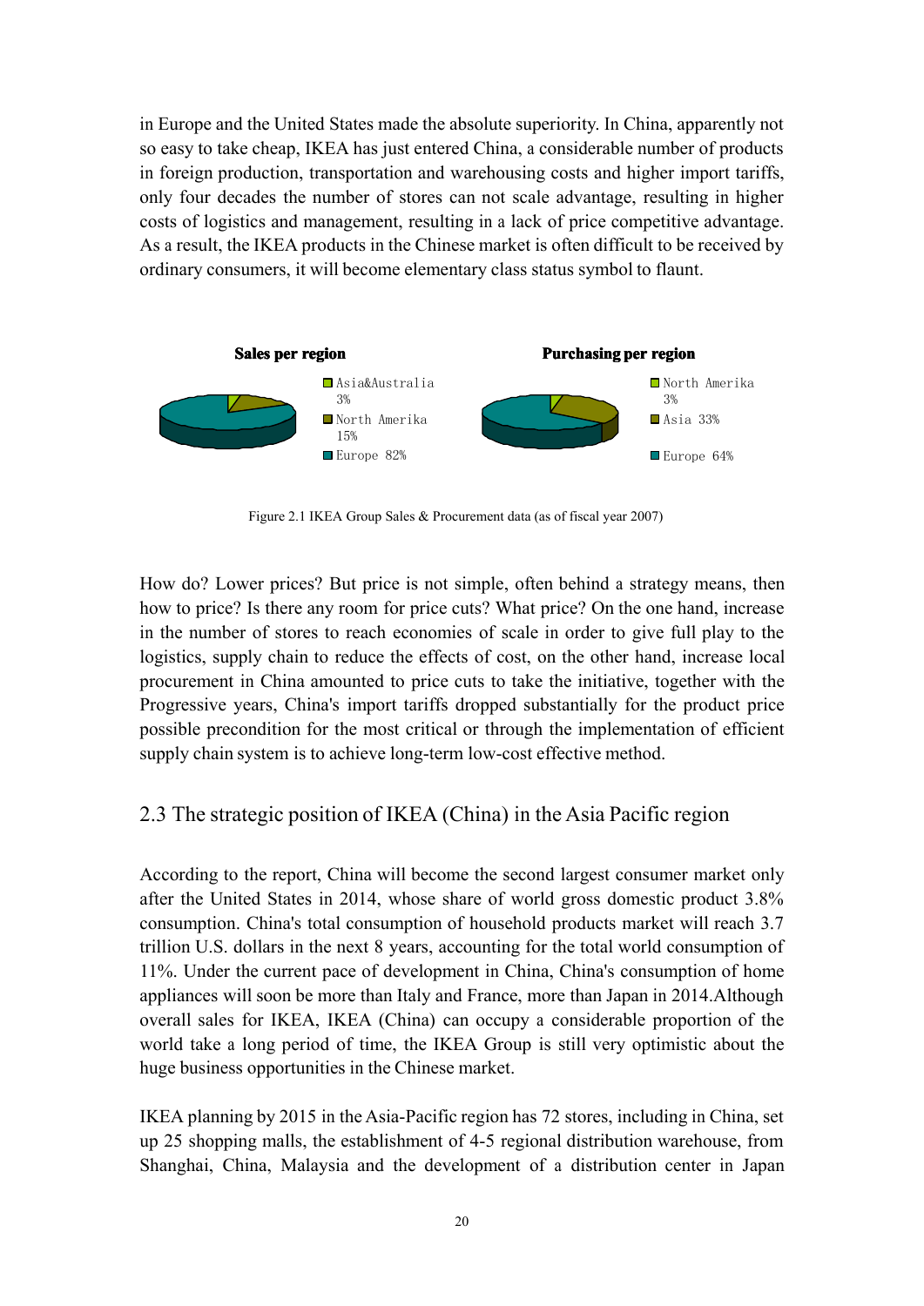in Europe and the United States made the absolute superiority. In China, apparently not so easy to take cheap, IKEA has just entered China, a considerable number of products in foreign production, transportation and warehousing costs and higher import tariffs, only four decades the number of stores can not scale advantage, resulting in higher costs of logistics and management, resulting in a lack of price competitive advantage. As a result, the IKEA products in the Chinese market is often difficult to be received by ordinary consumers, it will become elementary class status symbol to flaunt.

**Sales per region**

- Asia&Australia 3%
- North Amerika 15%
- Europe 82%

**Purchasing per region**

- North Amerika 3%
- Asia 33%
- Europe 64%

Figure 2.1 IKEA Group Sales & Procurement data (as of fiscal year 2007)

How do? Lower prices? But price is not simple, often behind a strategy means, then how to price? Is there any room for price cuts? What price? On the one hand, increase in the number of stores to reach economies of scale in order to give full play to the logistics, supply chain to reduce the effects of cost, on the other hand, increase local procurement in China amounted to price cuts to take the initiative, together with the Progressive years, China's import tariffs dropped substantially for the product price possible precondition for the most critical or through the implementation of efficient supply chain system is to achieve long-term low-cost effective method.

## 2.3 The strategic position of IKEA (China) in the Asia Pacific region

According to the report, China will become the second largest consumer market only after the United States in 2014, whose share of world gross domestic product 3.8% consumption. China's total consumption of household products market will reach 3.7 trillion U.S. dollars in the next 8 years, accounting for the total world consumption of 11%. Under the current pace of development in China, China's consumption of home appliances will soon be more than Italy and France, more than Japan in 2014.Although overall sales for IKEA, IKEA (China) can occupy a considerable proportion of the world take a long period of time, the IKEA Group is still very optimistic about the huge business opportunities in the Chinese market.

IKEA planning by 2015 in the Asia-Pacific region has 72 stores, including in China, set up 25 shopping malls, the establishment of 4-5 regional distribution warehouse, from Shanghai, China, Malaysia and the development of a distribution center in Japan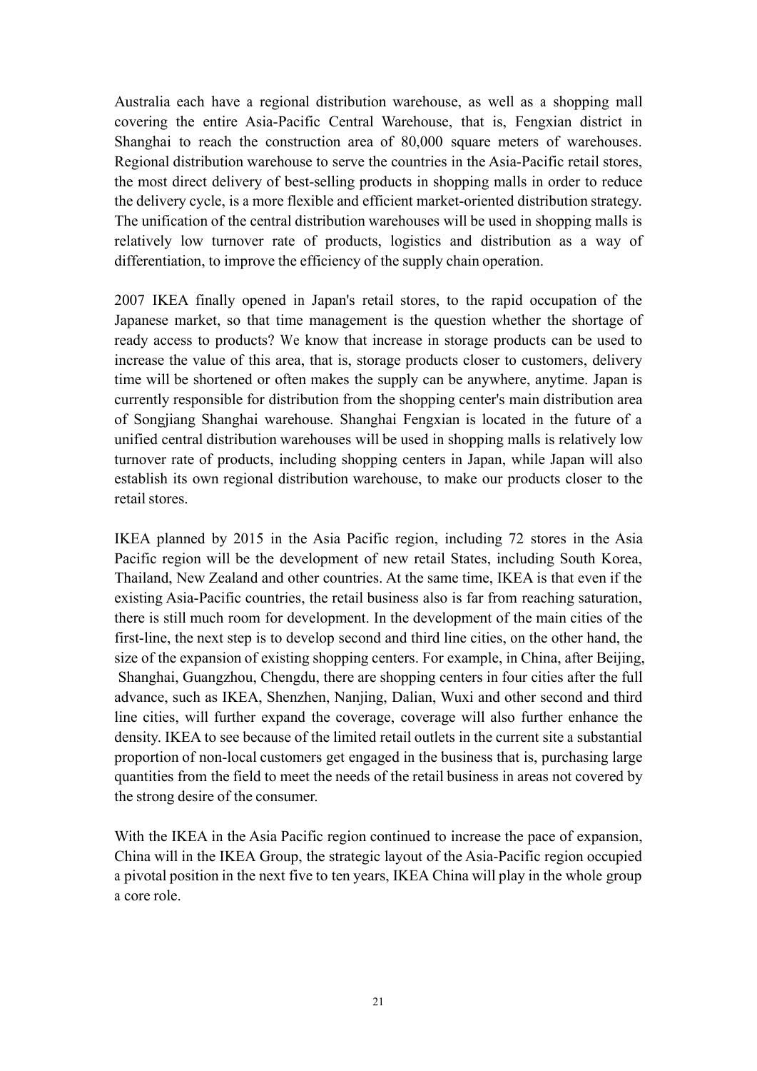Australia each have a regional distribution warehouse, as well as a shopping mall covering the entire Asia-Pacific Central Warehouse, that is, Fengxian district in Shanghai to reach the construction area of 80,000 square meters of warehouses. Regional distribution warehouse to serve the countries in the Asia-Pacific retail stores, the most direct delivery of best-selling products in shopping malls in order to reduce the delivery cycle, is a more flexible and efficient market-oriented distribution strategy. The unification of the central distribution warehouses will be used in shopping malls is relatively low turnover rate of products, logistics and distribution as a way of differentiation, to improve the efficiency of the supply chain operation.

2007 IKEA finally opened in Japan's retail stores, to the rapid occupation of the Japanese market, so that time management is the question whether the shortage of ready access to products? We know that increase in storage products can be used to increase the value of this area, that is, storage products closer to customers, delivery time will be shortened or often makes the supply can be anywhere, anytime. Japan is currently responsible for distribution from the shopping center's main distribution area of Songjiang Shanghai warehouse. Shanghai Fengxian is located in the future of a unified central distribution warehouses will be used in shopping malls is relatively low turnover rate of products, including shopping centers in Japan, while Japan will also establish its own regional distribution warehouse, to make our products closer to the retail stores.

IKEA planned by 2015 in the Asia Pacific region, including 72 stores in the Asia Pacific region will be the development of new retail States, including South Korea, Thailand, New Zealand and other countries. At the same time, IKEA is that even if the existing Asia-Pacific countries, the retail business also is far from reaching saturation, there is still much room for development. In the development of the main cities of the first-line, the next step is to develop second and third line cities, on the other hand, the size of the expansion of existing shopping centers. For example, in China, after Beijing, Shanghai, Guangzhou, Chengdu, there are shopping centers in four cities after the full advance, such as IKEA, Shenzhen, Nanjing, Dalian, Wuxi and other second and third line cities, will further expand the coverage, coverage will also further enhance the density. IKEA to see because of the limited retail outlets in the current site a substantial proportion of non-local customers get engaged in the business that is, purchasing large quantities from the field to meet the needs of the retail business in areas not covered by the strong desire of the consumer.

With the IKEA in the Asia Pacific region continued to increase the pace of expansion, China will in the IKEA Group, the strategic layout of the Asia-Pacific region occupied a pivotal position in the next five to ten years, IKEA China will play in the whole group a core role.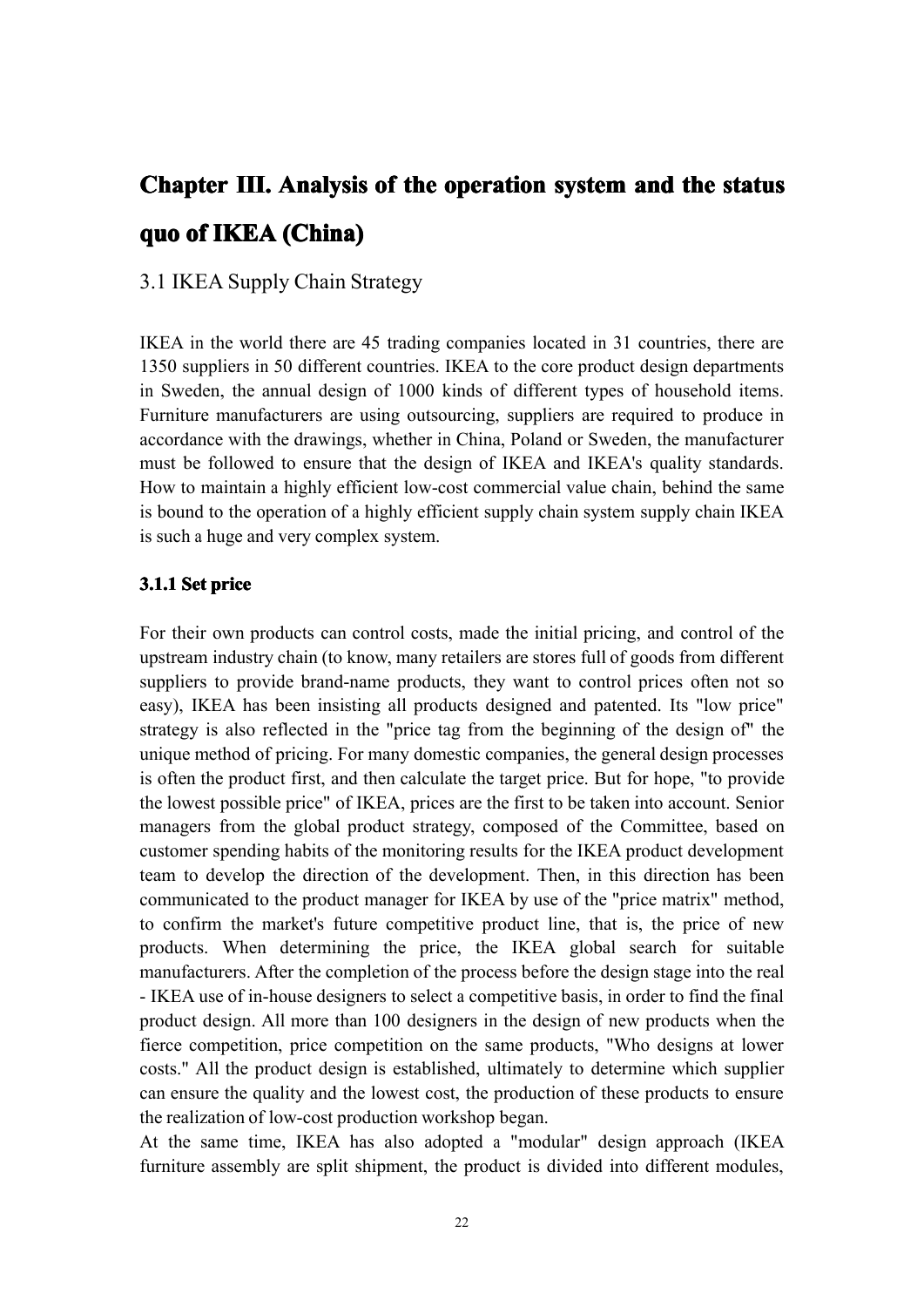# Chapter III. Analysis of the operation system and the status quo of IKEA (China)

## 3.1 IKEA Supply Chain Strategy

IKEA in the world there are 45 trading companies located in 31 countries, there are 1350 suppliers in 50 different countries. IKEA to the core product design departments in Sweden, the annual design of 1000 kinds of different types of household items. Furniture manufacturers are using outsourcing, suppliers are required to produce in accordance with the drawings, whether in China, Poland or Sweden, the manufacturer must be followed to ensure that the design of IKEA and IKEA's quality standards. How to maintain a highly efficient low-cost commercial value chain, behind the same is bound to the operation of a highly efficient supply chain system supply chain IKEA is such a huge and very complex system.

### 3.1.1 Set price

For their own products can control costs, made the initial pricing, and control of the upstream industry chain (to know, many retailers are stores full of goods from different suppliers to provide brand-name products, they want to control prices often not so easy), IKEA has been insisting all products designed and patented. Its "low price" strategy is also reflected in the "price tag from the beginning of the design of" the unique method of pricing. For many domestic companies, the general design processes is often the product first, and then calculate the target price. But for hope, "to provide the lowest possible price" of IKEA, prices are the first to be taken into account. Senior managers from the global product strategy, composed of the Committee, based on customer spending habits of the monitoring results for the IKEA product development team to develop the direction of the development. Then, in this direction has been communicated to the product manager for IKEA by use of the "price matrix" method, to confirm the market's future competitive product line, that is, the price of new products. When determining the price, the IKEA global search for suitable manufacturers. After the completion of the process before the design stage into the real - IKEA use of in-house designers to select a competitive basis, in order to find the final product design. All more than 100 designers in the design of new products when the fierce competition, price competition on the same products, "Who designs at lower costs." All the product design is established, ultimately to determine which supplier can ensure the quality and the lowest cost, the production of these products to ensure the realization of low-cost production workshop began.

At the same time, IKEA has also adopted a "modular" design approach (IKEA furniture assembly are split shipment, the product is divided into different modules,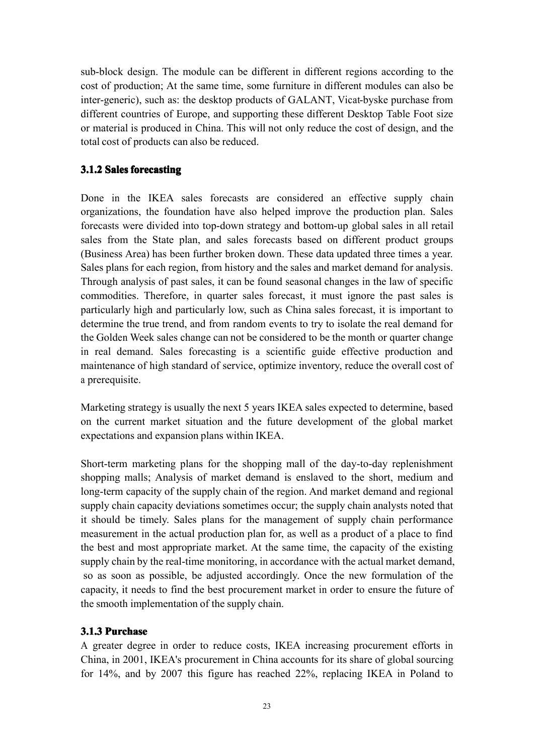sub-block design. The module can be different in different regions according to the cost of production; At the same time, some furniture in different modules can also be inter-generic), such as: the desktop products of GALANT, Vicat-byske purchase from different countries of Europe, and supporting these different Desktop Table Foot size or material is produced in China. This will not only reduce the cost of design, and the total cost of products can also be reduced.

### 3.1.2 Sales forecasting

Done in the IKEA sales forecasts are considered an effective supply chain organizations, the foundation have also helped improve the production plan. Sales forecasts were divided into top-down strategy and bottom-up global sales in all retail sales from the State plan, and sales forecasts based on different product groups (Business Area) has been further broken down. These data updated three times a year. Sales plans for each region, from history and the sales and market demand for analysis. Through analysis of past sales, it can be found seasonal changes in the law of specific commodities. Therefore, in quarter sales forecast, it must ignore the past sales is particularly high and particularly low, such as China sales forecast, it is important to determine the true trend, and from random events to try to isolate the real demand for the Golden Week sales change can not be considered to be the month or quarter change in real demand. Sales forecasting is a scientific guide effective production and maintenance of high standard of service, optimize inventory, reduce the overall cost of a prerequisite.

Marketing strategy is usually the next 5 years IKEA sales expected to determine, based on the current market situation and the future development of the global market expectations and expansion plans within IKEA.

Short-term marketing plans for the shopping mall of the day-to-day replenishment shopping malls; Analysis of market demand is enslaved to the short, medium and long-term capacity of the supply chain of the region. And market demand and regional supply chain capacity deviations sometimes occur; the supply chain analysts noted that it should be timely. Sales plans for the management of supply chain performance measurement in the actual production plan for, as well as a product of a place to find the best and most appropriate market. At the same time, the capacity of the existing supply chain by the real-time monitoring, in accordance with the actual market demand, so as soon as possible, be adjusted accordingly. Once the new formulation of the capacity, it needs to find the best procurement market in order to ensure the future of the smooth implementation of the supply chain.

### 3.1.3 Purchase

A greater degree in order to reduce costs, IKEA increasing procurement efforts in China, in 2001, IKEA's procurement in China accounts for its share of global sourcing for 14%, and by 2007 this figure has reached 22%, replacing IKEA in Poland to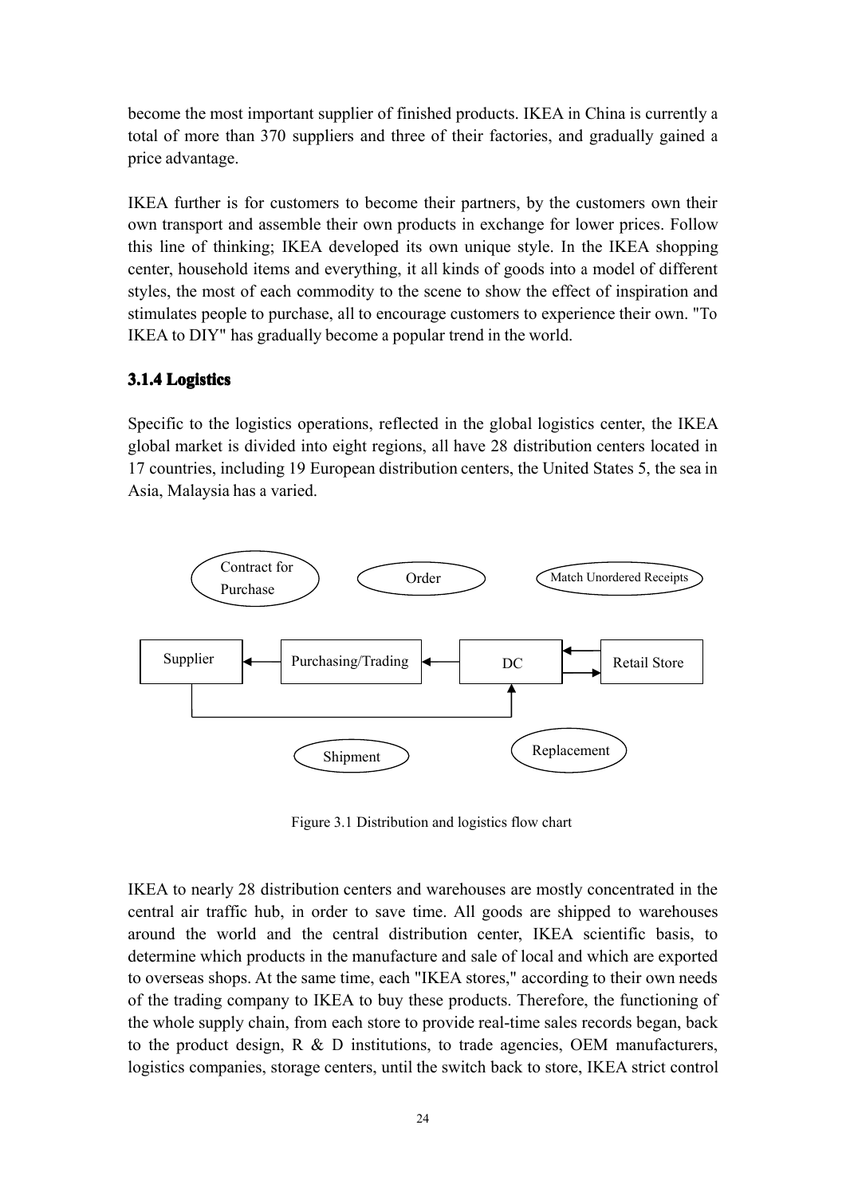become the most important supplier of finished products. IKEA in China is currently a total of more than 370 suppliers and three of their factories, and gradually gained a price advantage.

IKEA further is for customers to become their partners, by the customers own their own transport and assemble their own products in exchange for lower prices. Follow this line of thinking; IKEA developed its own unique style. In the IKEA shopping center, household items and everything, it all kinds of goods into a model of different styles, the most of each commodity to the scene to show the effect of inspiration and stimulates people to purchase, all to encourage customers to experience their own. "To IKEA to DIY" has gradually become a popular trend in the world.

### 3.1.4 Logistics

Specific to the logistics operations, reflected in the global logistics center, the IKEA global market is divided into eight regions, all have 28 distribution centers located in 17 countries, including 19 European distribution centers, the United States 5, the sea in Asia, Malaysia has a varied.

Contract for Purchase

Order

Match Unordered Receipts

Supplier

Purchasing/Trading

DC

Retail Store

Shipment

Replacement

Figure 3.1 Distribution and logistics flow chart

IKEA to nearly 28 distribution centers and warehouses are mostly concentrated in the central air traffic hub, in order to save time. All goods are shipped to warehouses around the world and the central distribution center, IKEA scientific basis, to determine which products in the manufacture and sale of local and which are exported to overseas shops. At the same time, each "IKEA stores," according to their own needs of the trading company to IKEA to buy these products. Therefore, the functioning of the whole supply chain, from each store to provide real-time sales records began, back to the product design, R & D institutions, to trade agencies, OEM manufacturers, logistics companies, storage centers, until the switch back to store, IKEA strict control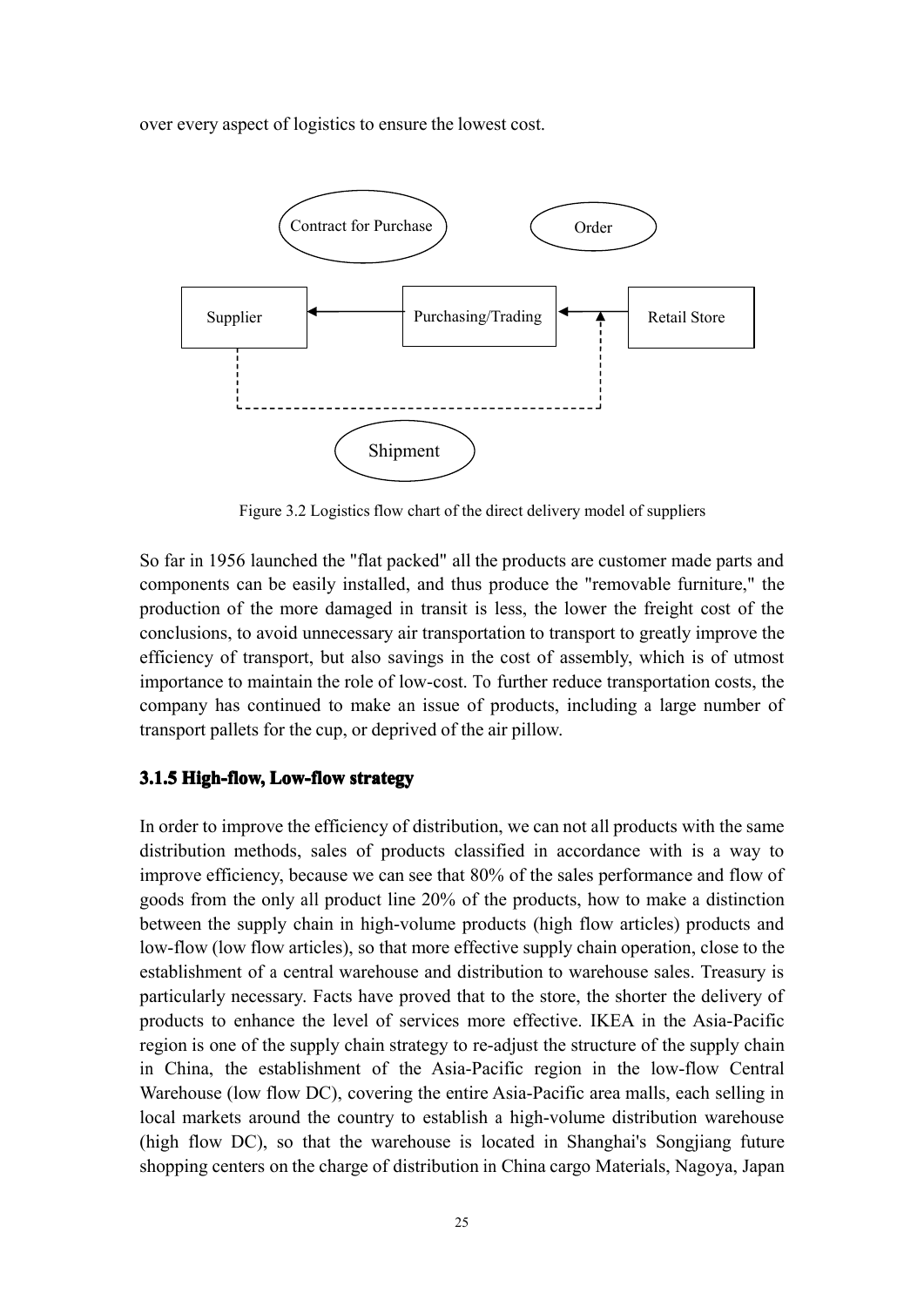over every aspect of logistics to ensure the lowest cost.

Contract for Purchase

Order

Supplier

Purchasing/Trading

Retail Store

Shipment

Figure 3.2 Logistics flow chart of the direct delivery model of suppliers

So far in 1956 launched the "flat packed" all the products are customer made parts and components can be easily installed, and thus produce the "removable furniture," the production of the more damaged in transit is less, the lower the freight cost of the conclusions, to avoid unnecessary air transportation to transport to greatly improve the efficiency of transport, but also savings in the cost of assembly, which is of utmost importance to maintain the role of low-cost. To further reduce transportation costs, the company has continued to make an issue of products, including a large number of transport pallets for the cup, or deprived of the air pillow.

### 3.1.5 High-flow, Low-flow strategy

In order to improve the efficiency of distribution, we can not all products with the same distribution methods, sales of products classified in accordance with is a way to improve efficiency, because we can see that 80% of the sales performance and flow of goods from the only all product line 20% of the products, how to make a distinction between the supply chain in high-volume products (high flow articles) products and low-flow (low flow articles), so that more effective supply chain operation, close to the establishment of a central warehouse and distribution to warehouse sales. Treasury is particularly necessary. Facts have proved that to the store, the shorter the delivery of products to enhance the level of services more effective. IKEA in the Asia-Pacific region is one of the supply chain strategy to re-adjust the structure of the supply chain in China, the establishment of the Asia-Pacific region in the low-flow Central Warehouse (low flow DC), covering the entire Asia-Pacific area malls, each selling in local markets around the country to establish a high-volume distribution warehouse (high flow DC), so that the warehouse is located in Shanghai's Songjiang future shopping centers on the charge of distribution in China cargo Materials, Nagoya, Japan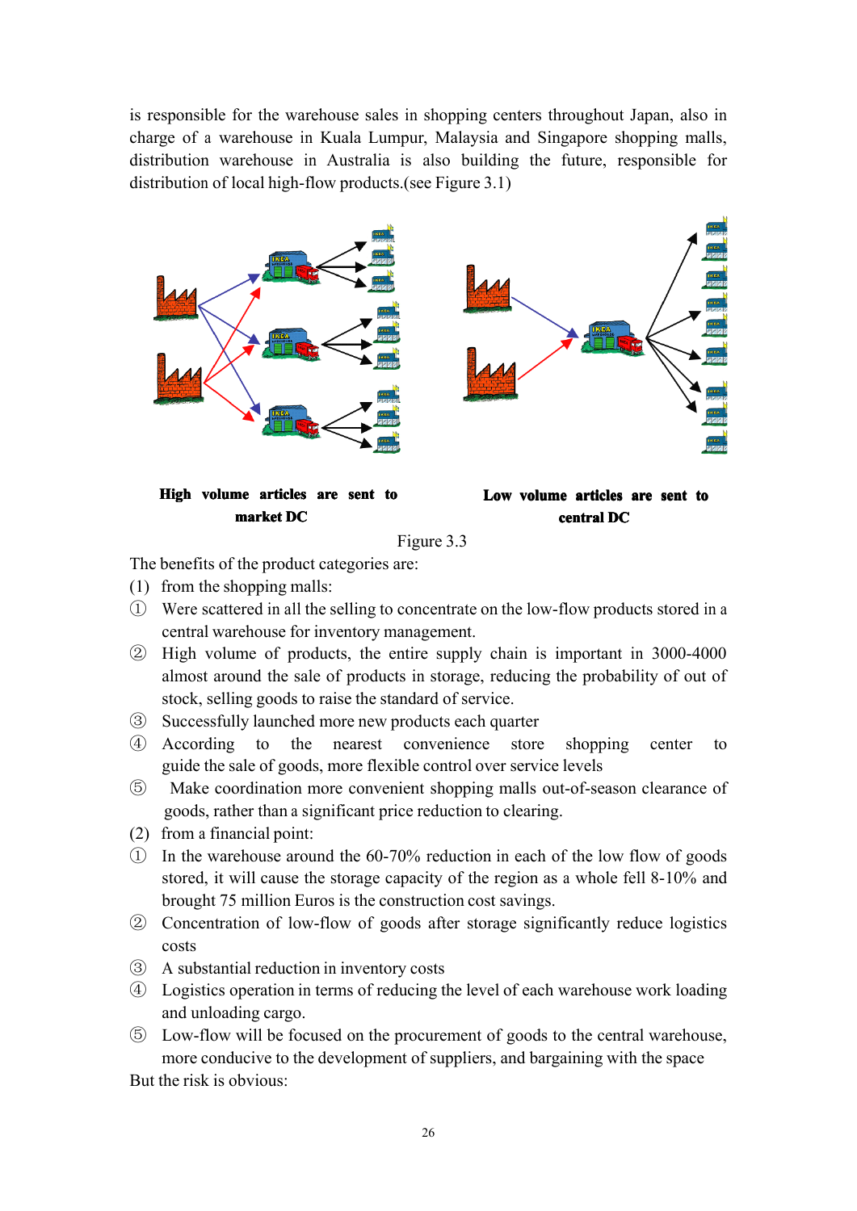is responsible for the warehouse sales in shopping centers throughout Japan, also in charge of a warehouse in Kuala Lumpur, Malaysia and Singapore shopping malls, distribution warehouse in Australia is also building the future, responsible for distribution of local high-flow products.(see Figure 3.1)

**High volume articles are sent to market DC**

**Low volume articles are sent to central DC**

Figure 3.3

The benefits of the product categories are:

(1) from the shopping malls:

① Were scattered in all the selling to concentrate on the low-flow products stored in a central warehouse for inventory management.

② High volume of products, the entire supply chain is important in 3000-4000 almost around the sale of products in storage, reducing the probability of out of stock, selling goods to raise the standard of service.

③ Successfully launched more new products each quarter

④ According to the nearest convenience store shopping center to guide the sale of goods, more flexible control over service levels

⑤ Make coordination more convenient shopping malls out-of-season clearance of goods, rather than a significant price reduction to clearing.

(2) from a financial point:

① In the warehouse around the 60-70% reduction in each of the low flow of goods stored, it will cause the storage capacity of the region as a whole fell 8-10% and brought 75 million Euros is the construction cost savings.

② Concentration of low-flow of goods after storage significantly reduce logistics costs

③ A substantial reduction in inventory costs

④ Logistics operation in terms of reducing the level of each warehouse work loading and unloading cargo.

⑤ Low-flow will be focused on the procurement of goods to the central warehouse, more conducive to the development of suppliers, and bargaining with the space

But the risk is obvious: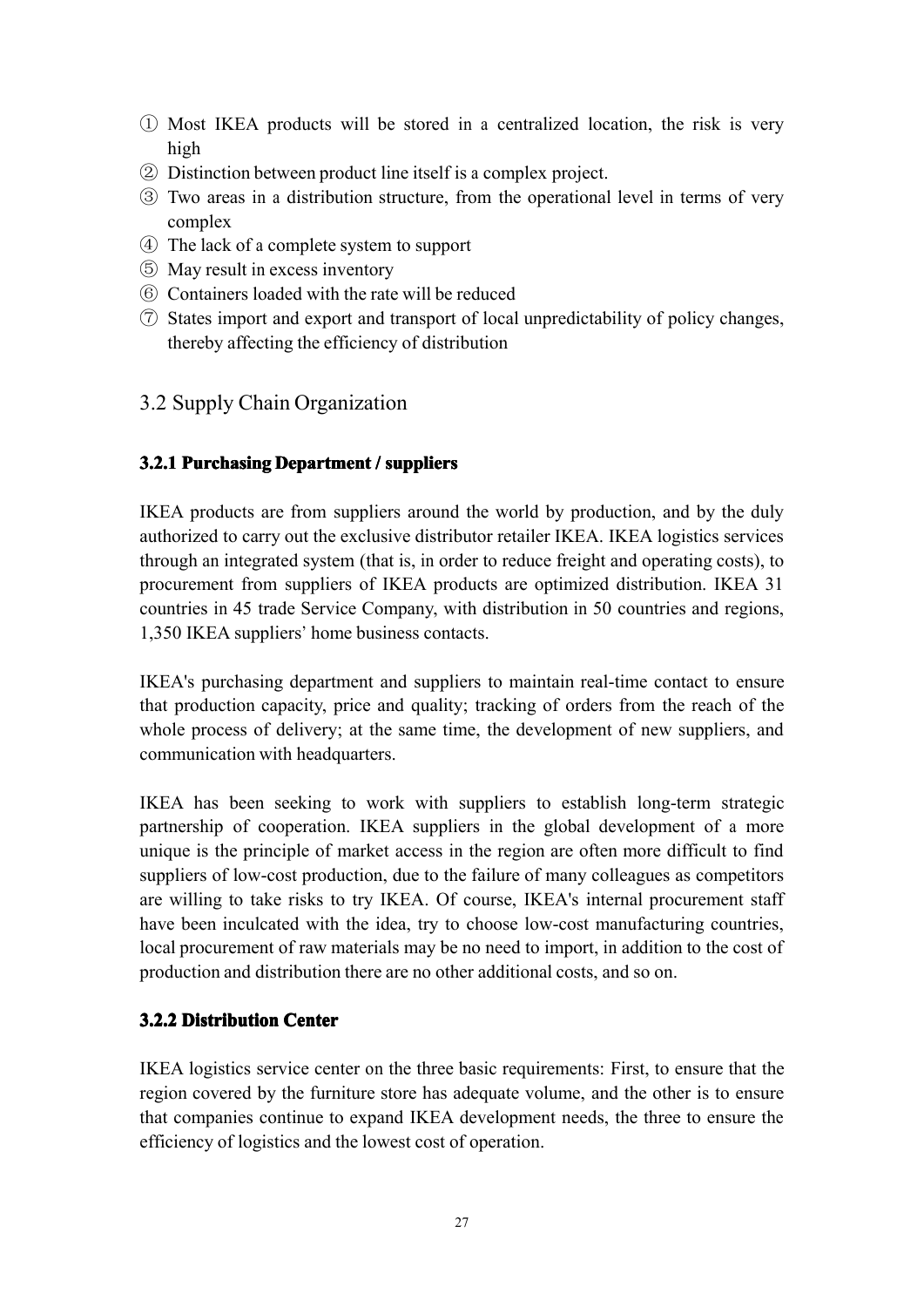① Most IKEA products will be stored in a centralized location, the risk is very high
② Distinction between product line itself is a complex project.
③ Two areas in a distribution structure, from the operational level in terms of very complex
④ The lack of a complete system to support
⑤ May result in excess inventory
⑥ Containers loaded with the rate will be reduced
⑦ States import and export and transport of local unpredictability of policy changes, thereby affecting the efficiency of distribution

## 3.2 Supply Chain Organization

### 3.2.1 Purchasing Department / suppliers

IKEA products are from suppliers around the world by production, and by the duly authorized to carry out the exclusive distributor retailer IKEA. IKEA logistics services through an integrated system (that is, in order to reduce freight and operating costs), to procurement from suppliers of IKEA products are optimized distribution. IKEA 31 countries in 45 trade Service Company, with distribution in 50 countries and regions, 1,350 IKEA suppliers' home business contacts.

IKEA's purchasing department and suppliers to maintain real-time contact to ensure that production capacity, price and quality; tracking of orders from the reach of the whole process of delivery; at the same time, the development of new suppliers, and communication with headquarters.

IKEA has been seeking to work with suppliers to establish long-term strategic partnership of cooperation. IKEA suppliers in the global development of a more unique is the principle of market access in the region are often more difficult to find suppliers of low-cost production, due to the failure of many colleagues as competitors are willing to take risks to try IKEA. Of course, IKEA's internal procurement staff have been inculcated with the idea, try to choose low-cost manufacturing countries, local procurement of raw materials may be no need to import, in addition to the cost of production and distribution there are no other additional costs, and so on.

### 3.2.2 Distribution Center

IKEA logistics service center on the three basic requirements: First, to ensure that the region covered by the furniture store has adequate volume, and the other is to ensure that companies continue to expand IKEA development needs, the three to ensure the efficiency of logistics and the lowest cost of operation.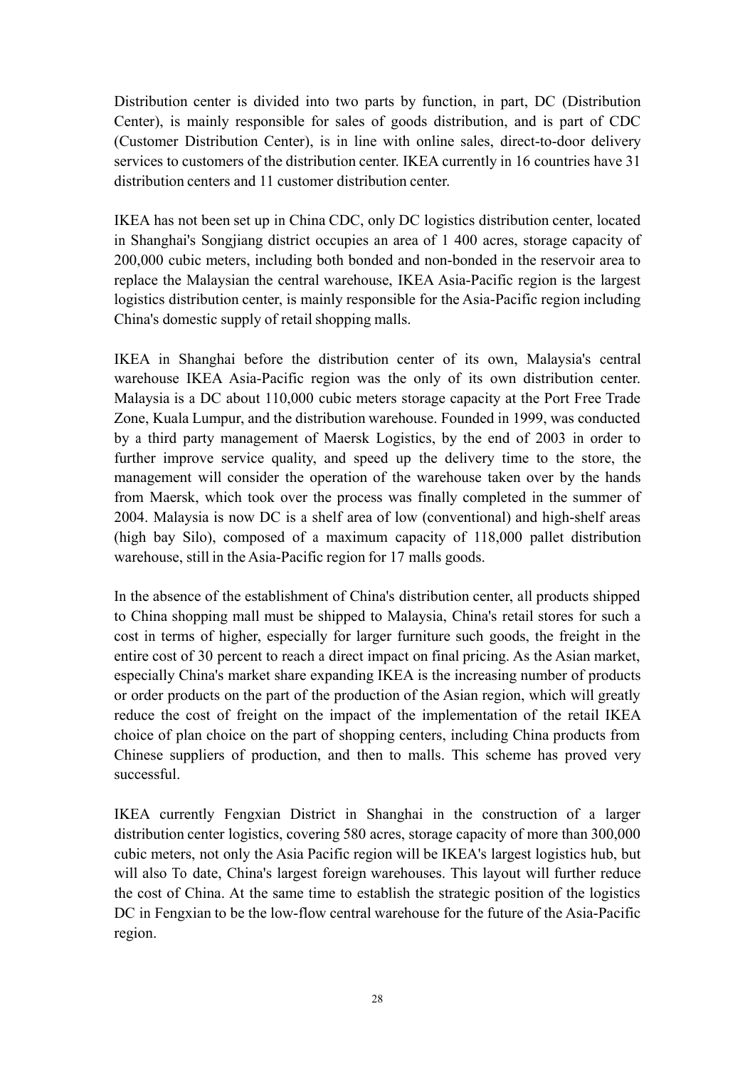Distribution center is divided into two parts by function, in part, DC (Distribution Center), is mainly responsible for sales of goods distribution, and is part of CDC (Customer Distribution Center), is in line with online sales, direct-to-door delivery services to customers of the distribution center. IKEA currently in 16 countries have 31 distribution centers and 11 customer distribution center.

IKEA has not been set up in China CDC, only DC logistics distribution center, located in Shanghai's Songjiang district occupies an area of 1 400 acres, storage capacity of 200,000 cubic meters, including both bonded and non-bonded in the reservoir area to replace the Malaysian the central warehouse, IKEA Asia-Pacific region is the largest logistics distribution center, is mainly responsible for the Asia-Pacific region including China's domestic supply of retail shopping malls.

IKEA in Shanghai before the distribution center of its own, Malaysia's central warehouse IKEA Asia-Pacific region was the only of its own distribution center. Malaysia is a DC about 110,000 cubic meters storage capacity at the Port Free Trade Zone, Kuala Lumpur, and the distribution warehouse. Founded in 1999, was conducted by a third party management of Maersk Logistics, by the end of 2003 in order to further improve service quality, and speed up the delivery time to the store, the management will consider the operation of the warehouse taken over by the hands from Maersk, which took over the process was finally completed in the summer of 2004. Malaysia is now DC is a shelf area of low (conventional) and high-shelf areas (high bay Silo), composed of a maximum capacity of 118,000 pallet distribution warehouse, still in the Asia-Pacific region for 17 malls goods.

In the absence of the establishment of China's distribution center, all products shipped to China shopping mall must be shipped to Malaysia, China's retail stores for such a cost in terms of higher, especially for larger furniture such goods, the freight in the entire cost of 30 percent to reach a direct impact on final pricing. As the Asian market, especially China's market share expanding IKEA is the increasing number of products or order products on the part of the production of the Asian region, which will greatly reduce the cost of freight on the impact of the implementation of the retail IKEA choice of plan choice on the part of shopping centers, including China products from Chinese suppliers of production, and then to malls. This scheme has proved very successful.

IKEA currently Fengxian District in Shanghai in the construction of a larger distribution center logistics, covering 580 acres, storage capacity of more than 300,000 cubic meters, not only the Asia Pacific region will be IKEA's largest logistics hub, but will also To date, China's largest foreign warehouses. This layout will further reduce the cost of China. At the same time to establish the strategic position of the logistics DC in Fengxian to be the low-flow central warehouse for the future of the Asia-Pacific region.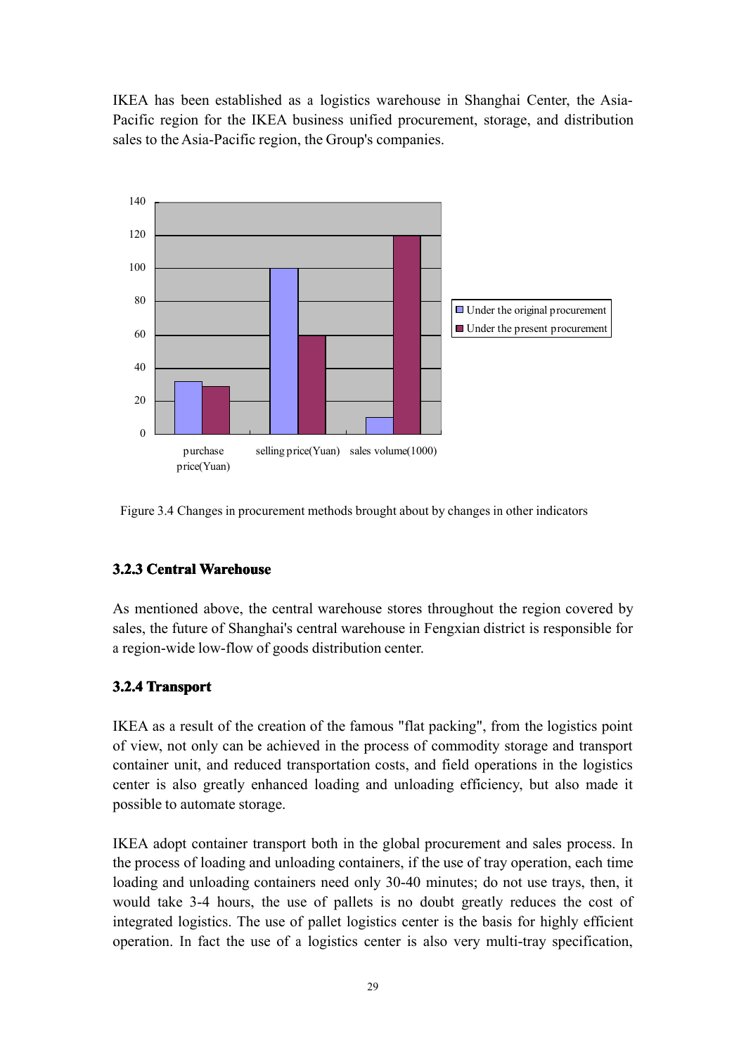IKEA has been established as a logistics warehouse in Shanghai Center, the Asia-Pacific region for the IKEA business unified procurement, storage, and distribution sales to the Asia-Pacific region, the Group's companies.

| | purchase price(Yuan) | selling price(Yuan) | sales volume(1000) |
|---|---|---|---|
| Under the original procurement | 32 | 100 | 10 |
| Under the present procurement | 29 | 60 | 120 |

Figure 3.4 Changes in procurement methods brought about by changes in other indicators

### 3.2.3 Central Warehouse

As mentioned above, the central warehouse stores throughout the region covered by sales, the future of Shanghai's central warehouse in Fengxian district is responsible for a region-wide low-flow of goods distribution center.

### 3.2.4 Transport

IKEA as a result of the creation of the famous "flat packing", from the logistics point of view, not only can be achieved in the process of commodity storage and transport container unit, and reduced transportation costs, and field operations in the logistics center is also greatly enhanced loading and unloading efficiency, but also made it possible to automate storage.

IKEA adopt container transport both in the global procurement and sales process. In the process of loading and unloading containers, if the use of tray operation, each time loading and unloading containers need only 30-40 minutes; do not use trays, then, it would take 3-4 hours, the use of pallets is no doubt greatly reduces the cost of integrated logistics. The use of pallet logistics center is the basis for highly efficient operation. In fact the use of a logistics center is also very multi-tray specification,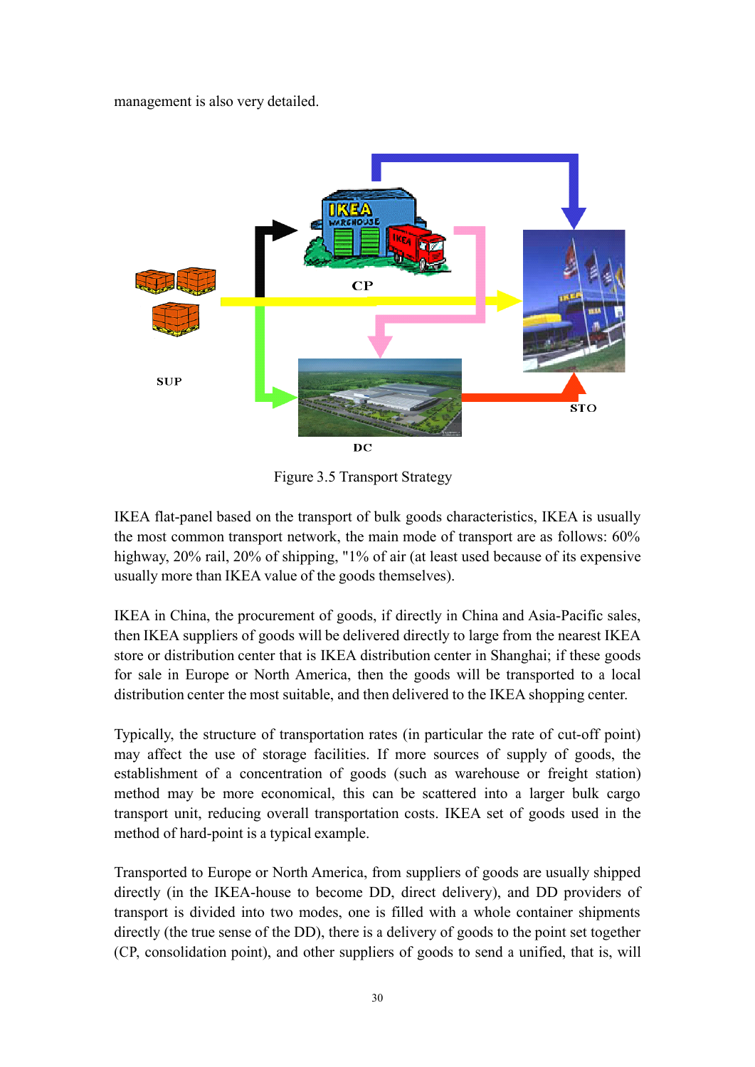management is also very detailed.

Figure 3.5 Transport Strategy

IKEA flat-panel based on the transport of bulk goods characteristics, IKEA is usually the most common transport network, the main mode of transport are as follows: 60% highway, 20% rail, 20% of shipping, "1% of air (at least used because of its expensive usually more than IKEA value of the goods themselves).

IKEA in China, the procurement of goods, if directly in China and Asia-Pacific sales, then IKEA suppliers of goods will be delivered directly to large from the nearest IKEA store or distribution center that is IKEA distribution center in Shanghai; if these goods for sale in Europe or North America, then the goods will be transported to a local distribution center the most suitable, and then delivered to the IKEA shopping center.

Typically, the structure of transportation rates (in particular the rate of cut-off point) may affect the use of storage facilities. If more sources of supply of goods, the establishment of a concentration of goods (such as warehouse or freight station) method may be more economical, this can be scattered into a larger bulk cargo transport unit, reducing overall transportation costs. IKEA set of goods used in the method of hard-point is a typical example.

Transported to Europe or North America, from suppliers of goods are usually shipped directly (in the IKEA-house to become DD, direct delivery), and DD providers of transport is divided into two modes, one is filled with a whole container shipments directly (the true sense of the DD), there is a delivery of goods to the point set together (CP, consolidation point), and other suppliers of goods to send a unified, that is, will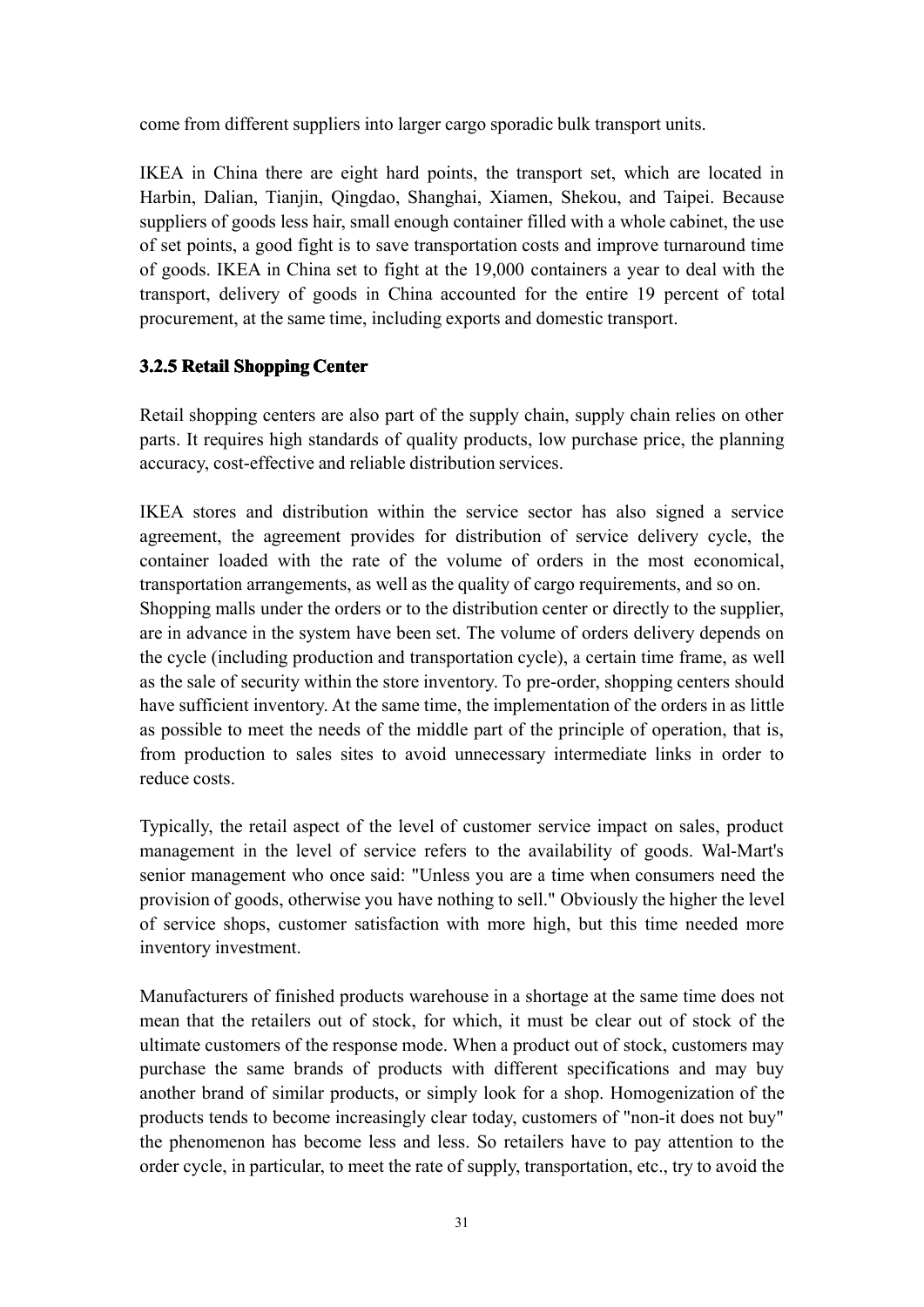come from different suppliers into larger cargo sporadic bulk transport units.

IKEA in China there are eight hard points, the transport set, which are located in Harbin, Dalian, Tianjin, Qingdao, Shanghai, Xiamen, Shekou, and Taipei. Because suppliers of goods less hair, small enough container filled with a whole cabinet, the use of set points, a good fight is to save transportation costs and improve turnaround time of goods. IKEA in China set to fight at the 19,000 containers a year to deal with the transport, delivery of goods in China accounted for the entire 19 percent of total procurement, at the same time, including exports and domestic transport.

### 3.2.5 Retail Shopping Center

Retail shopping centers are also part of the supply chain, supply chain relies on other parts. It requires high standards of quality products, low purchase price, the planning accuracy, cost-effective and reliable distribution services.

IKEA stores and distribution within the service sector has also signed a service agreement, the agreement provides for distribution of service delivery cycle, the container loaded with the rate of the volume of orders in the most economical, transportation arrangements, as well as the quality of cargo requirements, and so on.
Shopping malls under the orders or to the distribution center or directly to the supplier, are in advance in the system have been set. The volume of orders delivery depends on the cycle (including production and transportation cycle), a certain time frame, as well as the sale of security within the store inventory. To pre-order, shopping centers should have sufficient inventory. At the same time, the implementation of the orders in as little as possible to meet the needs of the middle part of the principle of operation, that is, from production to sales sites to avoid unnecessary intermediate links in order to reduce costs.

Typically, the retail aspect of the level of customer service impact on sales, product management in the level of service refers to the availability of goods. Wal-Mart's senior management who once said: "Unless you are a time when consumers need the provision of goods, otherwise you have nothing to sell." Obviously the higher the level of service shops, customer satisfaction with more high, but this time needed more inventory investment.

Manufacturers of finished products warehouse in a shortage at the same time does not mean that the retailers out of stock, for which, it must be clear out of stock of the ultimate customers of the response mode. When a product out of stock, customers may purchase the same brands of products with different specifications and may buy another brand of similar products, or simply look for a shop. Homogenization of the products tends to become increasingly clear today, customers of "non-it does not buy" the phenomenon has become less and less. So retailers have to pay attention to the order cycle, in particular, to meet the rate of supply, transportation, etc., try to avoid the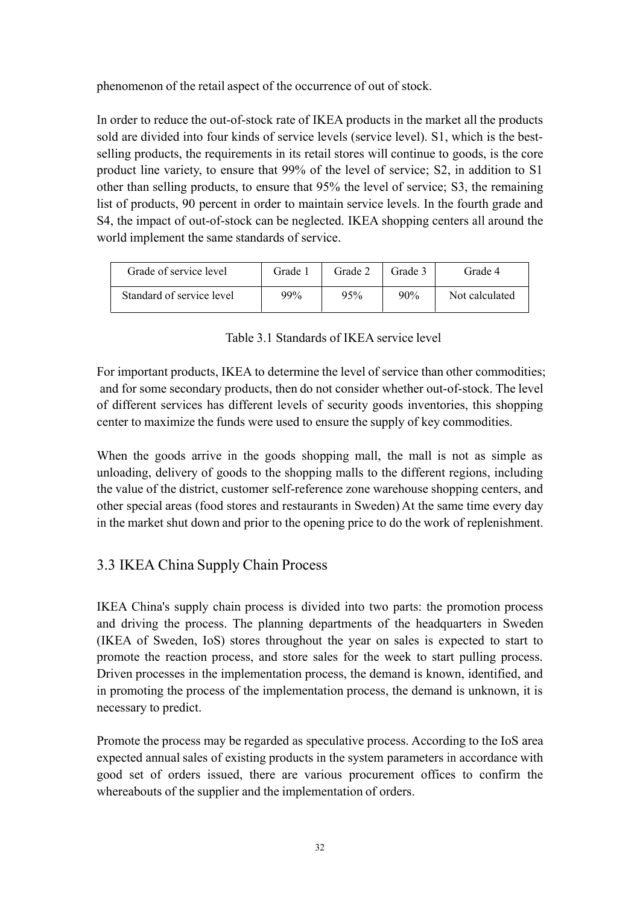phenomenon of the retail aspect of the occurrence of out of stock.

In order to reduce the out-of-stock rate of IKEA products in the market all the products sold are divided into four kinds of service levels (service level). S1, which is the best-selling products, the requirements in its retail stores will continue to goods, is the core product line variety, to ensure that 99% of the level of service; S2, in addition to S1 other than selling products, to ensure that 95% the level of service; S3, the remaining list of products, 90 percent in order to maintain service levels. In the fourth grade and S4, the impact of out-of-stock can be neglected. IKEA shopping centers all around the world implement the same standards of service.

| Grade of service level | Grade 1 | Grade 2 | Grade 3 | Grade 4 |
|---|---|---|---|---|
| Standard of service level | 99% | 95% | 90% | Not calculated |

Table 3.1 Standards of IKEA service level

For important products, IKEA to determine the level of service than other commodities; and for some secondary products, then do not consider whether out-of-stock. The level of different services has different levels of security goods inventories, this shopping center to maximize the funds were used to ensure the supply of key commodities.

When the goods arrive in the goods shopping mall, the mall is not as simple as unloading, delivery of goods to the shopping malls to the different regions, including the value of the district, customer self-reference zone warehouse shopping centers, and other special areas (food stores and restaurants in Sweden) At the same time every day in the market shut down and prior to the opening price to do the work of replenishment.

## 3.3 IKEA China Supply Chain Process

IKEA China's supply chain process is divided into two parts: the promotion process and driving the process. The planning departments of the headquarters in Sweden (IKEA of Sweden, IoS) stores throughout the year on sales is expected to start to promote the reaction process, and store sales for the week to start pulling process. Driven processes in the implementation process, the demand is known, identified, and in promoting the process of the implementation process, the demand is unknown, it is necessary to predict.

Promote the process may be regarded as speculative process. According to the IoS area expected annual sales of existing products in the system parameters in accordance with good set of orders issued, there are various procurement offices to confirm the whereabouts of the supplier and the implementation of orders.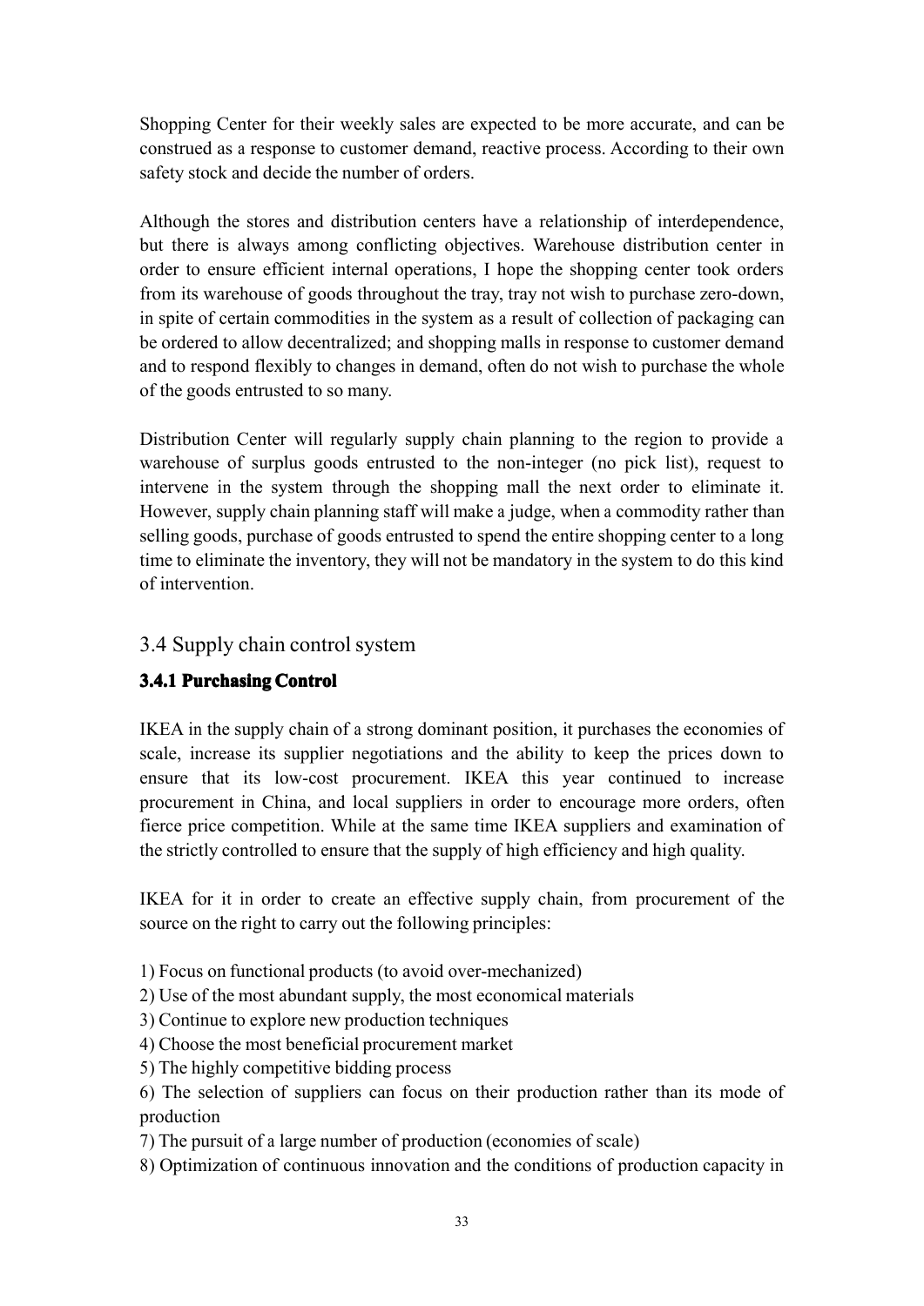Shopping Center for their weekly sales are expected to be more accurate, and can be construed as a response to customer demand, reactive process. According to their own safety stock and decide the number of orders.

Although the stores and distribution centers have a relationship of interdependence, but there is always among conflicting objectives. Warehouse distribution center in order to ensure efficient internal operations, I hope the shopping center took orders from its warehouse of goods throughout the tray, tray not wish to purchase zero-down, in spite of certain commodities in the system as a result of collection of packaging can be ordered to allow decentralized; and shopping malls in response to customer demand and to respond flexibly to changes in demand, often do not wish to purchase the whole of the goods entrusted to so many.

Distribution Center will regularly supply chain planning to the region to provide a warehouse of surplus goods entrusted to the non-integer (no pick list), request to intervene in the system through the shopping mall the next order to eliminate it. However, supply chain planning staff will make a judge, when a commodity rather than selling goods, purchase of goods entrusted to spend the entire shopping center to a long time to eliminate the inventory, they will not be mandatory in the system to do this kind of intervention.

## 3.4 Supply chain control system

### 3.4.1 Purchasing Control

IKEA in the supply chain of a strong dominant position, it purchases the economies of scale, increase its supplier negotiations and the ability to keep the prices down to ensure that its low-cost procurement. IKEA this year continued to increase procurement in China, and local suppliers in order to encourage more orders, often fierce price competition. While at the same time IKEA suppliers and examination of the strictly controlled to ensure that the supply of high efficiency and high quality.

IKEA for it in order to create an effective supply chain, from procurement of the source on the right to carry out the following principles:

1) Focus on functional products (to avoid over-mechanized)
2) Use of the most abundant supply, the most economical materials
3) Continue to explore new production techniques
4) Choose the most beneficial procurement market
5) The highly competitive bidding process
6) The selection of suppliers can focus on their production rather than its mode of production
7) The pursuit of a large number of production (economies of scale)
8) Optimization of continuous innovation and the conditions of production capacity in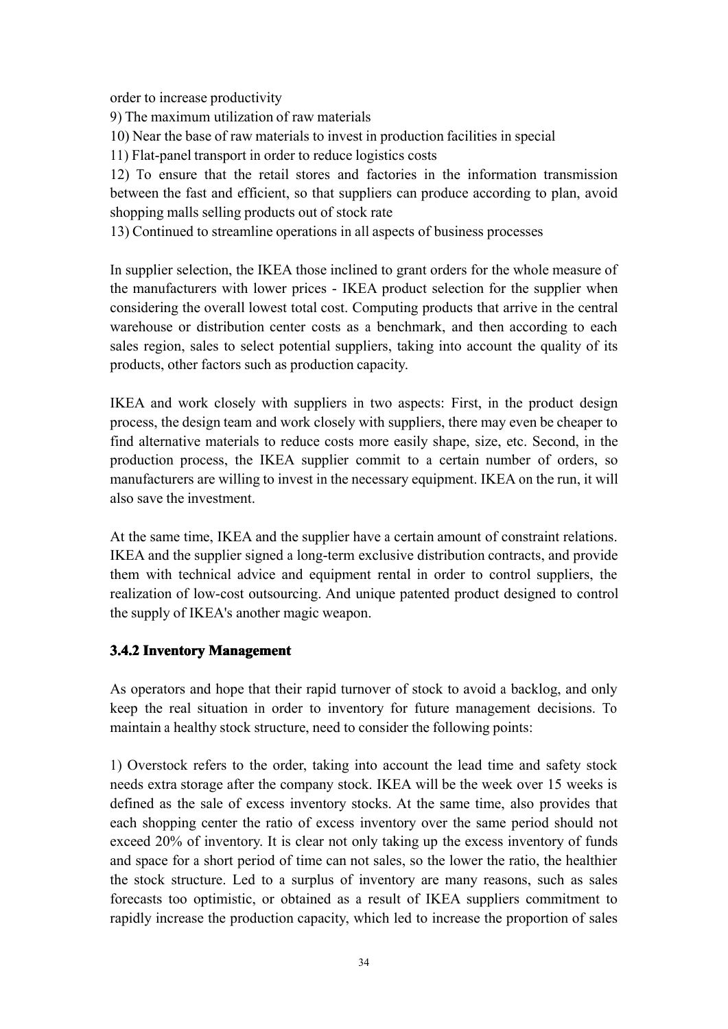order to increase productivity

9) The maximum utilization of raw materials

10) Near the base of raw materials to invest in production facilities in special

11) Flat-panel transport in order to reduce logistics costs

12) To ensure that the retail stores and factories in the information transmission between the fast and efficient, so that suppliers can produce according to plan, avoid shopping malls selling products out of stock rate

13) Continued to streamline operations in all aspects of business processes

In supplier selection, the IKEA those inclined to grant orders for the whole measure of the manufacturers with lower prices - IKEA product selection for the supplier when considering the overall lowest total cost. Computing products that arrive in the central warehouse or distribution center costs as a benchmark, and then according to each sales region, sales to select potential suppliers, taking into account the quality of its products, other factors such as production capacity.

IKEA and work closely with suppliers in two aspects: First, in the product design process, the design team and work closely with suppliers, there may even be cheaper to find alternative materials to reduce costs more easily shape, size, etc. Second, in the production process, the IKEA supplier commit to a certain number of orders, so manufacturers are willing to invest in the necessary equipment. IKEA on the run, it will also save the investment.

At the same time, IKEA and the supplier have a certain amount of constraint relations. IKEA and the supplier signed a long-term exclusive distribution contracts, and provide them with technical advice and equipment rental in order to control suppliers, the realization of low-cost outsourcing. And unique patented product designed to control the supply of IKEA's another magic weapon.

### 3.4.2 Inventory Management

As operators and hope that their rapid turnover of stock to avoid a backlog, and only keep the real situation in order to inventory for future management decisions. To maintain a healthy stock structure, need to consider the following points:

1) Overstock refers to the order, taking into account the lead time and safety stock needs extra storage after the company stock. IKEA will be the week over 15 weeks is defined as the sale of excess inventory stocks. At the same time, also provides that each shopping center the ratio of excess inventory over the same period should not exceed 20% of inventory. It is clear not only taking up the excess inventory of funds and space for a short period of time can not sales, so the lower the ratio, the healthier the stock structure. Led to a surplus of inventory are many reasons, such as sales forecasts too optimistic, or obtained as a result of IKEA suppliers commitment to rapidly increase the production capacity, which led to increase the proportion of sales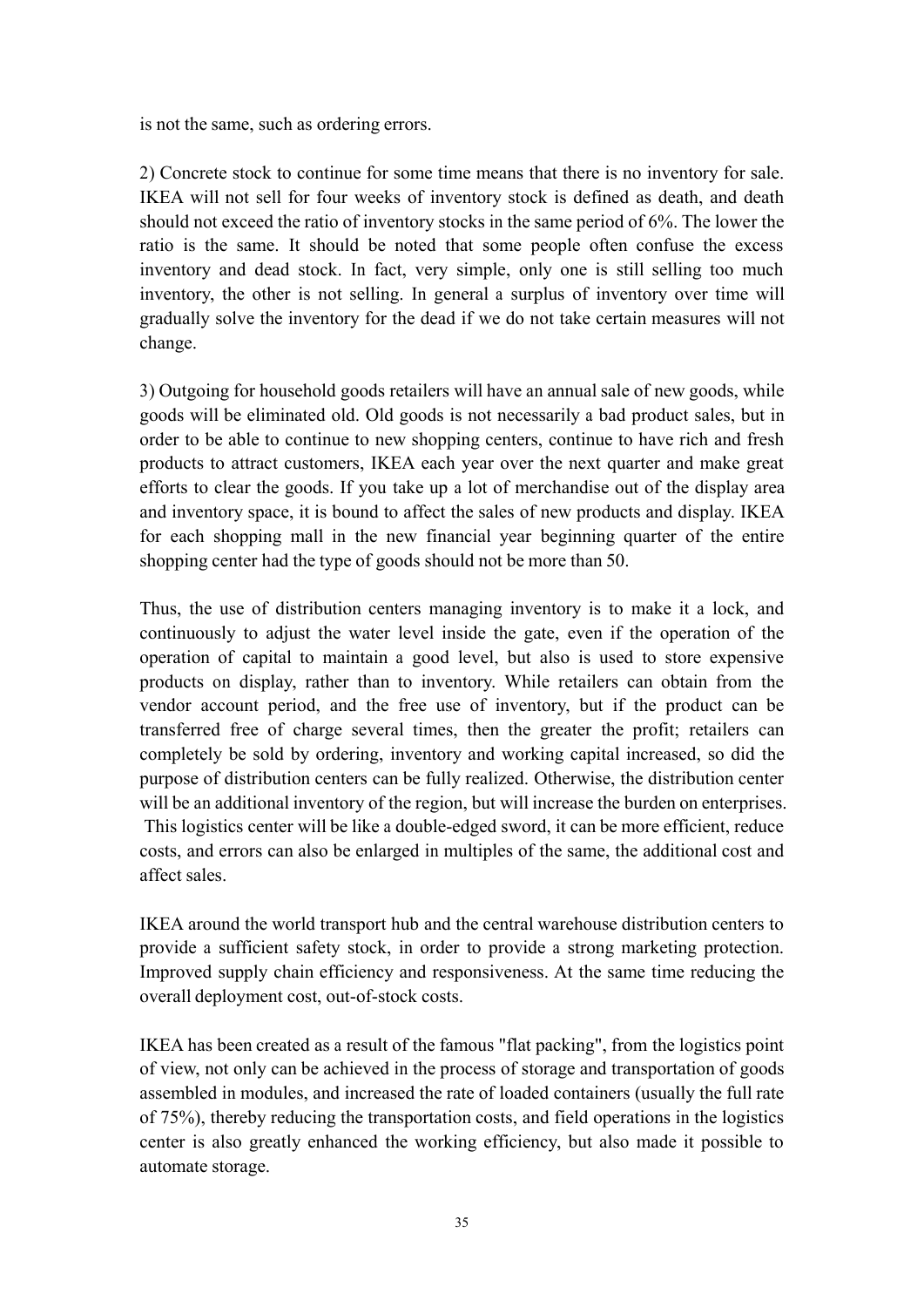is not the same, such as ordering errors.

2) Concrete stock to continue for some time means that there is no inventory for sale. IKEA will not sell for four weeks of inventory stock is defined as death, and death should not exceed the ratio of inventory stocks in the same period of 6%. The lower the ratio is the same. It should be noted that some people often confuse the excess inventory and dead stock. In fact, very simple, only one is still selling too much inventory, the other is not selling. In general a surplus of inventory over time will gradually solve the inventory for the dead if we do not take certain measures will not change.

3) Outgoing for household goods retailers will have an annual sale of new goods, while goods will be eliminated old. Old goods is not necessarily a bad product sales, but in order to be able to continue to new shopping centers, continue to have rich and fresh products to attract customers, IKEA each year over the next quarter and make great efforts to clear the goods. If you take up a lot of merchandise out of the display area and inventory space, it is bound to affect the sales of new products and display. IKEA for each shopping mall in the new financial year beginning quarter of the entire shopping center had the type of goods should not be more than 50.

Thus, the use of distribution centers managing inventory is to make it a lock, and continuously to adjust the water level inside the gate, even if the operation of the operation of capital to maintain a good level, but also is used to store expensive products on display, rather than to inventory. While retailers can obtain from the vendor account period, and the free use of inventory, but if the product can be transferred free of charge several times, then the greater the profit; retailers can completely be sold by ordering, inventory and working capital increased, so did the purpose of distribution centers can be fully realized. Otherwise, the distribution center will be an additional inventory of the region, but will increase the burden on enterprises. This logistics center will be like a double-edged sword, it can be more efficient, reduce costs, and errors can also be enlarged in multiples of the same, the additional cost and affect sales.

IKEA around the world transport hub and the central warehouse distribution centers to provide a sufficient safety stock, in order to provide a strong marketing protection. Improved supply chain efficiency and responsiveness. At the same time reducing the overall deployment cost, out-of-stock costs.

IKEA has been created as a result of the famous "flat packing", from the logistics point of view, not only can be achieved in the process of storage and transportation of goods assembled in modules, and increased the rate of loaded containers (usually the full rate of 75%), thereby reducing the transportation costs, and field operations in the logistics center is also greatly enhanced the working efficiency, but also made it possible to automate storage.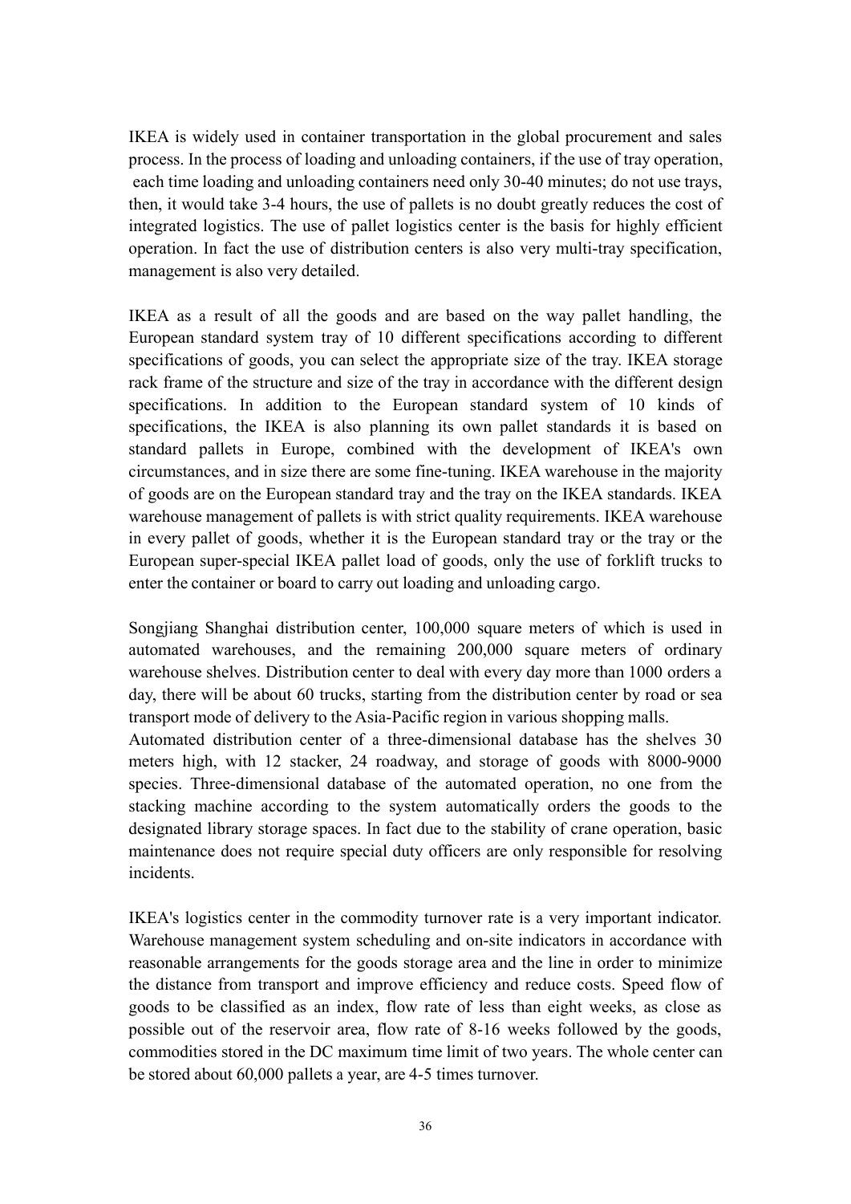IKEA is widely used in container transportation in the global procurement and sales process. In the process of loading and unloading containers, if the use of tray operation, each time loading and unloading containers need only 30-40 minutes; do not use trays, then, it would take 3-4 hours, the use of pallets is no doubt greatly reduces the cost of integrated logistics. The use of pallet logistics center is the basis for highly efficient operation. In fact the use of distribution centers is also very multi-tray specification, management is also very detailed.

IKEA as a result of all the goods and are based on the way pallet handling, the European standard system tray of 10 different specifications according to different specifications of goods, you can select the appropriate size of the tray. IKEA storage rack frame of the structure and size of the tray in accordance with the different design specifications. In addition to the European standard system of 10 kinds of specifications, the IKEA is also planning its own pallet standards it is based on standard pallets in Europe, combined with the development of IKEA's own circumstances, and in size there are some fine-tuning. IKEA warehouse in the majority of goods are on the European standard tray and the tray on the IKEA standards. IKEA warehouse management of pallets is with strict quality requirements. IKEA warehouse in every pallet of goods, whether it is the European standard tray or the tray or the European super-special IKEA pallet load of goods, only the use of forklift trucks to enter the container or board to carry out loading and unloading cargo.

Songjiang Shanghai distribution center, 100,000 square meters of which is used in automated warehouses, and the remaining 200,000 square meters of ordinary warehouse shelves. Distribution center to deal with every day more than 1000 orders a day, there will be about 60 trucks, starting from the distribution center by road or sea transport mode of delivery to the Asia-Pacific region in various shopping malls.

Automated distribution center of a three-dimensional database has the shelves 30 meters high, with 12 stacker, 24 roadway, and storage of goods with 8000-9000 species. Three-dimensional database of the automated operation, no one from the stacking machine according to the system automatically orders the goods to the designated library storage spaces. In fact due to the stability of crane operation, basic maintenance does not require special duty officers are only responsible for resolving incidents.

IKEA's logistics center in the commodity turnover rate is a very important indicator. Warehouse management system scheduling and on-site indicators in accordance with reasonable arrangements for the goods storage area and the line in order to minimize the distance from transport and improve efficiency and reduce costs. Speed flow of goods to be classified as an index, flow rate of less than eight weeks, as close as possible out of the reservoir area, flow rate of 8-16 weeks followed by the goods, commodities stored in the DC maximum time limit of two years. The whole center can be stored about 60,000 pallets a year, are 4-5 times turnover.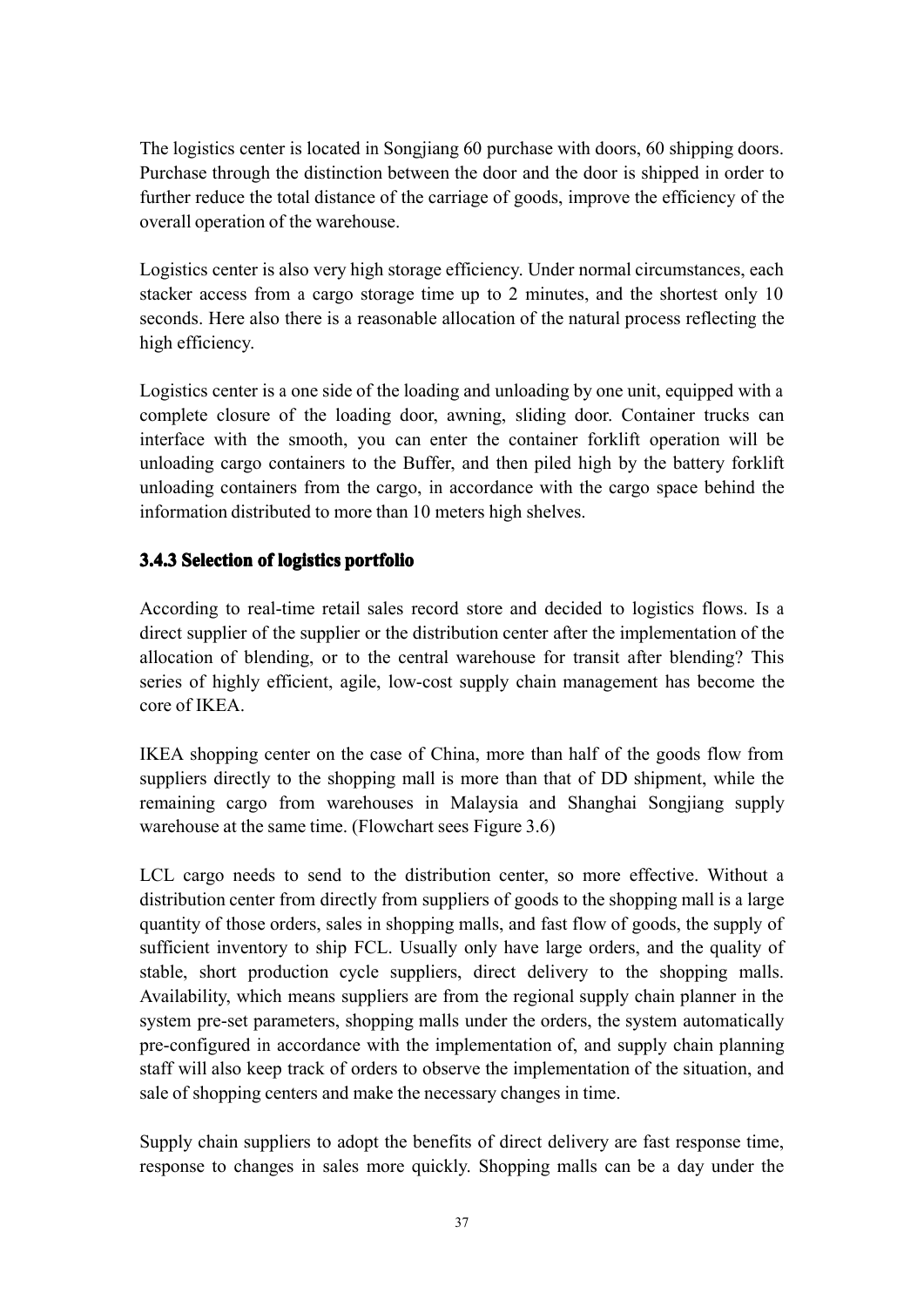The logistics center is located in Songjiang 60 purchase with doors, 60 shipping doors. Purchase through the distinction between the door and the door is shipped in order to further reduce the total distance of the carriage of goods, improve the efficiency of the overall operation of the warehouse.

Logistics center is also very high storage efficiency. Under normal circumstances, each stacker access from a cargo storage time up to 2 minutes, and the shortest only 10 seconds. Here also there is a reasonable allocation of the natural process reflecting the high efficiency.

Logistics center is a one side of the loading and unloading by one unit, equipped with a complete closure of the loading door, awning, sliding door. Container trucks can interface with the smooth, you can enter the container forklift operation will be unloading cargo containers to the Buffer, and then piled high by the battery forklift unloading containers from the cargo, in accordance with the cargo space behind the information distributed to more than 10 meters high shelves.

### 3.4.3 Selection of logistics portfolio

According to real-time retail sales record store and decided to logistics flows. Is a direct supplier of the supplier or the distribution center after the implementation of the allocation of blending, or to the central warehouse for transit after blending? This series of highly efficient, agile, low-cost supply chain management has become the core of IKEA.

IKEA shopping center on the case of China, more than half of the goods flow from suppliers directly to the shopping mall is more than that of DD shipment, while the remaining cargo from warehouses in Malaysia and Shanghai Songjiang supply warehouse at the same time. (Flowchart sees Figure 3.6)

LCL cargo needs to send to the distribution center, so more effective. Without a distribution center from directly from suppliers of goods to the shopping mall is a large quantity of those orders, sales in shopping malls, and fast flow of goods, the supply of sufficient inventory to ship FCL. Usually only have large orders, and the quality of stable, short production cycle suppliers, direct delivery to the shopping malls. Availability, which means suppliers are from the regional supply chain planner in the system pre-set parameters, shopping malls under the orders, the system automatically pre-configured in accordance with the implementation of, and supply chain planning staff will also keep track of orders to observe the implementation of the situation, and sale of shopping centers and make the necessary changes in time.

Supply chain suppliers to adopt the benefits of direct delivery are fast response time, response to changes in sales more quickly. Shopping malls can be a day under the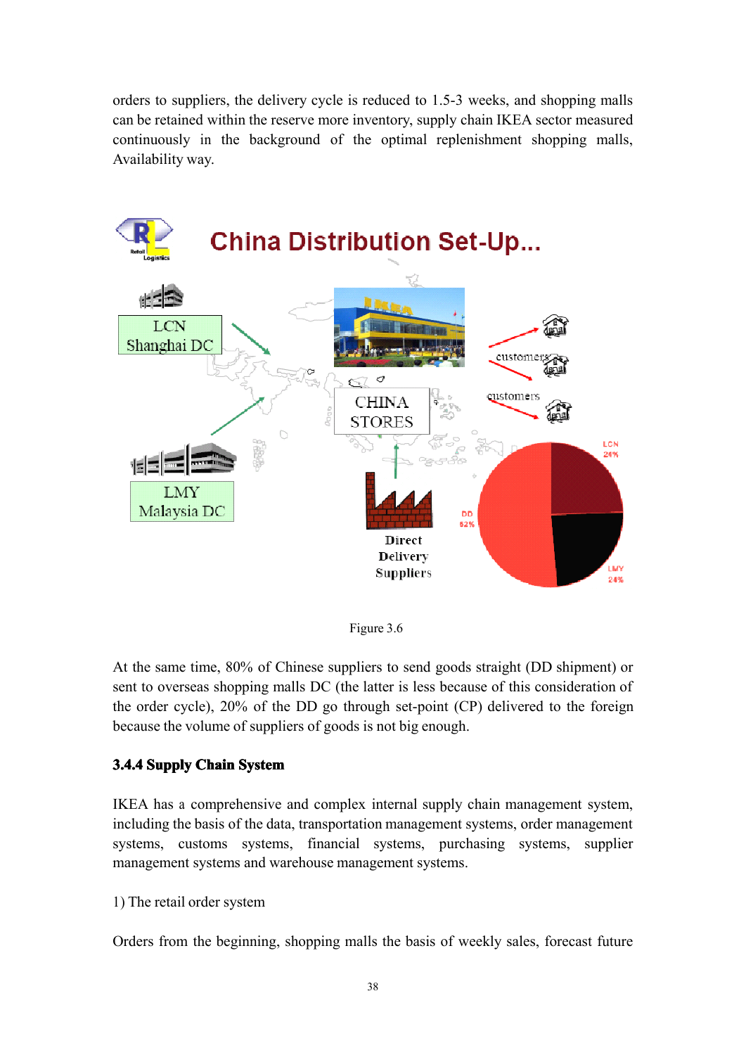orders to suppliers, the delivery cycle is reduced to 1.5-3 weeks, and shopping malls can be retained within the reserve more inventory, supply chain IKEA sector measured continuously in the background of the optimal replenishment shopping malls, Availability way.

Figure 3.6

At the same time, 80% of Chinese suppliers to send goods straight (DD shipment) or sent to overseas shopping malls DC (the latter is less because of this consideration of the order cycle), 20% of the DD go through set-point (CP) delivered to the foreign because the volume of suppliers of goods is not big enough.

### 3.4.4 Supply Chain System

IKEA has a comprehensive and complex internal supply chain management system, including the basis of the data, transportation management systems, order management systems, customs systems, financial systems, purchasing systems, supplier management systems and warehouse management systems.

1) The retail order system

Orders from the beginning, shopping malls the basis of weekly sales, forecast future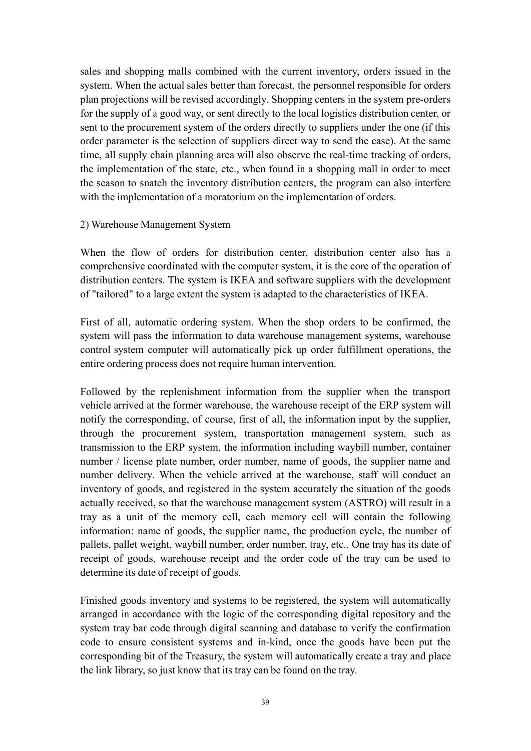sales and shopping malls combined with the current inventory, orders issued in the system. When the actual sales better than forecast, the personnel responsible for orders plan projections will be revised accordingly. Shopping centers in the system pre-orders for the supply of a good way, or sent directly to the local logistics distribution center, or sent to the procurement system of the orders directly to suppliers under the one (if this order parameter is the selection of suppliers direct way to send the case). At the same time, all supply chain planning area will also observe the real-time tracking of orders, the implementation of the state, etc., when found in a shopping mall in order to meet the season to snatch the inventory distribution centers, the program can also interfere with the implementation of a moratorium on the implementation of orders.

2) Warehouse Management System

When the flow of orders for distribution center, distribution center also has a comprehensive coordinated with the computer system, it is the core of the operation of distribution centers. The system is IKEA and software suppliers with the development of "tailored" to a large extent the system is adapted to the characteristics of IKEA.

First of all, automatic ordering system. When the shop orders to be confirmed, the system will pass the information to data warehouse management systems, warehouse control system computer will automatically pick up order fulfillment operations, the entire ordering process does not require human intervention.

Followed by the replenishment information from the supplier when the transport vehicle arrived at the former warehouse, the warehouse receipt of the ERP system will notify the corresponding, of course, first of all, the information input by the supplier, through the procurement system, transportation management system, such as transmission to the ERP system, the information including waybill number, container number / license plate number, order number, name of goods, the supplier name and number delivery. When the vehicle arrived at the warehouse, staff will conduct an inventory of goods, and registered in the system accurately the situation of the goods actually received, so that the warehouse management system (ASTRO) will result in a tray as a unit of the memory cell, each memory cell will contain the following information: name of goods, the supplier name, the production cycle, the number of pallets, pallet weight, waybill number, order number, tray, etc.. One tray has its date of receipt of goods, warehouse receipt and the order code of the tray can be used to determine its date of receipt of goods.

Finished goods inventory and systems to be registered, the system will automatically arranged in accordance with the logic of the corresponding digital repository and the system tray bar code through digital scanning and database to verify the confirmation code to ensure consistent systems and in-kind, once the goods have been put the corresponding bit of the Treasury, the system will automatically create a tray and place the link library, so just know that its tray can be found on the tray.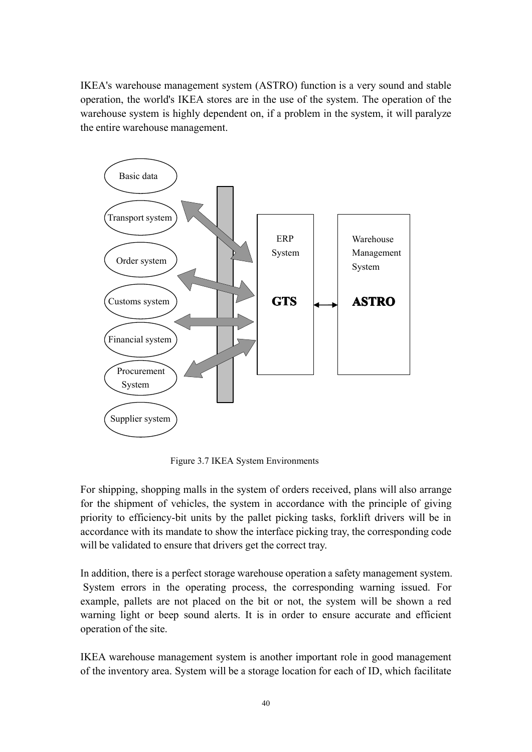IKEA's warehouse management system (ASTRO) function is a very sound and stable operation, the world's IKEA stores are in the use of the system. The operation of the warehouse system is highly dependent on, if a problem in the system, it will paralyze the entire warehouse management.

Basic data

Transport system

Order system

Customs system

Financial system

Procurement System

Supplier system

ERP System

**GTS**

Warehouse Management System

**ASTRO**

Figure 3.7 IKEA System Environments

For shipping, shopping malls in the system of orders received, plans will also arrange for the shipment of vehicles, the system in accordance with the principle of giving priority to efficiency-bit units by the pallet picking tasks, forklift drivers will be in accordance with its mandate to show the interface picking tray, the corresponding code will be validated to ensure that drivers get the correct tray.

In addition, there is a perfect storage warehouse operation a safety management system. System errors in the operating process, the corresponding warning issued. For example, pallets are not placed on the bit or not, the system will be shown a red warning light or beep sound alerts. It is in order to ensure accurate and efficient operation of the site.

IKEA warehouse management system is another important role in good management of the inventory area. System will be a storage location for each of ID, which facilitate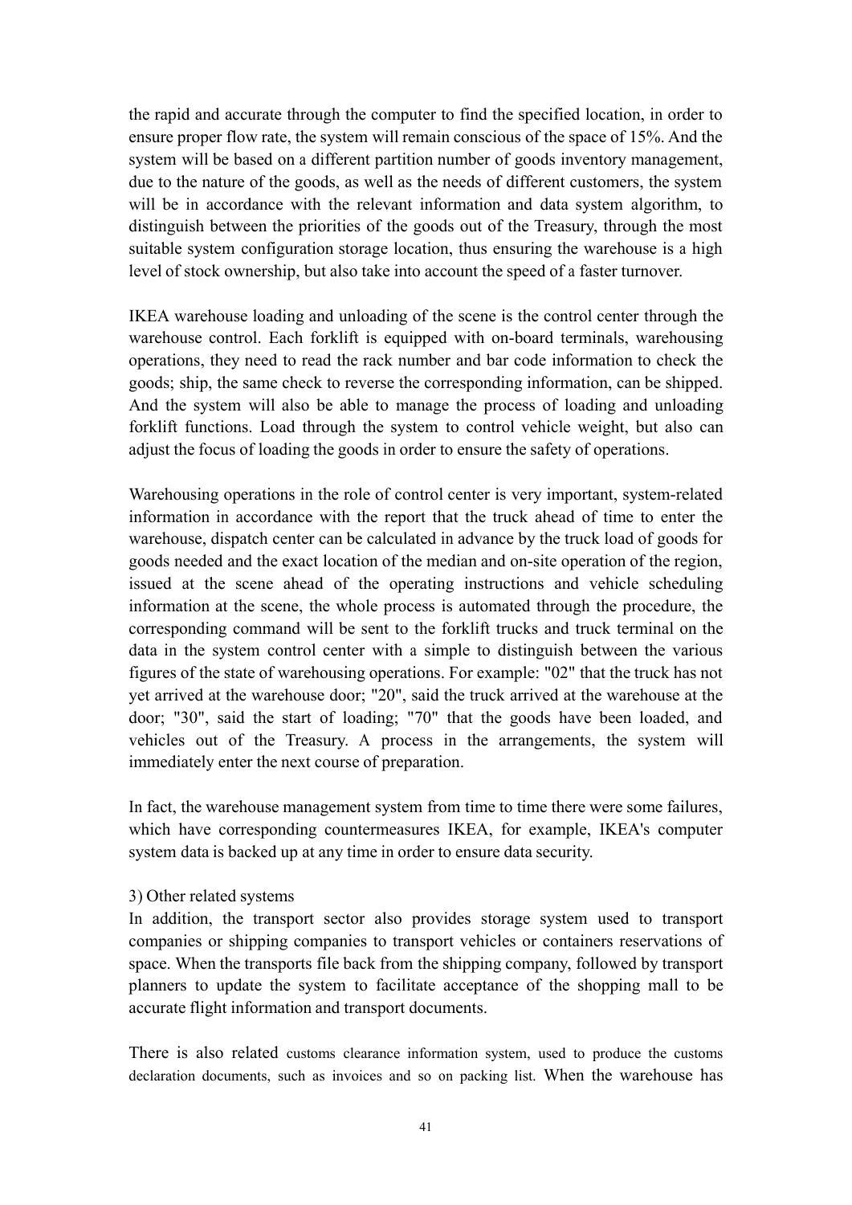the rapid and accurate through the computer to find the specified location, in order to ensure proper flow rate, the system will remain conscious of the space of 15%. And the system will be based on a different partition number of goods inventory management, due to the nature of the goods, as well as the needs of different customers, the system will be in accordance with the relevant information and data system algorithm, to distinguish between the priorities of the goods out of the Treasury, through the most suitable system configuration storage location, thus ensuring the warehouse is a high level of stock ownership, but also take into account the speed of a faster turnover.

IKEA warehouse loading and unloading of the scene is the control center through the warehouse control. Each forklift is equipped with on-board terminals, warehousing operations, they need to read the rack number and bar code information to check the goods; ship, the same check to reverse the corresponding information, can be shipped. And the system will also be able to manage the process of loading and unloading forklift functions. Load through the system to control vehicle weight, but also can adjust the focus of loading the goods in order to ensure the safety of operations.

Warehousing operations in the role of control center is very important, system-related information in accordance with the report that the truck ahead of time to enter the warehouse, dispatch center can be calculated in advance by the truck load of goods for goods needed and the exact location of the median and on-site operation of the region, issued at the scene ahead of the operating instructions and vehicle scheduling information at the scene, the whole process is automated through the procedure, the corresponding command will be sent to the forklift trucks and truck terminal on the data in the system control center with a simple to distinguish between the various figures of the state of warehousing operations. For example: "02" that the truck has not yet arrived at the warehouse door; "20", said the truck arrived at the warehouse at the door; "30", said the start of loading; "70" that the goods have been loaded, and vehicles out of the Treasury. A process in the arrangements, the system will immediately enter the next course of preparation.

In fact, the warehouse management system from time to time there were some failures, which have corresponding countermeasures IKEA, for example, IKEA's computer system data is backed up at any time in order to ensure data security.

3) Other related systems

In addition, the transport sector also provides storage system used to transport companies or shipping companies to transport vehicles or containers reservations of space. When the transports file back from the shipping company, followed by transport planners to update the system to facilitate acceptance of the shopping mall to be accurate flight information and transport documents.

There is also related customs clearance information system, used to produce the customs declaration documents, such as invoices and so on packing list. When the warehouse has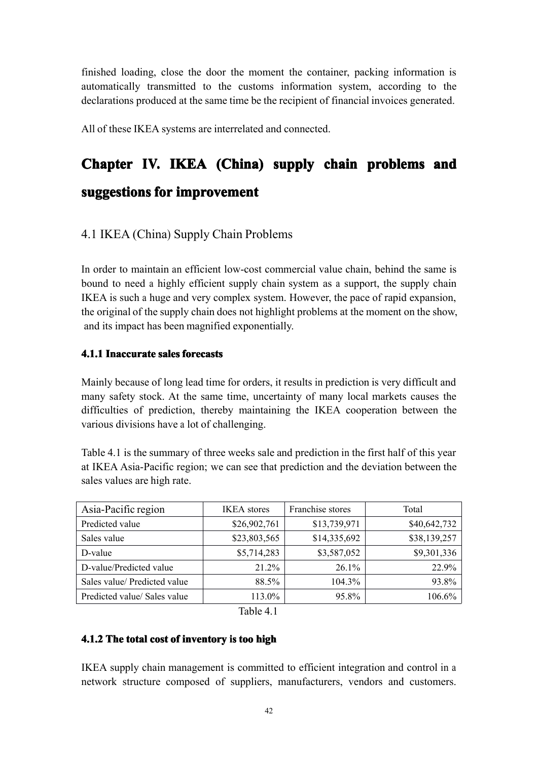finished loading, close the door the moment the container, packing information is automatically transmitted to the customs information system, according to the declarations produced at the same time be the recipient of financial invoices generated.

All of these IKEA systems are interrelated and connected.

# Chapter IV. IKEA (China) supply chain problems and suggestions for improvement

## 4.1 IKEA (China) Supply Chain Problems

In order to maintain an efficient low-cost commercial value chain, behind the same is bound to need a highly efficient supply chain system as a support, the supply chain IKEA is such a huge and very complex system. However, the pace of rapid expansion, the original of the supply chain does not highlight problems at the moment on the show, and its impact has been magnified exponentially.

### 4.1.1 Inaccurate sales forecasts

Mainly because of long lead time for orders, it results in prediction is very difficult and many safety stock. At the same time, uncertainty of many local markets causes the difficulties of prediction, thereby maintaining the IKEA cooperation between the various divisions have a lot of challenging.

Table 4.1 is the summary of three weeks sale and prediction in the first half of this year at IKEA Asia-Pacific region; we can see that prediction and the deviation between the sales values are high rate.

| Asia-Pacific region | IKEA stores | Franchise stores | Total |
|---|---|---|---|
| Predicted value | $26,902,761 | $13,739,971 | $40,642,732 |
| Sales value | $23,803,565 | $14,335,692 | $38,139,257 |
| D-value | $5,714,283 | $3,587,052 | $9,301,336 |
| D-value/Predicted value | 21.2% | 26.1% | 22.9% |
| Sales value/ Predicted value | 88.5% | 104.3% | 93.8% |
| Predicted value/ Sales value | 113.0% | 95.8% | 106.6% |

Table 4.1

### 4.1.2 The total cost of inventory is too high

IKEA supply chain management is committed to efficient integration and control in a network structure composed of suppliers, manufacturers, vendors and customers.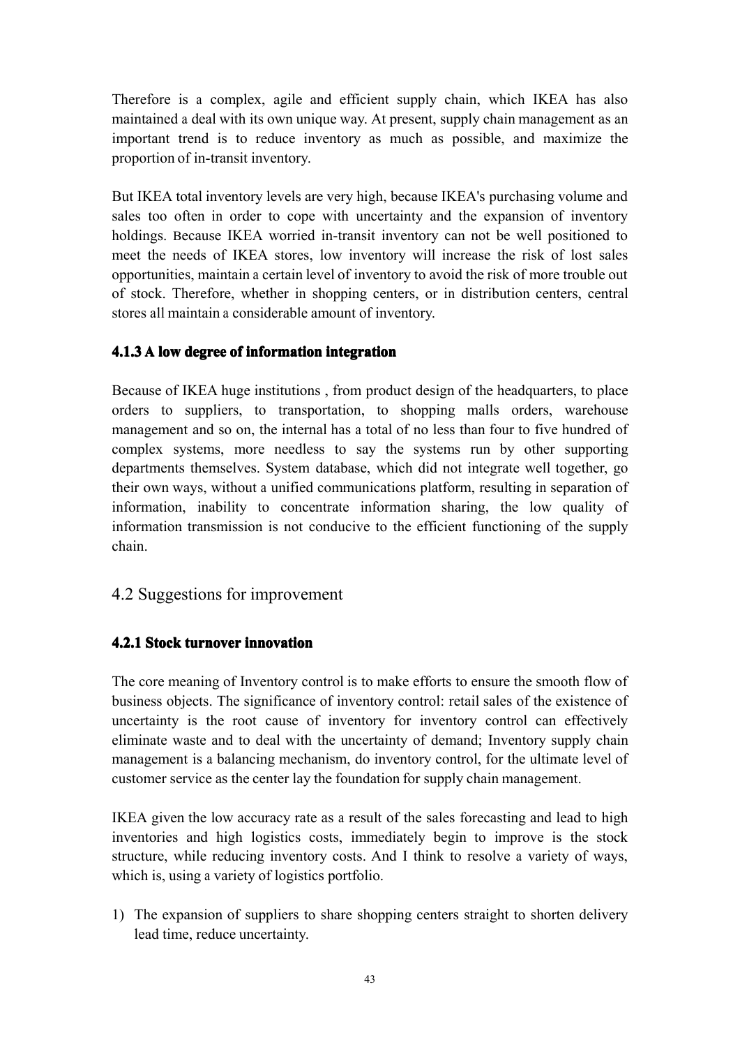Therefore is a complex, agile and efficient supply chain, which IKEA has also maintained a deal with its own unique way. At present, supply chain management as an important trend is to reduce inventory as much as possible, and maximize the proportion of in-transit inventory.

But IKEA total inventory levels are very high, because IKEA's purchasing volume and sales too often in order to cope with uncertainty and the expansion of inventory holdings. Because IKEA worried in-transit inventory can not be well positioned to meet the needs of IKEA stores, low inventory will increase the risk of lost sales opportunities, maintain a certain level of inventory to avoid the risk of more trouble out of stock. Therefore, whether in shopping centers, or in distribution centers, central stores all maintain a considerable amount of inventory.

#### 4.1.3 A low degree of information integration

Because of IKEA huge institutions , from product design of the headquarters, to place orders to suppliers, to transportation, to shopping malls orders, warehouse management and so on, the internal has a total of no less than four to five hundred of complex systems, more needless to say the systems run by other supporting departments themselves. System database, which did not integrate well together, go their own ways, without a unified communications platform, resulting in separation of information, inability to concentrate information sharing, the low quality of information transmission is not conducive to the efficient functioning of the supply chain.

### 4.2 Suggestions for improvement

#### 4.2.1 Stock turnover innovation

The core meaning of Inventory control is to make efforts to ensure the smooth flow of business objects. The significance of inventory control: retail sales of the existence of uncertainty is the root cause of inventory for inventory control can effectively eliminate waste and to deal with the uncertainty of demand; Inventory supply chain management is a balancing mechanism, do inventory control, for the ultimate level of customer service as the center lay the foundation for supply chain management.

IKEA given the low accuracy rate as a result of the sales forecasting and lead to high inventories and high logistics costs, immediately begin to improve is the stock structure, while reducing inventory costs. And I think to resolve a variety of ways, which is, using a variety of logistics portfolio.

1) The expansion of suppliers to share shopping centers straight to shorten delivery lead time, reduce uncertainty.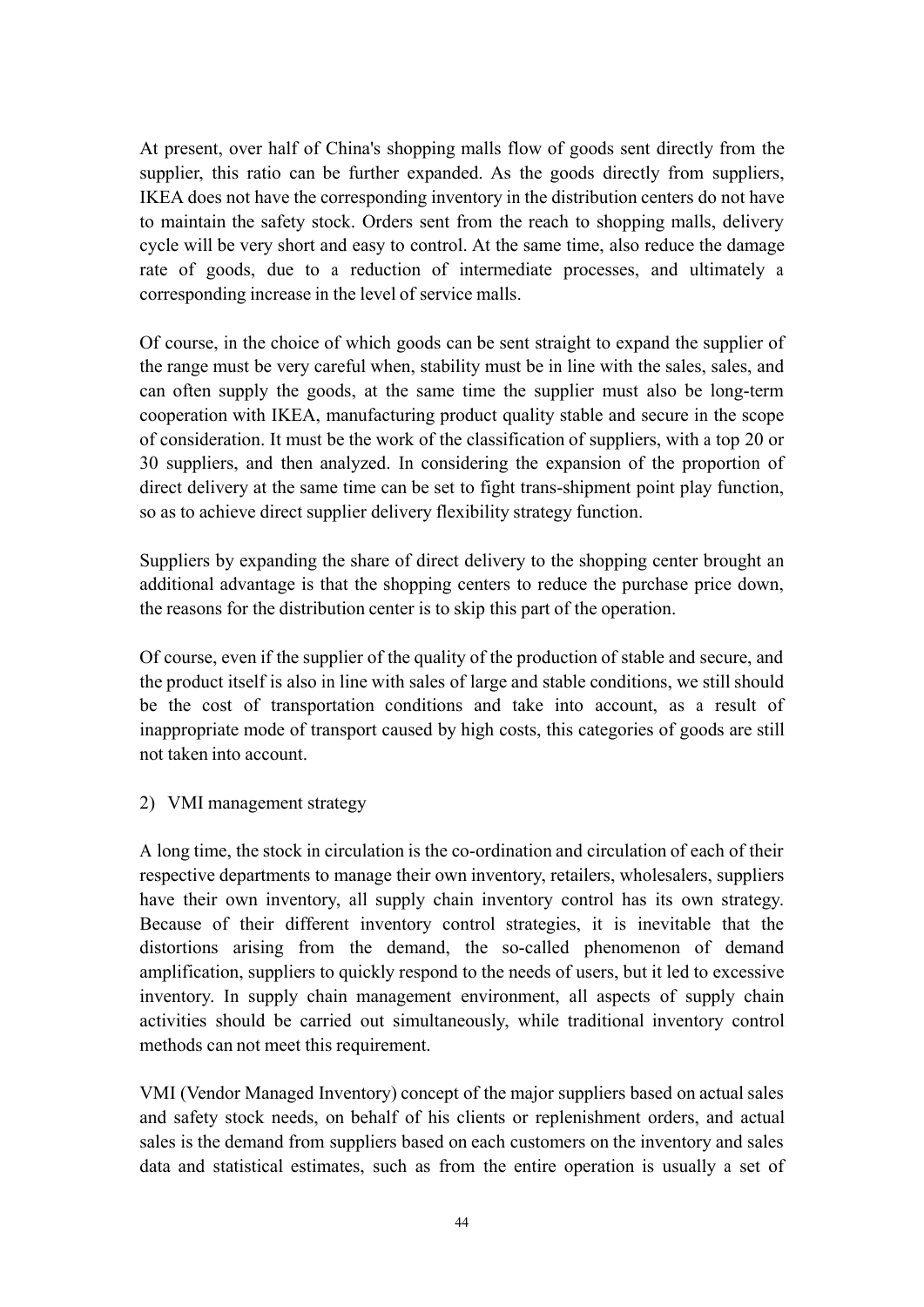At present, over half of China's shopping malls flow of goods sent directly from the supplier, this ratio can be further expanded. As the goods directly from suppliers, IKEA does not have the corresponding inventory in the distribution centers do not have to maintain the safety stock. Orders sent from the reach to shopping malls, delivery cycle will be very short and easy to control. At the same time, also reduce the damage rate of goods, due to a reduction of intermediate processes, and ultimately a corresponding increase in the level of service malls.

Of course, in the choice of which goods can be sent straight to expand the supplier of the range must be very careful when, stability must be in line with the sales, sales, and can often supply the goods, at the same time the supplier must also be long-term cooperation with IKEA, manufacturing product quality stable and secure in the scope of consideration. It must be the work of the classification of suppliers, with a top 20 or 30 suppliers, and then analyzed. In considering the expansion of the proportion of direct delivery at the same time can be set to fight trans-shipment point play function, so as to achieve direct supplier delivery flexibility strategy function.

Suppliers by expanding the share of direct delivery to the shopping center brought an additional advantage is that the shopping centers to reduce the purchase price down, the reasons for the distribution center is to skip this part of the operation.

Of course, even if the supplier of the quality of the production of stable and secure, and the product itself is also in line with sales of large and stable conditions, we still should be the cost of transportation conditions and take into account, as a result of inappropriate mode of transport caused by high costs, this categories of goods are still not taken into account.

2) VMI management strategy

A long time, the stock in circulation is the co-ordination and circulation of each of their respective departments to manage their own inventory, retailers, wholesalers, suppliers have their own inventory, all supply chain inventory control has its own strategy. Because of their different inventory control strategies, it is inevitable that the distortions arising from the demand, the so-called phenomenon of demand amplification, suppliers to quickly respond to the needs of users, but it led to excessive inventory. In supply chain management environment, all aspects of supply chain activities should be carried out simultaneously, while traditional inventory control methods can not meet this requirement.

VMI (Vendor Managed Inventory) concept of the major suppliers based on actual sales and safety stock needs, on behalf of his clients or replenishment orders, and actual sales is the demand from suppliers based on each customers on the inventory and sales data and statistical estimates, such as from the entire operation is usually a set of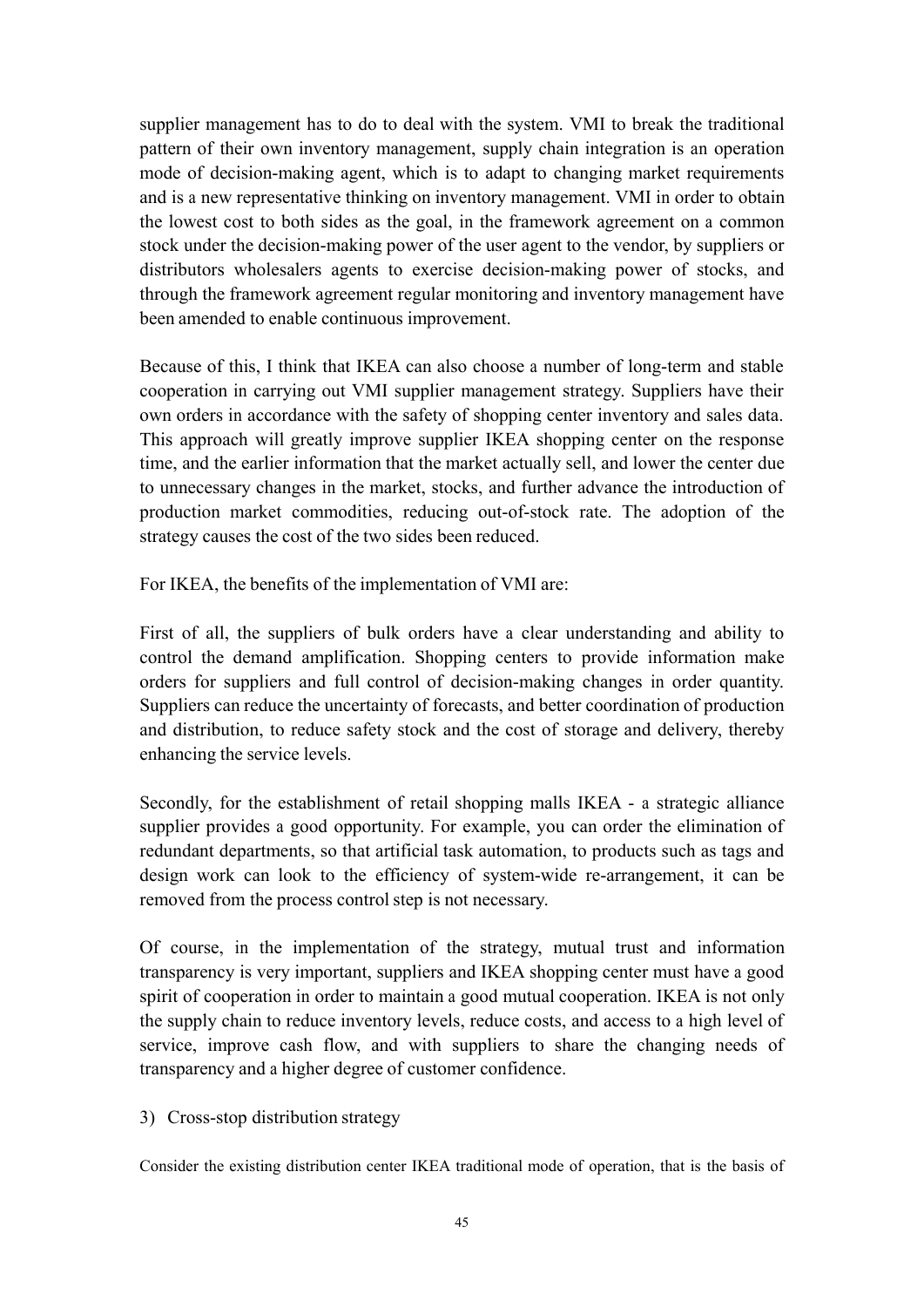supplier management has to do to deal with the system. VMI to break the traditional pattern of their own inventory management, supply chain integration is an operation mode of decision-making agent, which is to adapt to changing market requirements and is a new representative thinking on inventory management. VMI in order to obtain the lowest cost to both sides as the goal, in the framework agreement on a common stock under the decision-making power of the user agent to the vendor, by suppliers or distributors wholesalers agents to exercise decision-making power of stocks, and through the framework agreement regular monitoring and inventory management have been amended to enable continuous improvement.

Because of this, I think that IKEA can also choose a number of long-term and stable cooperation in carrying out VMI supplier management strategy. Suppliers have their own orders in accordance with the safety of shopping center inventory and sales data. This approach will greatly improve supplier IKEA shopping center on the response time, and the earlier information that the market actually sell, and lower the center due to unnecessary changes in the market, stocks, and further advance the introduction of production market commodities, reducing out-of-stock rate. The adoption of the strategy causes the cost of the two sides been reduced.

For IKEA, the benefits of the implementation of VMI are:

First of all, the suppliers of bulk orders have a clear understanding and ability to control the demand amplification. Shopping centers to provide information make orders for suppliers and full control of decision-making changes in order quantity. Suppliers can reduce the uncertainty of forecasts, and better coordination of production and distribution, to reduce safety stock and the cost of storage and delivery, thereby enhancing the service levels.

Secondly, for the establishment of retail shopping malls IKEA - a strategic alliance supplier provides a good opportunity. For example, you can order the elimination of redundant departments, so that artificial task automation, to products such as tags and design work can look to the efficiency of system-wide re-arrangement, it can be removed from the process control step is not necessary.

Of course, in the implementation of the strategy, mutual trust and information transparency is very important, suppliers and IKEA shopping center must have a good spirit of cooperation in order to maintain a good mutual cooperation. IKEA is not only the supply chain to reduce inventory levels, reduce costs, and access to a high level of service, improve cash flow, and with suppliers to share the changing needs of transparency and a higher degree of customer confidence.

3) Cross-stop distribution strategy

Consider the existing distribution center IKEA traditional mode of operation, that is the basis of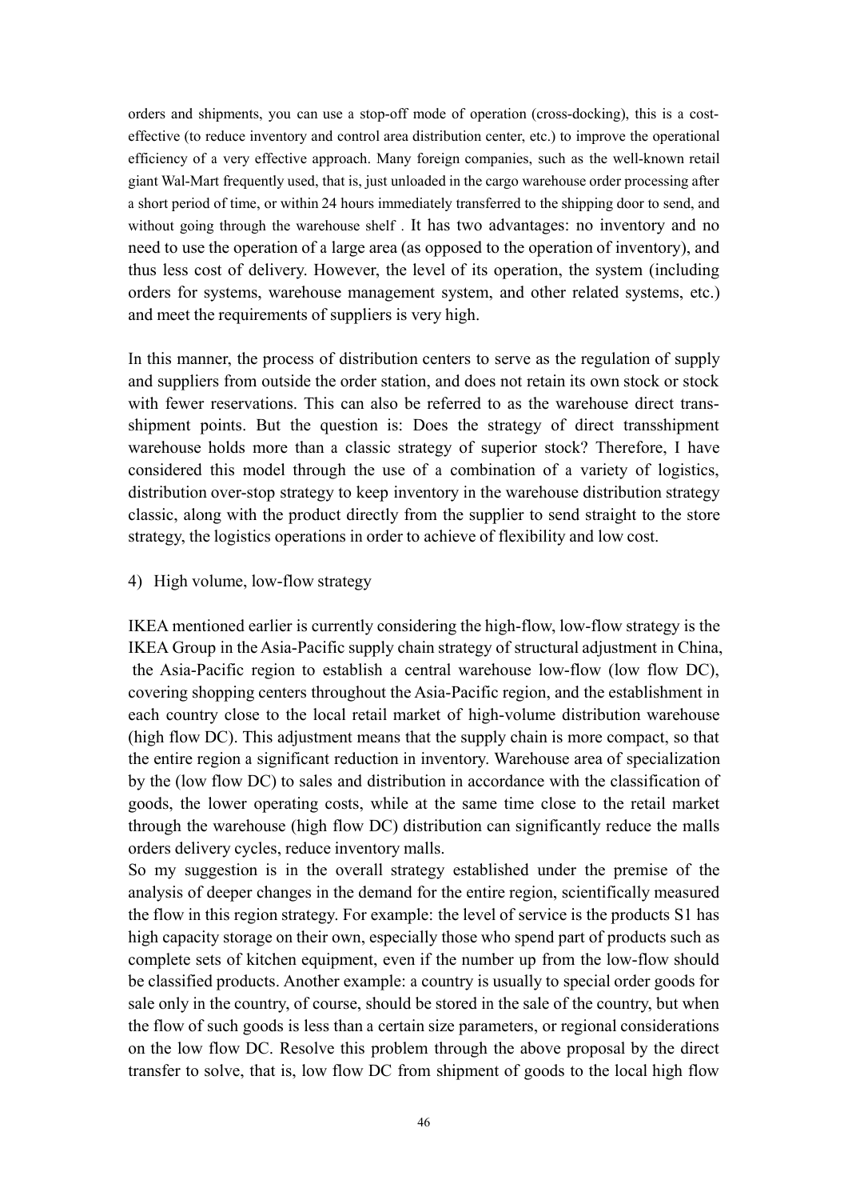orders and shipments, you can use a stop-off mode of operation (cross-docking), this is a cost-effective (to reduce inventory and control area distribution center, etc.) to improve the operational efficiency of a very effective approach. Many foreign companies, such as the well-known retail giant Wal-Mart frequently used, that is, just unloaded in the cargo warehouse order processing after a short period of time, or within 24 hours immediately transferred to the shipping door to send, and without going through the warehouse shelf . It has two advantages: no inventory and no need to use the operation of a large area (as opposed to the operation of inventory), and thus less cost of delivery. However, the level of its operation, the system (including orders for systems, warehouse management system, and other related systems, etc.) and meet the requirements of suppliers is very high.

In this manner, the process of distribution centers to serve as the regulation of supply and suppliers from outside the order station, and does not retain its own stock or stock with fewer reservations. This can also be referred to as the warehouse direct trans-shipment points. But the question is: Does the strategy of direct transshipment warehouse holds more than a classic strategy of superior stock? Therefore, I have considered this model through the use of a combination of a variety of logistics, distribution over-stop strategy to keep inventory in the warehouse distribution strategy classic, along with the product directly from the supplier to send straight to the store strategy, the logistics operations in order to achieve of flexibility and low cost.

4) High volume, low-flow strategy

IKEA mentioned earlier is currently considering the high-flow, low-flow strategy is the IKEA Group in the Asia-Pacific supply chain strategy of structural adjustment in China, the Asia-Pacific region to establish a central warehouse low-flow (low flow DC), covering shopping centers throughout the Asia-Pacific region, and the establishment in each country close to the local retail market of high-volume distribution warehouse (high flow DC). This adjustment means that the supply chain is more compact, so that the entire region a significant reduction in inventory. Warehouse area of specialization by the (low flow DC) to sales and distribution in accordance with the classification of goods, the lower operating costs, while at the same time close to the retail market through the warehouse (high flow DC) distribution can significantly reduce the malls orders delivery cycles, reduce inventory malls.

So my suggestion is in the overall strategy established under the premise of the analysis of deeper changes in the demand for the entire region, scientifically measured the flow in this region strategy. For example: the level of service is the products S1 has high capacity storage on their own, especially those who spend part of products such as complete sets of kitchen equipment, even if the number up from the low-flow should be classified products. Another example: a country is usually to special order goods for sale only in the country, of course, should be stored in the sale of the country, but when the flow of such goods is less than a certain size parameters, or regional considerations on the low flow DC. Resolve this problem through the above proposal by the direct transfer to solve, that is, low flow DC from shipment of goods to the local high flow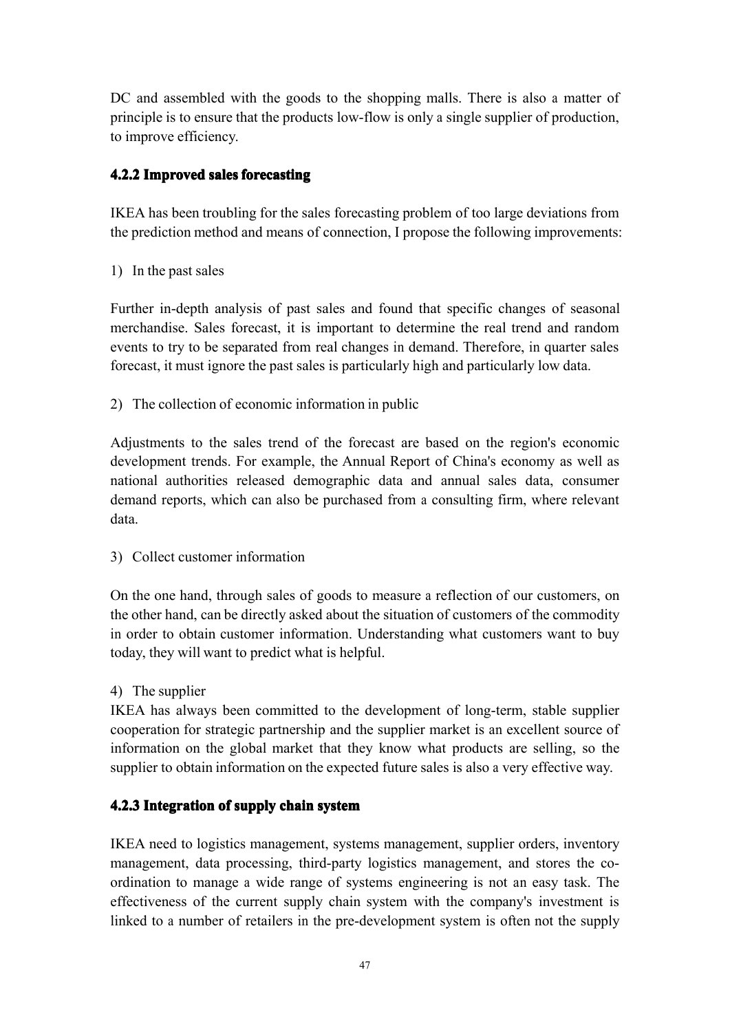DC and assembled with the goods to the shopping malls. There is also a matter of principle is to ensure that the products low-flow is only a single supplier of production, to improve efficiency.

### 4.2.2 Improved sales forecasting

IKEA has been troubling for the sales forecasting problem of too large deviations from the prediction method and means of connection, I propose the following improvements:

1) In the past sales

Further in-depth analysis of past sales and found that specific changes of seasonal merchandise. Sales forecast, it is important to determine the real trend and random events to try to be separated from real changes in demand. Therefore, in quarter sales forecast, it must ignore the past sales is particularly high and particularly low data.

2) The collection of economic information in public

Adjustments to the sales trend of the forecast are based on the region's economic development trends. For example, the Annual Report of China's economy as well as national authorities released demographic data and annual sales data, consumer demand reports, which can also be purchased from a consulting firm, where relevant data.

3) Collect customer information

On the one hand, through sales of goods to measure a reflection of our customers, on the other hand, can be directly asked about the situation of customers of the commodity in order to obtain customer information. Understanding what customers want to buy today, they will want to predict what is helpful.

4) The supplier

IKEA has always been committed to the development of long-term, stable supplier cooperation for strategic partnership and the supplier market is an excellent source of information on the global market that they know what products are selling, so the supplier to obtain information on the expected future sales is also a very effective way.

### 4.2.3 Integration of supply chain system

IKEA need to logistics management, systems management, supplier orders, inventory management, data processing, third-party logistics management, and stores the co-ordination to manage a wide range of systems engineering is not an easy task. The effectiveness of the current supply chain system with the company's investment is linked to a number of retailers in the pre-development system is often not the supply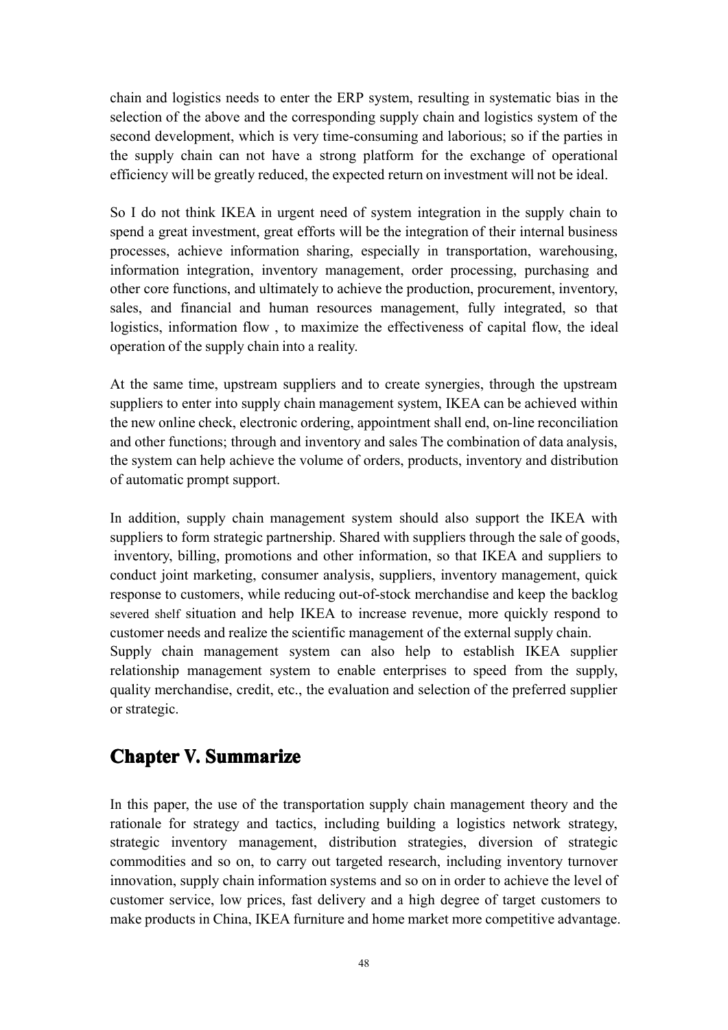chain and logistics needs to enter the ERP system, resulting in systematic bias in the selection of the above and the corresponding supply chain and logistics system of the second development, which is very time-consuming and laborious; so if the parties in the supply chain can not have a strong platform for the exchange of operational efficiency will be greatly reduced, the expected return on investment will not be ideal.

So I do not think IKEA in urgent need of system integration in the supply chain to spend a great investment, great efforts will be the integration of their internal business processes, achieve information sharing, especially in transportation, warehousing, information integration, inventory management, order processing, purchasing and other core functions, and ultimately to achieve the production, procurement, inventory, sales, and financial and human resources management, fully integrated, so that logistics, information flow , to maximize the effectiveness of capital flow, the ideal operation of the supply chain into a reality.

At the same time, upstream suppliers and to create synergies, through the upstream suppliers to enter into supply chain management system, IKEA can be achieved within the new online check, electronic ordering, appointment shall end, on-line reconciliation and other functions; through and inventory and sales The combination of data analysis, the system can help achieve the volume of orders, products, inventory and distribution of automatic prompt support.

In addition, supply chain management system should also support the IKEA with suppliers to form strategic partnership. Shared with suppliers through the sale of goods, inventory, billing, promotions and other information, so that IKEA and suppliers to conduct joint marketing, consumer analysis, suppliers, inventory management, quick response to customers, while reducing out-of-stock merchandise and keep the backlog severed shelf situation and help IKEA to increase revenue, more quickly respond to customer needs and realize the scientific management of the external supply chain.
Supply chain management system can also help to establish IKEA supplier relationship management system to enable enterprises to speed from the supply, quality merchandise, credit, etc., the evaluation and selection of the preferred supplier or strategic.

## Chapter V. Summarize

In this paper, the use of the transportation supply chain management theory and the rationale for strategy and tactics, including building a logistics network strategy, strategic inventory management, distribution strategies, diversion of strategic commodities and so on, to carry out targeted research, including inventory turnover innovation, supply chain information systems and so on in order to achieve the level of customer service, low prices, fast delivery and a high degree of target customers to make products in China, IKEA furniture and home market more competitive advantage.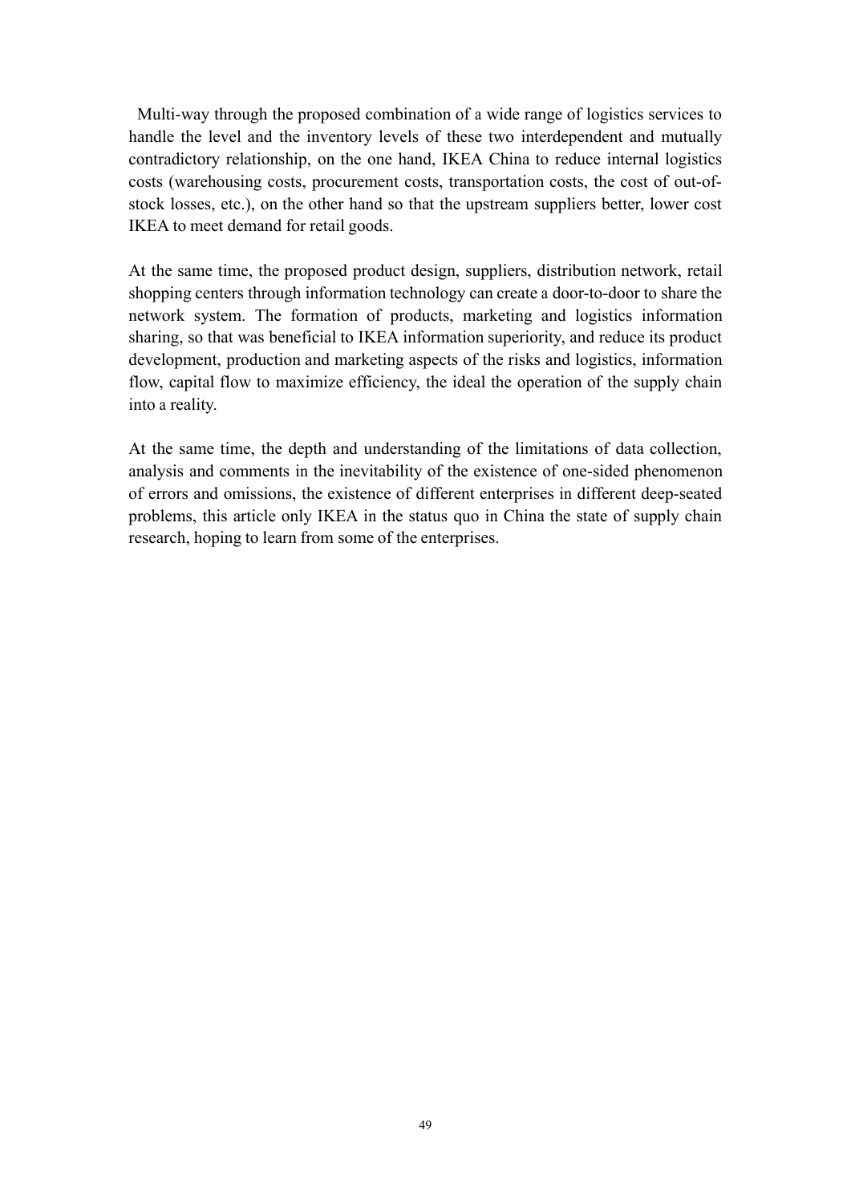Multi-way through the proposed combination of a wide range of logistics services to handle the level and the inventory levels of these two interdependent and mutually contradictory relationship, on the one hand, IKEA China to reduce internal logistics costs (warehousing costs, procurement costs, transportation costs, the cost of out-of-stock losses, etc.), on the other hand so that the upstream suppliers better, lower cost IKEA to meet demand for retail goods.

At the same time, the proposed product design, suppliers, distribution network, retail shopping centers through information technology can create a door-to-door to share the network system. The formation of products, marketing and logistics information sharing, so that was beneficial to IKEA information superiority, and reduce its product development, production and marketing aspects of the risks and logistics, information flow, capital flow to maximize efficiency, the ideal the operation of the supply chain into a reality.

At the same time, the depth and understanding of the limitations of data collection, analysis and comments in the inevitability of the existence of one-sided phenomenon of errors and omissions, the existence of different enterprises in different deep-seated problems, this article only IKEA in the status quo in China the state of supply chain research, hoping to learn from some of the enterprises.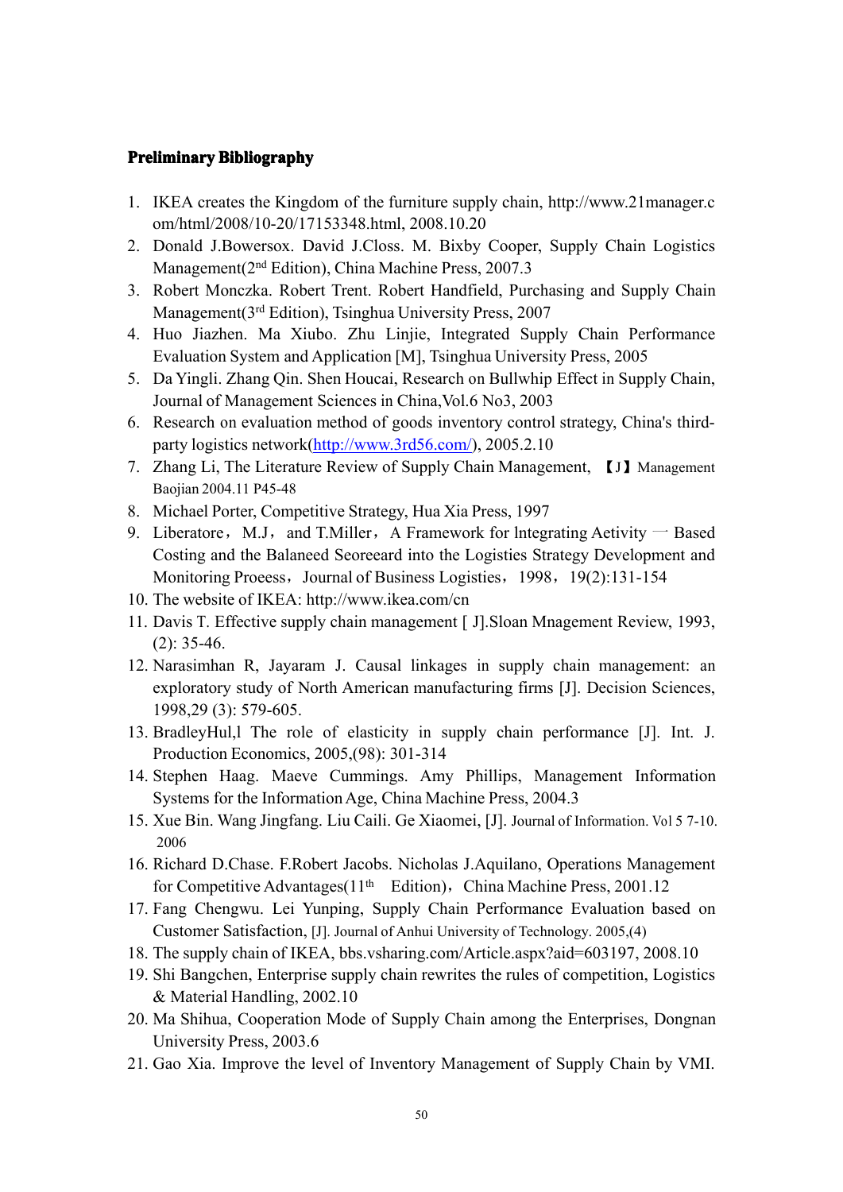**Preliminary Bibliography**

1. IKEA creates the Kingdom of the furniture supply chain, http://www.21manager.com/html/2008/10-20/17153348.html, 2008.10.20
2. Donald J.Bowersox. David J.Closs. M. Bixby Cooper, Supply Chain Logistics Management(2nd Edition), China Machine Press, 2007.3
3. Robert Monczka. Robert Trent. Robert Handfield, Purchasing and Supply Chain Management(3rd Edition), Tsinghua University Press, 2007
4. Huo Jiazhen. Ma Xiubo. Zhu Linjie, Integrated Supply Chain Performance Evaluation System and Application [M], Tsinghua University Press, 2005
5. Da Yingli. Zhang Qin. Shen Houcai, Research on Bullwhip Effect in Supply Chain, Journal of Management Sciences in China,Vol.6 No3, 2003
6. Research on evaluation method of goods inventory control strategy, China's third-party logistics network(http://www.3rd56.com/), 2005.2.10
7. Zhang Li, The Literature Review of Supply Chain Management, 【J】Management Baojian 2004.11 P45-48
8. Michael Porter, Competitive Strategy, Hua Xia Press, 1997
9. Liberatore，M.J， and T.Miller，A Framework for lntegrating Aetivity — Based Costing and the Balaneed Seoreeard into the Logisties Strategy Development and Monitoring Proeess，Journal of Business Logisties，1998，19(2):131-154
10. The website of IKEA: http://www.ikea.com/cn
11. Davis T. Effective supply chain management [ J].Sloan Mnagement Review, 1993, (2): 35-46.
12. Narasimhan R, Jayaram J. Causal linkages in supply chain management: an exploratory study of North American manufacturing firms [J]. Decision Sciences, 1998,29 (3): 579-605.
13. BradleyHul,l The role of elasticity in supply chain performance [J]. Int. J. Production Economics, 2005,(98): 301-314
14. Stephen Haag. Maeve Cummings. Amy Phillips, Management Information Systems for the Information Age, China Machine Press, 2004.3
15. Xue Bin. Wang Jingfang. Liu Caili. Ge Xiaomei, [J]. Journal of Information. Vol 5 7-10. 2006
16. Richard D.Chase. F.Robert Jacobs. Nicholas J.Aquilano, Operations Management for Competitive Advantages(11th Edition)，China Machine Press, 2001.12
17. Fang Chengwu. Lei Yunping, Supply Chain Performance Evaluation based on Customer Satisfaction, [J]. Journal of Anhui University of Technology. 2005,(4)
18. The supply chain of IKEA, bbs.vsharing.com/Article.aspx?aid=603197, 2008.10
19. Shi Bangchen, Enterprise supply chain rewrites the rules of competition, Logistics & Material Handling, 2002.10
20. Ma Shihua, Cooperation Mode of Supply Chain among the Enterprises, Dongnan University Press, 2003.6
21. Gao Xia. Improve the level of Inventory Management of Supply Chain by VMI.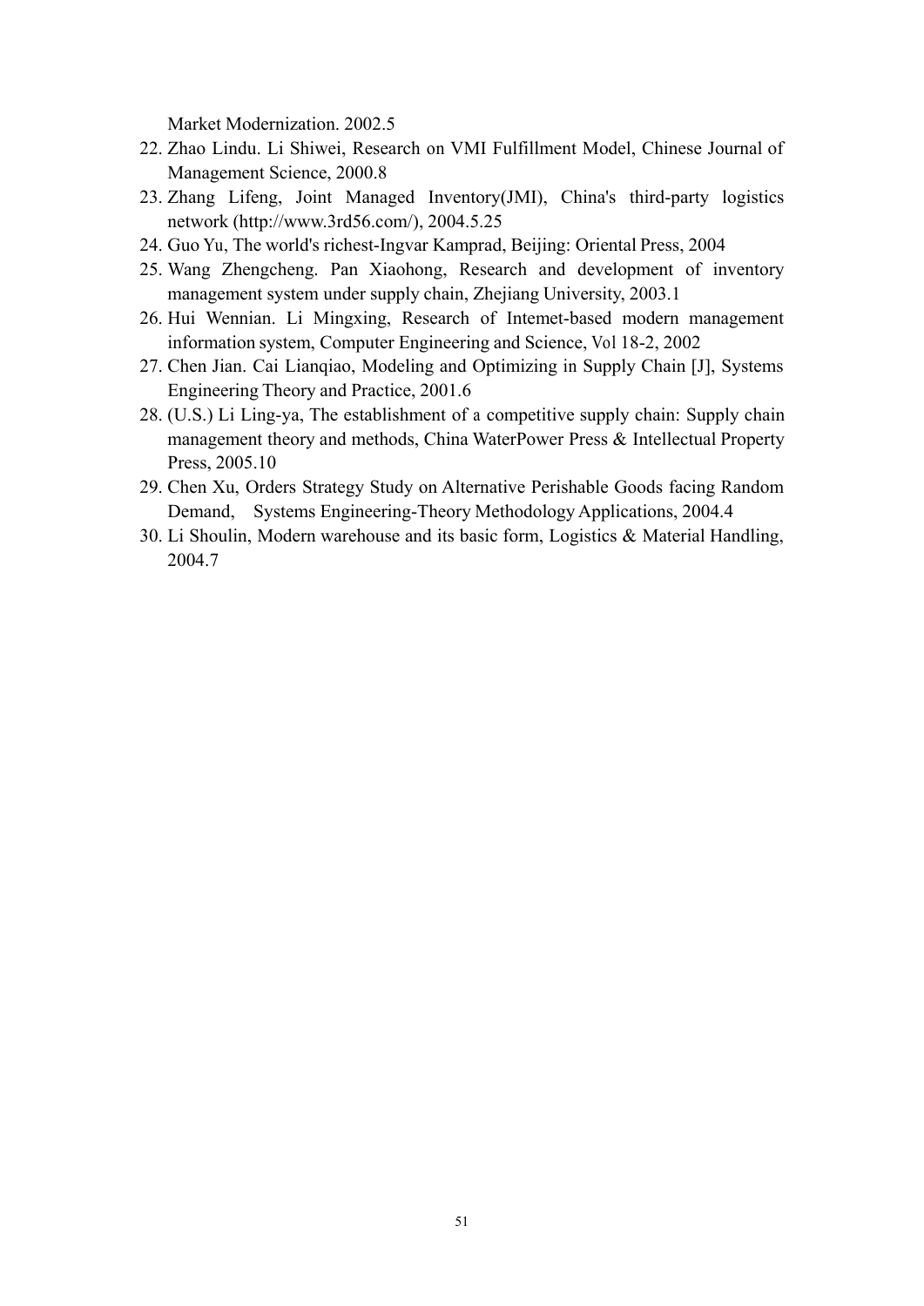Market Modernization. 2002.5

22. Zhao Lindu. Li Shiwei, Research on VMI Fulfillment Model, Chinese Journal of Management Science, 2000.8
23. Zhang Lifeng, Joint Managed Inventory(JMI), China's third-party logistics network (http://www.3rd56.com/), 2004.5.25
24. Guo Yu, The world's richest-Ingvar Kamprad, Beijing: Oriental Press, 2004
25. Wang Zhengcheng. Pan Xiaohong, Research and development of inventory management system under supply chain, Zhejiang University, 2003.1
26. Hui Wennian. Li Mingxing, Research of Intemet-based modern management information system, Computer Engineering and Science, Vol 18-2, 2002
27. Chen Jian. Cai Lianqiao, Modeling and Optimizing in Supply Chain [J], Systems Engineering Theory and Practice, 2001.6
28. (U.S.) Li Ling-ya, The establishment of a competitive supply chain: Supply chain management theory and methods, China WaterPower Press & Intellectual Property Press, 2005.10
29. Chen Xu, Orders Strategy Study on Alternative Perishable Goods facing Random Demand, Systems Engineering-Theory Methodology Applications, 2004.4
30. Li Shoulin, Modern warehouse and its basic form, Logistics & Material Handling, 2004.7